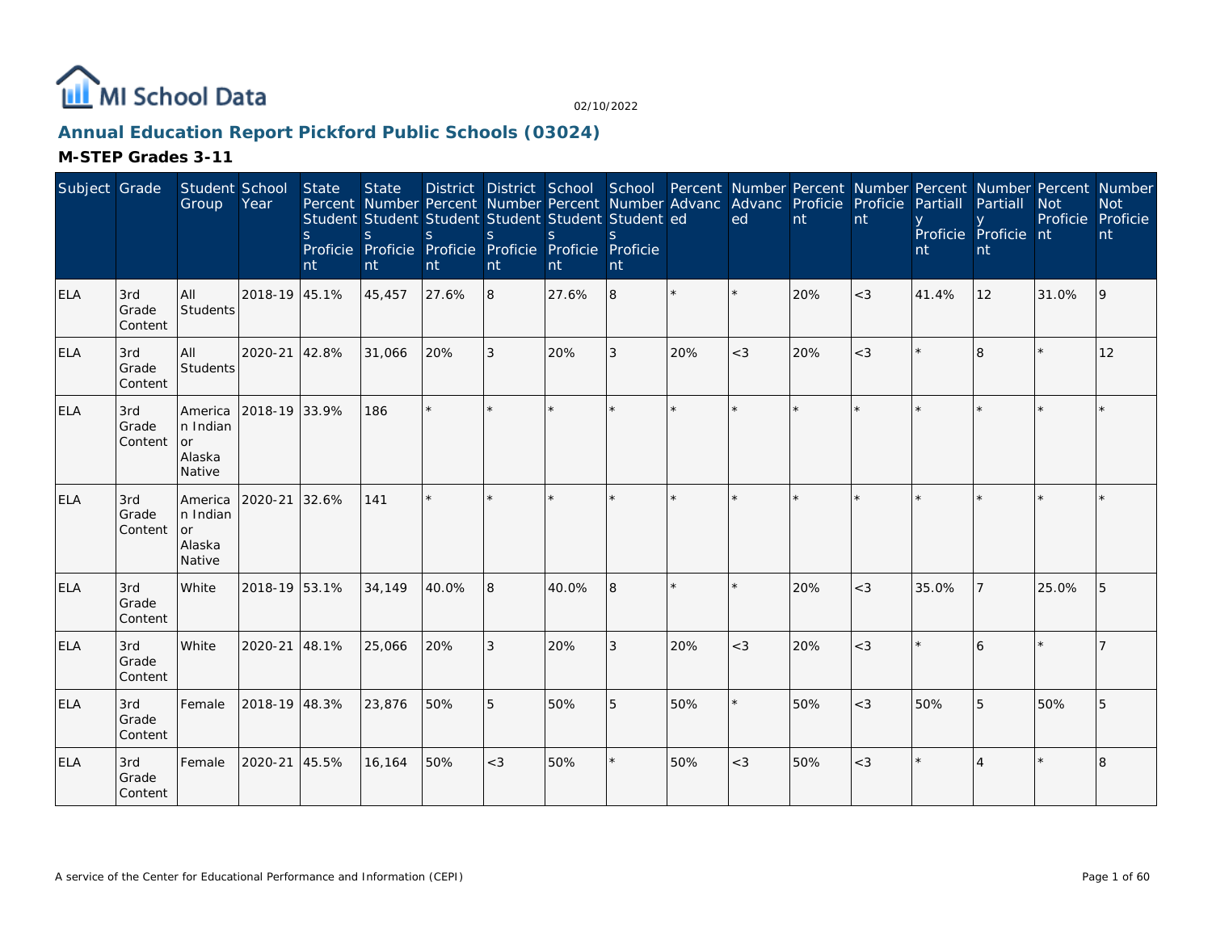MI School Data

02/10/2022

## Annual Education Report Pickford Public Schools (03024)

### M-STEP Grades 3-11

| Subject | Grade | Student Group | School Year | State Percent Students Proficient | State Number Students Proficient | District Percent Students Proficient | District Number Students Proficient | School Percent Students Proficient | School Number Students Proficient | Percent Advanced | Number Advanced | Percent Proficient | Number Proficient | Percent Partially Proficient | Number Partially Proficient | Percent Not Proficient | Number Not Proficient |
|---|---|---|---|---|---|---|---|---|---|---|---|---|---|---|---|---|---|
| ELA | 3rd Grade Content | All Students | 2018-19 | 45.1% | 45,457 | 27.6% | 8 | 27.6% | 8 | * | * | 20% | <3 | 41.4% | 12 | 31.0% | 9 |
| ELA | 3rd Grade Content | All Students | 2020-21 | 42.8% | 31,066 | 20% | 3 | 20% | 3 | 20% | <3 | 20% | <3 | * | 8 | * | 12 |
| ELA | 3rd Grade Content | American Indian or Alaska Native | 2018-19 | 33.9% | 186 | * | * | * | * | * | * | * | * | * | * | * | * |
| ELA | 3rd Grade Content | American Indian or Alaska Native | 2020-21 | 32.6% | 141 | * | * | * | * | * | * | * | * | * | * | * | * |
| ELA | 3rd Grade Content | White | 2018-19 | 53.1% | 34,149 | 40.0% | 8 | 40.0% | 8 | * | * | 20% | <3 | 35.0% | 7 | 25.0% | 5 |
| ELA | 3rd Grade Content | White | 2020-21 | 48.1% | 25,066 | 20% | 3 | 20% | 3 | 20% | <3 | 20% | <3 | * | 6 | * | 7 |
| ELA | 3rd Grade Content | Female | 2018-19 | 48.3% | 23,876 | 50% | 5 | 50% | 5 | 50% | * | 50% | <3 | 50% | 5 | 50% | 5 |
| ELA | 3rd Grade Content | Female | 2020-21 | 45.5% | 16,164 | 50% | <3 | 50% | * | 50% | <3 | 50% | <3 | * | 4 | * | 8 |

A service of the Center for Educational Performance and Information (CEPI)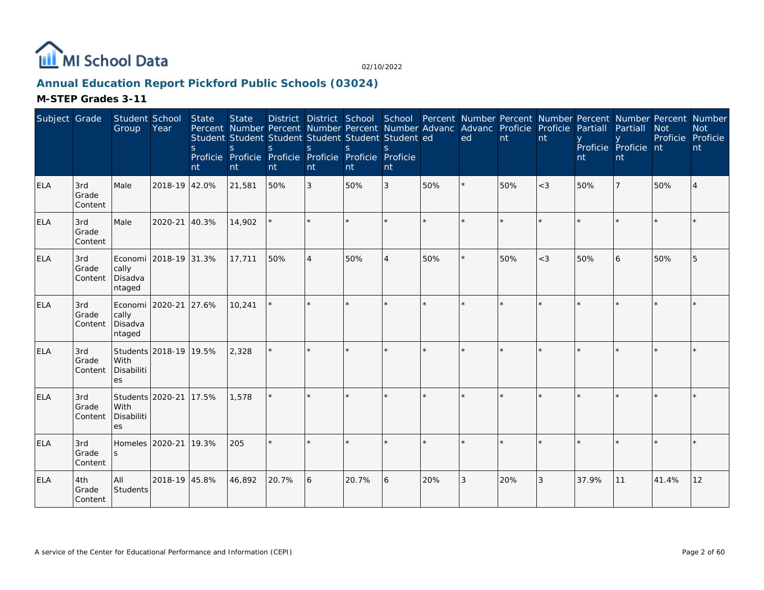MI School Data

02/10/2022

## Annual Education Report Pickford Public Schools (03024)

### M-STEP Grades 3-11

| Subject | Grade | Student Group | School Year | State Percent Students Proficient | State Number Students Proficient | District Percent Students Proficient | District Number Students Proficient | School Percent Students Proficient | School Number Students Proficient | Percent Advanced | Number Advanced | Percent Proficient | Number Proficient | Percent Partially Proficient | Number Partially Proficient | Percent Not Proficient | Number Not Proficient |
|---|---|---|---|---|---|---|---|---|---|---|---|---|---|---|---|---|---|
| ELA | 3rd Grade Content | Male | 2018-19 | 42.0% | 21,581 | 50% | 3 | 50% | 3 | 50% | * | 50% | <3 | 50% | 7 | 50% | 4 |
| ELA | 3rd Grade Content | Male | 2020-21 | 40.3% | 14,902 | * | * | * | * | * | * | * | * | * | * | * | * |
| ELA | 3rd Grade Content | Economically Disadvantaged | 2018-19 | 31.3% | 17,711 | 50% | 4 | 50% | 4 | 50% | * | 50% | <3 | 50% | 6 | 50% | 5 |
| ELA | 3rd Grade Content | Economically Disadvantaged | 2020-21 | 27.6% | 10,241 | * | * | * | * | * | * | * | * | * | * | * | * |
| ELA | 3rd Grade Content | Students With Disabilities | 2018-19 | 19.5% | 2,328 | * | * | * | * | * | * | * | * | * | * | * | * |
| ELA | 3rd Grade Content | Students With Disabilities | 2020-21 | 17.5% | 1,578 | * | * | * | * | * | * | * | * | * | * | * | * |
| ELA | 3rd Grade Content | Homeless | 2020-21 | 19.3% | 205 | * | * | * | * | * | * | * | * | * | * | * | * |
| ELA | 4th Grade Content | All Students | 2018-19 | 45.8% | 46,892 | 20.7% | 6 | 20.7% | 6 | 20% | 3 | 20% | 3 | 37.9% | 11 | 41.4% | 12 |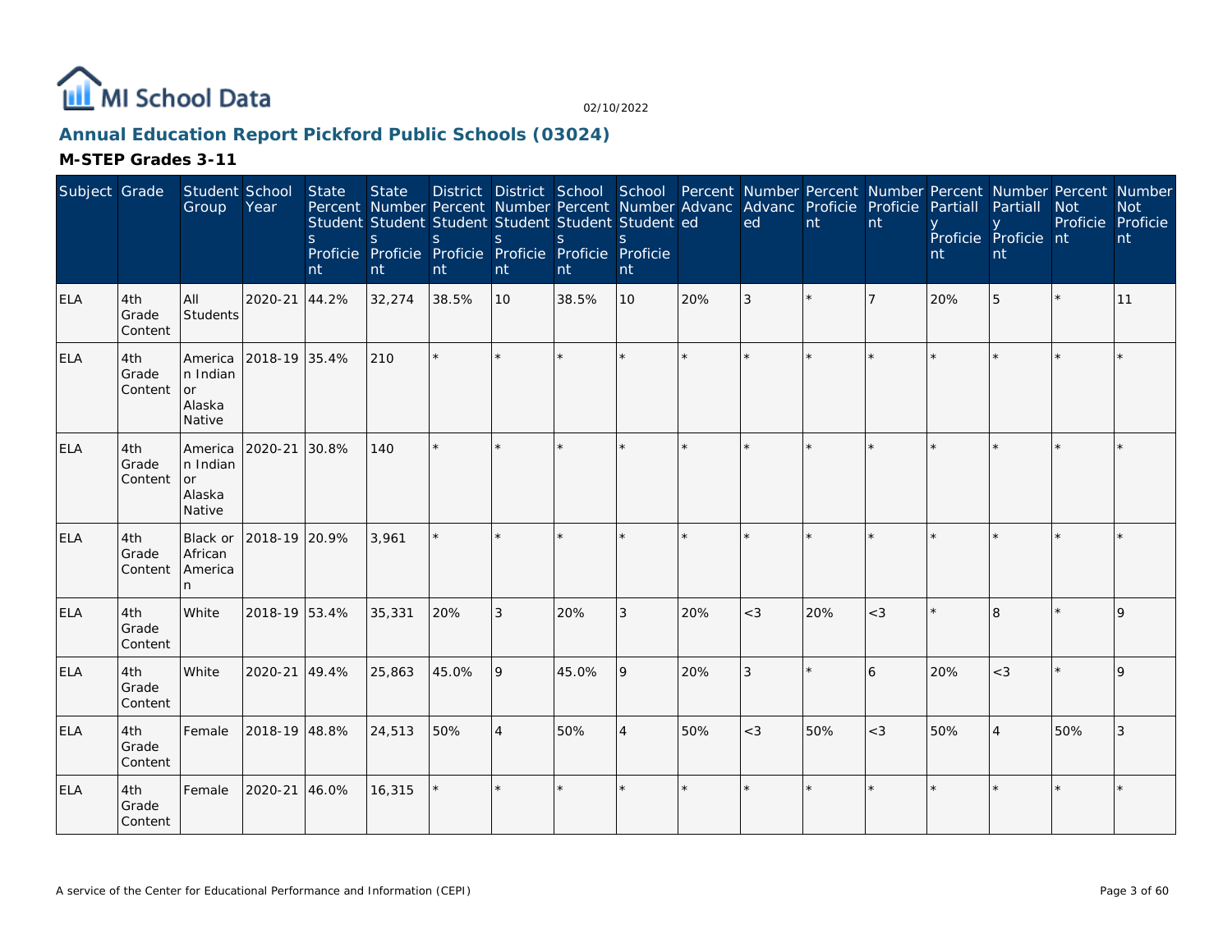# Annual Education Report Pickford Public Schools (03024)

## M-STEP Grades 3-11

| Subject | Grade | Student Group | School Year | State Percent Students Proficient | State Number Students Proficient | District Percent Students Proficient | District Number Students Proficient | School Percent Students Proficient | School Number Students Proficient | Percent Advanced | Number Advanced | Percent Proficient | Number Proficient | Percent Partially Proficient | Number Partially Proficient | Percent Not Proficient | Number Not Proficient |
|---|---|---|---|---|---|---|---|---|---|---|---|---|---|---|---|---|---|
| ELA | 4th Grade Content | All Students | 2020-21 | 44.2% | 32,274 | 38.5% | 10 | 38.5% | 10 | 20% | 3 | * | 7 | 20% | 5 | * | 11 |
| ELA | 4th Grade Content | American Indian or Alaska Native | 2018-19 | 35.4% | 210 | * | * | * | * | * | * | * | * | * | * | * | * |
| ELA | 4th Grade Content | American Indian or Alaska Native | 2020-21 | 30.8% | 140 | * | * | * | * | * | * | * | * | * | * | * | * |
| ELA | 4th Grade Content | Black or African American | 2018-19 | 20.9% | 3,961 | * | * | * | * | * | * | * | * | * | * | * | * |
| ELA | 4th Grade Content | White | 2018-19 | 53.4% | 35,331 | 20% | 3 | 20% | 3 | 20% | <3 | 20% | <3 | * | 8 | * | 9 |
| ELA | 4th Grade Content | White | 2020-21 | 49.4% | 25,863 | 45.0% | 9 | 45.0% | 9 | 20% | 3 | * | 6 | 20% | <3 | * | 9 |
| ELA | 4th Grade Content | Female | 2018-19 | 48.8% | 24,513 | 50% | 4 | 50% | 4 | 50% | <3 | 50% | <3 | 50% | 4 | 50% | 3 |
| ELA | 4th Grade Content | Female | 2020-21 | 46.0% | 16,315 | * | * | * | * | * | * | * | * | * | * | * | * |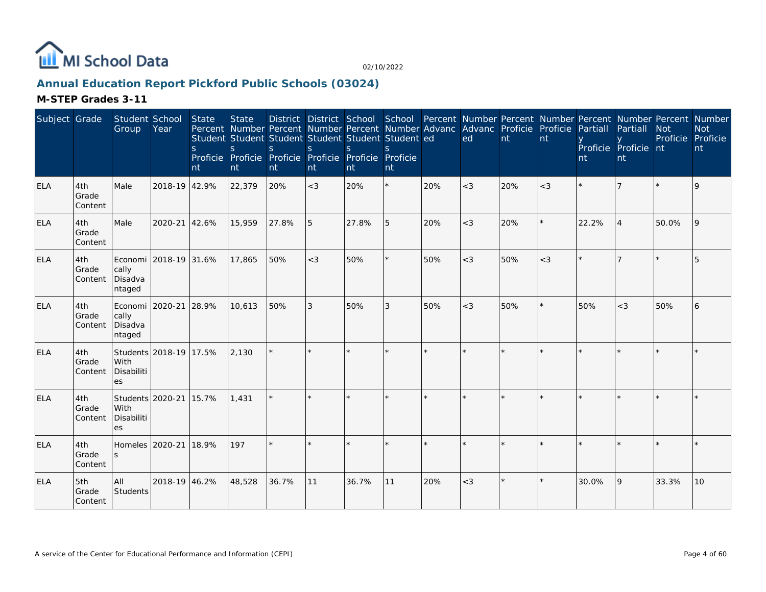# Annual Education Report Pickford Public Schools (03024)

## M-STEP Grades 3-11

| Subject | Grade | Student Group | School Year | State Percent Students Proficient | State Number Students Proficient | District Percent Students Proficient | District Number Students Proficient | School Percent Students Proficient | School Number Students Proficient | Percent Advanced | Number Advanced | Percent Proficient | Number Proficient | Percent Partially Proficient | Number Partially Proficient | Percent Not Proficient | Number Not Proficient |
|---|---|---|---|---|---|---|---|---|---|---|---|---|---|---|---|---|---|
| ELA | 4th Grade Content | Male | 2018-19 | 42.9% | 22,379 | 20% | <3 | 20% | * | 20% | <3 | 20% | <3 | * | 7 | * | 9 |
| ELA | 4th Grade Content | Male | 2020-21 | 42.6% | 15,959 | 27.8% | 5 | 27.8% | 5 | 20% | <3 | 20% | * | 22.2% | 4 | 50.0% | 9 |
| ELA | 4th Grade Content | Economically Disadvantaged | 2018-19 | 31.6% | 17,865 | 50% | <3 | 50% | * | 50% | <3 | 50% | <3 | * | 7 | * | 5 |
| ELA | 4th Grade Content | Economically Disadvantaged | 2020-21 | 28.9% | 10,613 | 50% | 3 | 50% | 3 | 50% | <3 | 50% | * | 50% | <3 | 50% | 6 |
| ELA | 4th Grade Content | Students With Disabilities | 2018-19 | 17.5% | 2,130 | * | * | * | * | * | * | * | * | * | * | * | * |
| ELA | 4th Grade Content | Students With Disabilities | 2020-21 | 15.7% | 1,431 | * | * | * | * | * | * | * | * | * | * | * | * |
| ELA | 4th Grade Content | Homeless | 2020-21 | 18.9% | 197 | * | * | * | * | * | * | * | * | * | * | * | * |
| ELA | 5th Grade Content | All Students | 2018-19 | 46.2% | 48,528 | 36.7% | 11 | 36.7% | 11 | 20% | <3 | * | * | 30.0% | 9 | 33.3% | 10 |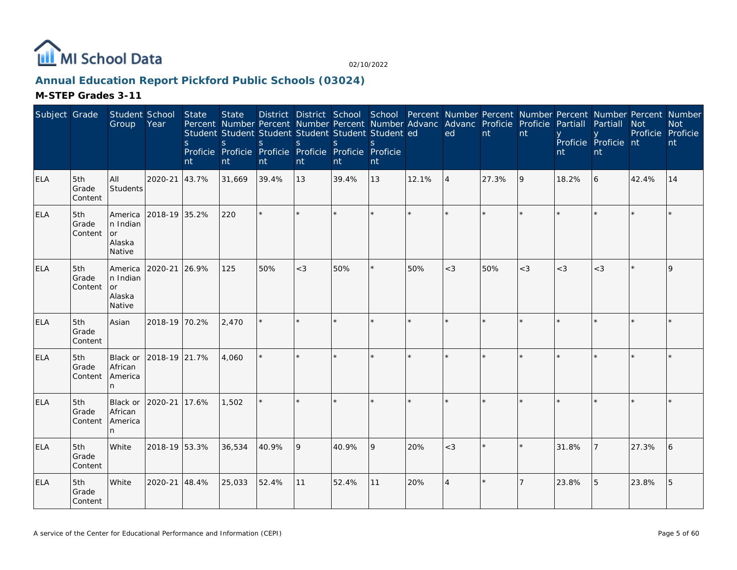## Annual Education Report Pickford Public Schools (03024)

### M-STEP Grades 3-11

| Subject | Grade | Student Group | School Year | State Percent Students Proficient | State Number Students Proficient | District Percent Students Proficient | District Number Students Proficient | School Percent Students Proficient | School Number Students Proficient | Percent Advanced | Number Advanced | Percent Proficient | Number Proficient | Percent Partially Proficient | Number Partially Proficient | Percent Not Proficient | Number Not Proficient |
|---|---|---|---|---|---|---|---|---|---|---|---|---|---|---|---|---|---|
| ELA | 5th Grade Content | All Students | 2020-21 | 43.7% | 31,669 | 39.4% | 13 | 39.4% | 13 | 12.1% | 4 | 27.3% | 9 | 18.2% | 6 | 42.4% | 14 |
| ELA | 5th Grade Content | American Indian or Alaska Native | 2018-19 | 35.2% | 220 | * | * | * | * | * | * | * | * | * | * | * | * |
| ELA | 5th Grade Content | American Indian or Alaska Native | 2020-21 | 26.9% | 125 | 50% | <3 | 50% | * | 50% | <3 | 50% | <3 | <3 | <3 | * | 9 |
| ELA | 5th Grade Content | Asian | 2018-19 | 70.2% | 2,470 | * | * | * | * | * | * | * | * | * | * | * | * |
| ELA | 5th Grade Content | Black or African American | 2018-19 | 21.7% | 4,060 | * | * | * | * | * | * | * | * | * | * | * | * |
| ELA | 5th Grade Content | Black or African American | 2020-21 | 17.6% | 1,502 | * | * | * | * | * | * | * | * | * | * | * | * |
| ELA | 5th Grade Content | White | 2018-19 | 53.3% | 36,534 | 40.9% | 9 | 40.9% | 9 | 20% | <3 | * | * | 31.8% | 7 | 27.3% | 6 |
| ELA | 5th Grade Content | White | 2020-21 | 48.4% | 25,033 | 52.4% | 11 | 52.4% | 11 | 20% | 4 | * | 7 | 23.8% | 5 | 23.8% | 5 |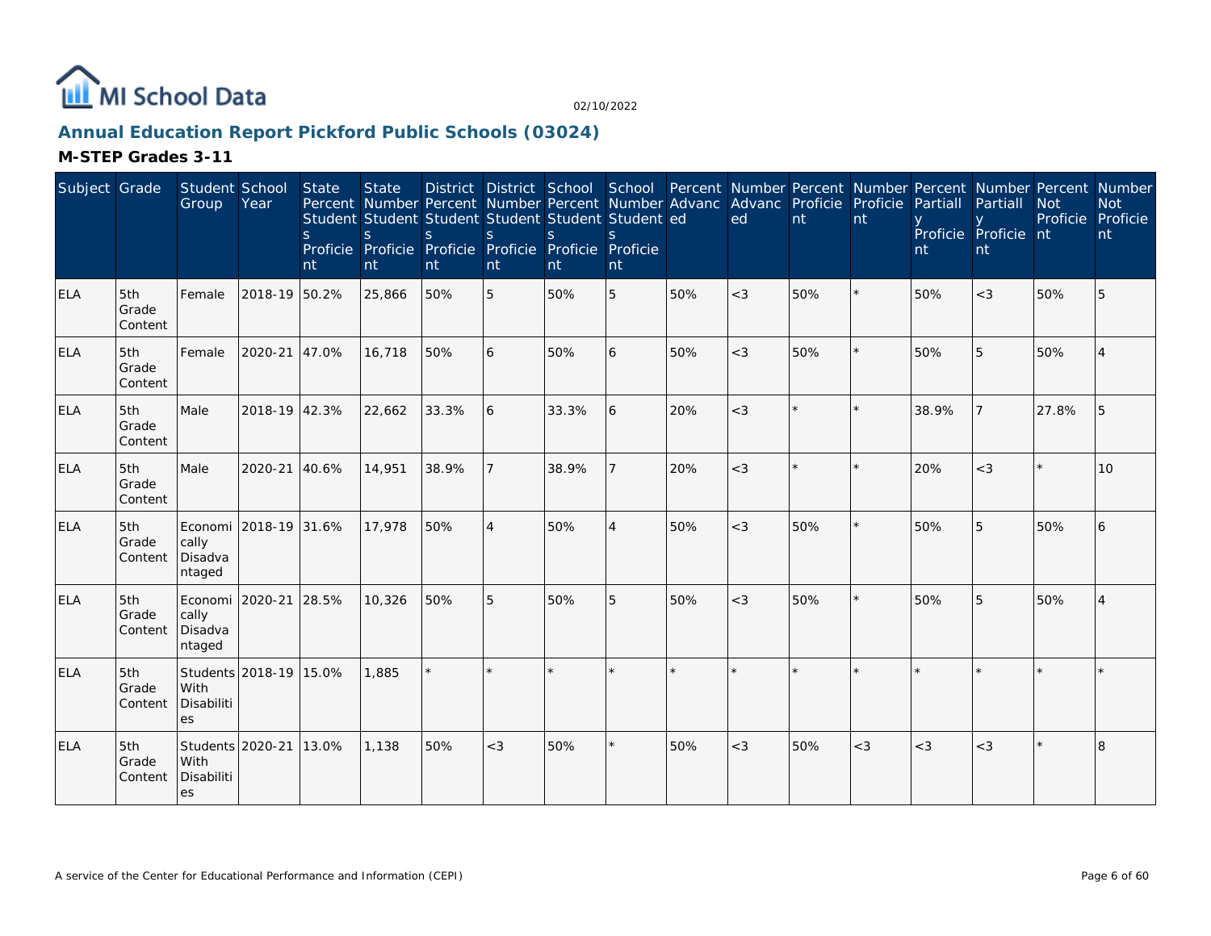# Annual Education Report Pickford Public Schools (03024)

## M-STEP Grades 3-11

| Subject | Grade | Student Group | School Year | State Percent Students Proficient | State Number Students Proficient | District Percent Students Proficient | District Number Students Proficient | School Percent Students Proficient | School Number Students Proficient | Percent Advanced | Number Advanced | Percent Proficient | Number Proficient | Percent Partially Proficient | Number Partially Proficient | Percent Not Proficient | Number Not Proficient |
|---|---|---|---|---|---|---|---|---|---|---|---|---|---|---|---|---|---|
| ELA | 5th Grade Content | Female | 2018-19 | 50.2% | 25,866 | 50% | 5 | 50% | 5 | 50% | <3 | 50% | * | 50% | <3 | 50% | 5 |
| ELA | 5th Grade Content | Female | 2020-21 | 47.0% | 16,718 | 50% | 6 | 50% | 6 | 50% | <3 | 50% | * | 50% | 5 | 50% | 4 |
| ELA | 5th Grade Content | Male | 2018-19 | 42.3% | 22,662 | 33.3% | 6 | 33.3% | 6 | 20% | <3 | * | * | 38.9% | 7 | 27.8% | 5 |
| ELA | 5th Grade Content | Male | 2020-21 | 40.6% | 14,951 | 38.9% | 7 | 38.9% | 7 | 20% | <3 | * | * | 20% | <3 | * | 10 |
| ELA | 5th Grade Content | Economically Disadvantaged | 2018-19 | 31.6% | 17,978 | 50% | 4 | 50% | 4 | 50% | <3 | 50% | * | 50% | 5 | 50% | 6 |
| ELA | 5th Grade Content | Economically Disadvantaged | 2020-21 | 28.5% | 10,326 | 50% | 5 | 50% | 5 | 50% | <3 | 50% | * | 50% | 5 | 50% | 4 |
| ELA | 5th Grade Content | Students With Disabilities | 2018-19 | 15.0% | 1,885 | * | * | * | * | * | * | * | * | * | * | * | * |
| ELA | 5th Grade Content | Students With Disabilities | 2020-21 | 13.0% | 1,138 | 50% | <3 | 50% | * | 50% | <3 | 50% | <3 | <3 | <3 | * | 8 |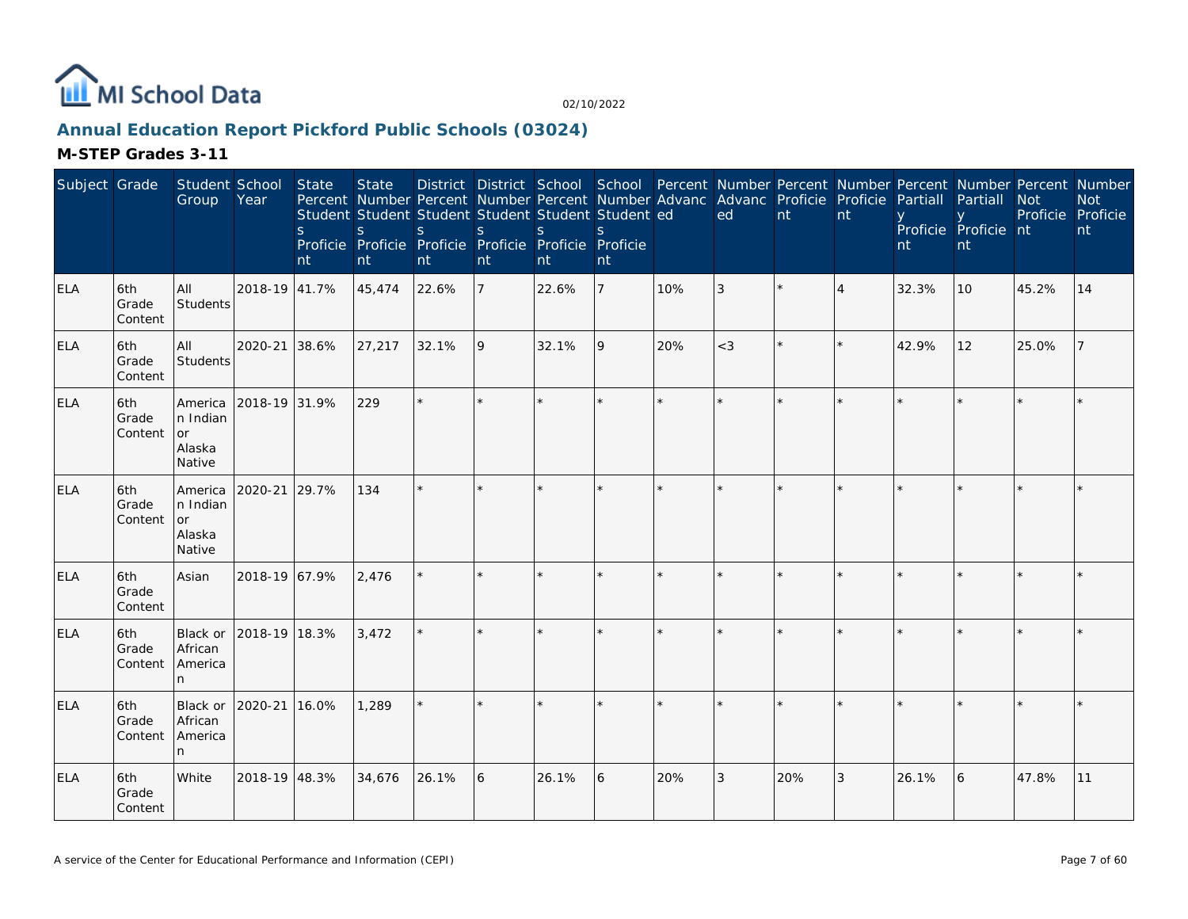# Annual Education Report Pickford Public Schools (03024)

## M-STEP Grades 3-11

| Subject | Grade | Student Group | School Year | State Percent Students Proficient | State Number Students Proficient | District Percent Students Proficient | District Number Students Proficient | School Percent Students Proficient | School Number Students Proficient | Percent Advanced | Number Advanced | Percent Proficient | Number Proficient | Percent Partially Proficient | Number Partially Proficient | Percent Not Proficient | Number Not Proficient |
|---|---|---|---|---|---|---|---|---|---|---|---|---|---|---|---|---|---|
| ELA | 6th Grade Content | All Students | 2018-19 | 41.7% | 45,474 | 22.6% | 7 | 22.6% | 7 | 10% | 3 | * | 4 | 32.3% | 10 | 45.2% | 14 |
| ELA | 6th Grade Content | All Students | 2020-21 | 38.6% | 27,217 | 32.1% | 9 | 32.1% | 9 | 20% | <3 | * | * | 42.9% | 12 | 25.0% | 7 |
| ELA | 6th Grade Content | American Indian or Alaska Native | 2018-19 | 31.9% | 229 | * | * | * | * | * | * | * | * | * | * | * | * |
| ELA | 6th Grade Content | American Indian or Alaska Native | 2020-21 | 29.7% | 134 | * | * | * | * | * | * | * | * | * | * | * | * |
| ELA | 6th Grade Content | Asian | 2018-19 | 67.9% | 2,476 | * | * | * | * | * | * | * | * | * | * | * | * |
| ELA | 6th Grade Content | Black or African American | 2018-19 | 18.3% | 3,472 | * | * | * | * | * | * | * | * | * | * | * | * |
| ELA | 6th Grade Content | Black or African American | 2020-21 | 16.0% | 1,289 | * | * | * | * | * | * | * | * | * | * | * | * |
| ELA | 6th Grade Content | White | 2018-19 | 48.3% | 34,676 | 26.1% | 6 | 26.1% | 6 | 20% | 3 | 20% | 3 | 26.1% | 6 | 47.8% | 11 |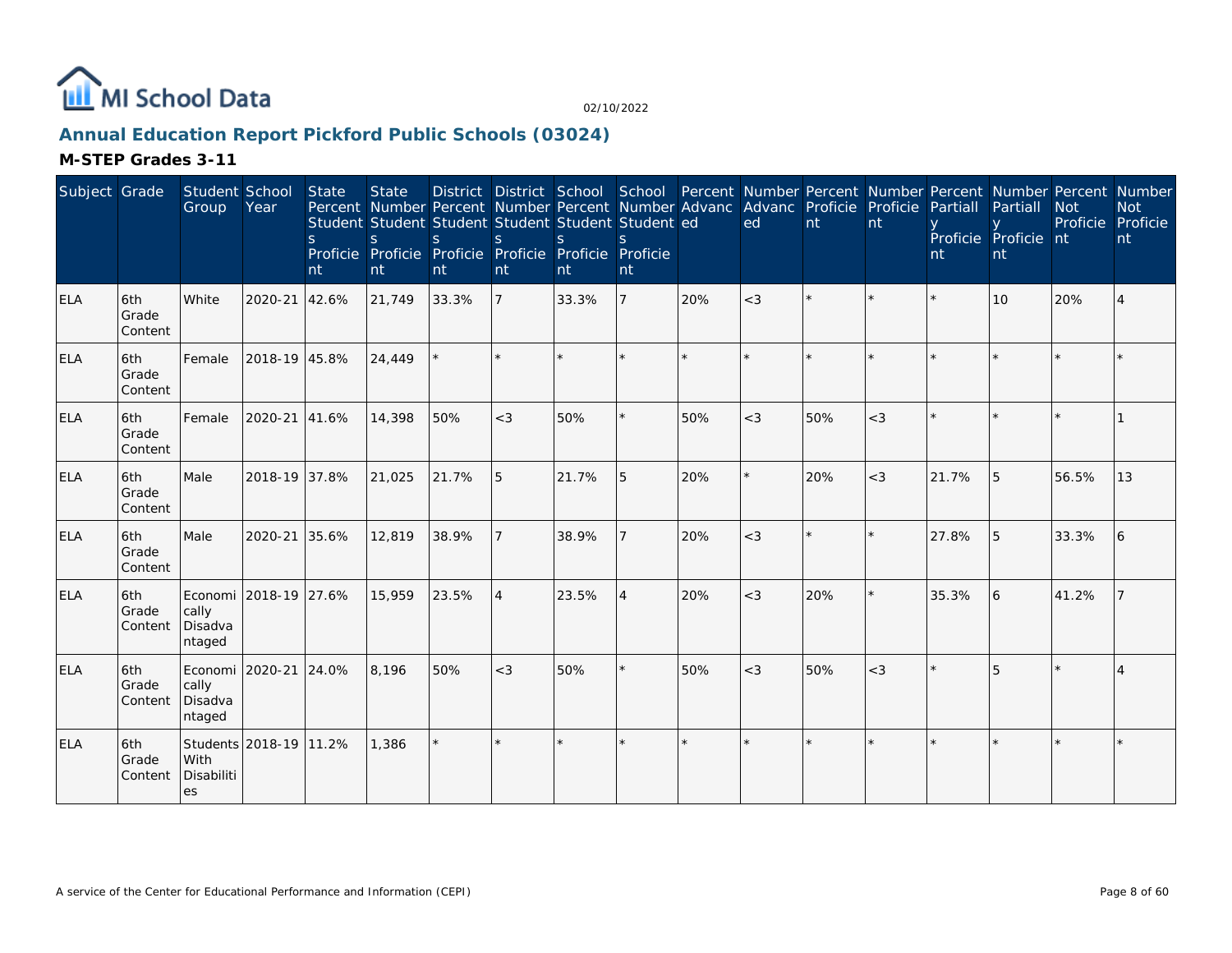MI School Data

02/10/2022

## Annual Education Report Pickford Public Schools (03024)

### M-STEP Grades 3-11

| Subject | Grade | Student Group | School Year | State Percent Students Proficient | State Number Students Proficient | District Percent Students Proficient | District Number Students Proficient | School Percent Students Proficient | School Number Students Proficient | Percent Advanced | Number Advanced | Percent Proficient | Number Proficient | Percent Partially Proficient | Number Partially Proficient | Percent Not Proficient | Number Not Proficient |
|---|---|---|---|---|---|---|---|---|---|---|---|---|---|---|---|---|---|
| ELA | 6th Grade Content | White | 2020-21 | 42.6% | 21,749 | 33.3% | 7 | 33.3% | 7 | 20% | <3 | * | * | * | 10 | 20% | 4 |
| ELA | 6th Grade Content | Female | 2018-19 | 45.8% | 24,449 | * | * | * | * | * | * | * | * | * | * | * | * |
| ELA | 6th Grade Content | Female | 2020-21 | 41.6% | 14,398 | 50% | <3 | 50% | * | 50% | <3 | 50% | <3 | * | * | * | 1 |
| ELA | 6th Grade Content | Male | 2018-19 | 37.8% | 21,025 | 21.7% | 5 | 21.7% | 5 | 20% | * | 20% | <3 | 21.7% | 5 | 56.5% | 13 |
| ELA | 6th Grade Content | Male | 2020-21 | 35.6% | 12,819 | 38.9% | 7 | 38.9% | 7 | 20% | <3 | * | * | 27.8% | 5 | 33.3% | 6 |
| ELA | 6th Grade Content | Economically Disadvantaged | 2018-19 | 27.6% | 15,959 | 23.5% | 4 | 23.5% | 4 | 20% | <3 | 20% | * | 35.3% | 6 | 41.2% | 7 |
| ELA | 6th Grade Content | Economically Disadvantaged | 2020-21 | 24.0% | 8,196 | 50% | <3 | 50% | * | 50% | <3 | 50% | <3 | * | 5 | * | 4 |
| ELA | 6th Grade Content | Students With Disabilities | 2018-19 | 11.2% | 1,386 | * | * | * | * | * | * | * | * | * | * | * | * |

A service of the Center for Educational Performance and Information (CEPI)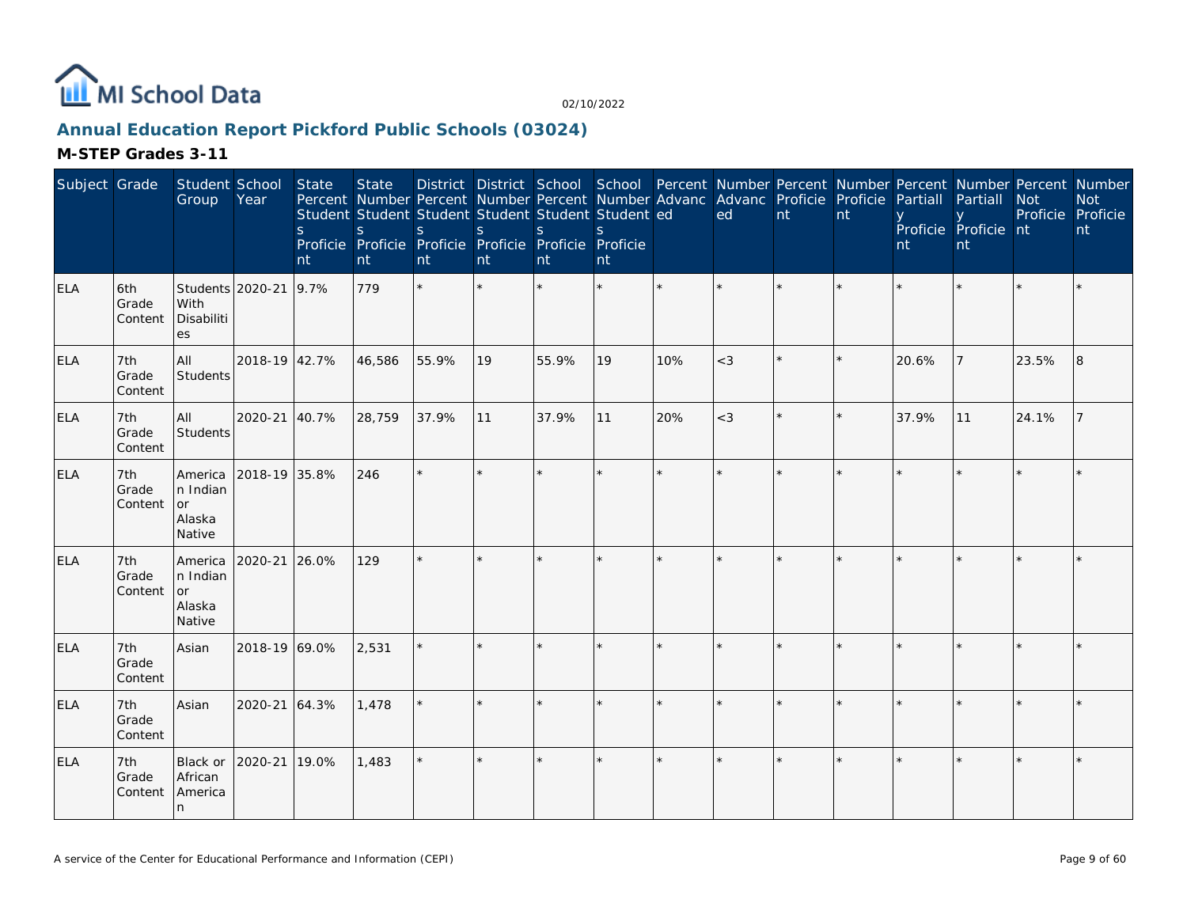MI School Data

02/10/2022

## Annual Education Report Pickford Public Schools (03024)

### M-STEP Grades 3-11

| Subject | Grade | Student Group | School Year | State Percent Students Proficient | State Number Students Proficient | District Percent Students Proficient | District Number Students Proficient | School Percent Students Proficient | School Number Students Proficient | Percent Advanced | Number Advanced | Percent Proficient | Number Proficient | Percent Partially Proficient | Number Partially Proficient | Percent Not Proficient | Number Not Proficient |
|---|---|---|---|---|---|---|---|---|---|---|---|---|---|---|---|---|---|
| ELA | 6th Grade Content | Students With Disabilities | 2020-21 | 9.7% | 779 | * | * | * | * | * | * | * | * | * | * | * | * |
| ELA | 7th Grade Content | All Students | 2018-19 | 42.7% | 46,586 | 55.9% | 19 | 55.9% | 19 | 10% | <3 | * | * | 20.6% | 7 | 23.5% | 8 |
| ELA | 7th Grade Content | All Students | 2020-21 | 40.7% | 28,759 | 37.9% | 11 | 37.9% | 11 | 20% | <3 | * | * | 37.9% | 11 | 24.1% | 7 |
| ELA | 7th Grade Content | American Indian or Alaska Native | 2018-19 | 35.8% | 246 | * | * | * | * | * | * | * | * | * | * | * | * |
| ELA | 7th Grade Content | American Indian or Alaska Native | 2020-21 | 26.0% | 129 | * | * | * | * | * | * | * | * | * | * | * | * |
| ELA | 7th Grade Content | Asian | 2018-19 | 69.0% | 2,531 | * | * | * | * | * | * | * | * | * | * | * | * |
| ELA | 7th Grade Content | Asian | 2020-21 | 64.3% | 1,478 | * | * | * | * | * | * | * | * | * | * | * | * |
| ELA | 7th Grade Content | Black or African American | 2020-21 | 19.0% | 1,483 | * | * | * | * | * | * | * | * | * | * | * | * |

A service of the Center for Educational Performance and Information (CEPI)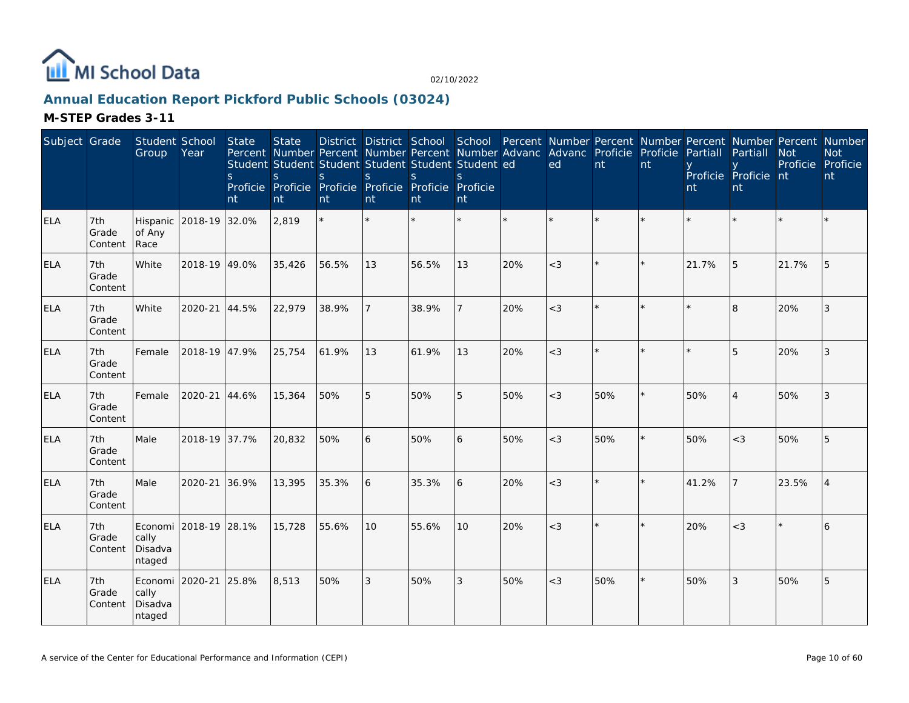# MI School Data

02/10/2022

## Annual Education Report Pickford Public Schools (03024)

### M-STEP Grades 3-11

| Subject | Grade | Student Group | School Year | State Percent Students Proficient | State Number Students Proficient | District Percent Students Proficient | District Number Students Proficient | School Percent Students Proficient | School Number Students Proficient | Percent Advanced | Number Advanced | Percent Proficient | Number Proficient | Percent Partially Proficient | Number Partially Proficient | Percent Not Proficient | Number Not Proficient |
|---|---|---|---|---|---|---|---|---|---|---|---|---|---|---|---|---|---|
| ELA | 7th Grade Content | Hispanic of Any Race | 2018-19 | 32.0% | 2,819 | * | * | * | * | * | * | * | * | * | * | * | * |
| ELA | 7th Grade Content | White | 2018-19 | 49.0% | 35,426 | 56.5% | 13 | 56.5% | 13 | 20% | <3 | * | * | 21.7% | 5 | 21.7% | 5 |
| ELA | 7th Grade Content | White | 2020-21 | 44.5% | 22,979 | 38.9% | 7 | 38.9% | 7 | 20% | <3 | * | * | * | 8 | 20% | 3 |
| ELA | 7th Grade Content | Female | 2018-19 | 47.9% | 25,754 | 61.9% | 13 | 61.9% | 13 | 20% | <3 | * | * | * | 5 | 20% | 3 |
| ELA | 7th Grade Content | Female | 2020-21 | 44.6% | 15,364 | 50% | 5 | 50% | 5 | 50% | <3 | 50% | * | 50% | 4 | 50% | 3 |
| ELA | 7th Grade Content | Male | 2018-19 | 37.7% | 20,832 | 50% | 6 | 50% | 6 | 50% | <3 | 50% | * | 50% | <3 | 50% | 5 |
| ELA | 7th Grade Content | Male | 2020-21 | 36.9% | 13,395 | 35.3% | 6 | 35.3% | 6 | 20% | <3 | * | * | 41.2% | 7 | 23.5% | 4 |
| ELA | 7th Grade Content | Economically Disadvantaged | 2018-19 | 28.1% | 15,728 | 55.6% | 10 | 55.6% | 10 | 20% | <3 | * | * | 20% | <3 | * | 6 |
| ELA | 7th Grade Content | Economically Disadvantaged | 2020-21 | 25.8% | 8,513 | 50% | 3 | 50% | 3 | 50% | <3 | 50% | * | 50% | 3 | 50% | 5 |

A service of the Center for Educational Performance and Information (CEPI)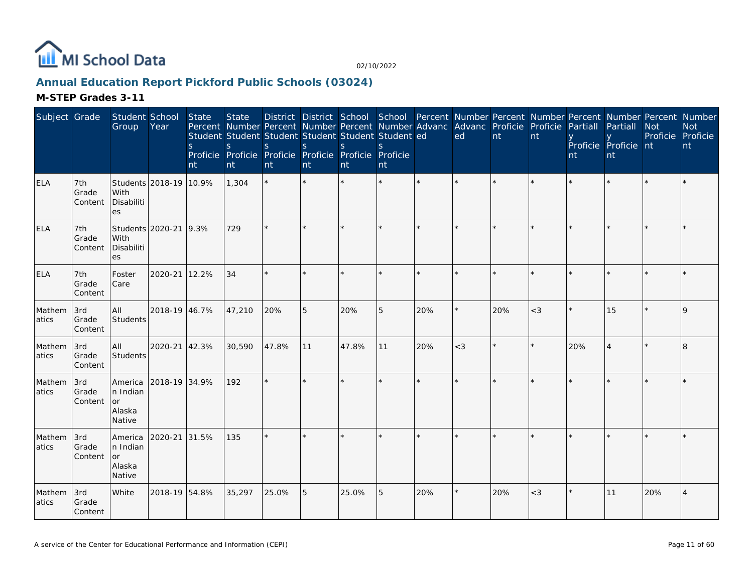# MI School Data

02/10/2022

## Annual Education Report Pickford Public Schools (03024)

### M-STEP Grades 3-11

| Subject | Grade | Student Group | School Year | State Percent Students Proficient | State Number Students Proficient | District Percent Students Proficient | District Number Students Proficient | School Percent Students Proficient | School Number Students Proficient | Percent Advanced | Number Advanced | Percent Proficient | Number Proficient | Percent Partially Proficient | Number Partially Proficient | Percent Not Proficient | Number Not Proficient |
|---|---|---|---|---|---|---|---|---|---|---|---|---|---|---|---|---|---|
| ELA | 7th Grade Content | Students With Disabilities | 2018-19 | 10.9% | 1,304 | * | * | * | * | * | * | * | * | * | * | * | * |
| ELA | 7th Grade Content | Students With Disabilities | 2020-21 | 9.3% | 729 | * | * | * | * | * | * | * | * | * | * | * | * |
| ELA | 7th Grade Content | Foster Care | 2020-21 | 12.2% | 34 | * | * | * | * | * | * | * | * | * | * | * | * |
| Mathematics | 3rd Grade Content | All Students | 2018-19 | 46.7% | 47,210 | 20% | 5 | 20% | 5 | 20% | * | 20% | <3 | * | 15 | * | 9 |
| Mathematics | 3rd Grade Content | All Students | 2020-21 | 42.3% | 30,590 | 47.8% | 11 | 47.8% | 11 | 20% | <3 | * | * | 20% | 4 | * | 8 |
| Mathematics | 3rd Grade Content | American Indian or Alaska Native | 2018-19 | 34.9% | 192 | * | * | * | * | * | * | * | * | * | * | * | * |
| Mathematics | 3rd Grade Content | American Indian or Alaska Native | 2020-21 | 31.5% | 135 | * | * | * | * | * | * | * | * | * | * | * | * |
| Mathematics | 3rd Grade Content | White | 2018-19 | 54.8% | 35,297 | 25.0% | 5 | 25.0% | 5 | 20% | * | 20% | <3 | * | 11 | 20% | 4 |

A service of the Center for Educational Performance and Information (CEPI)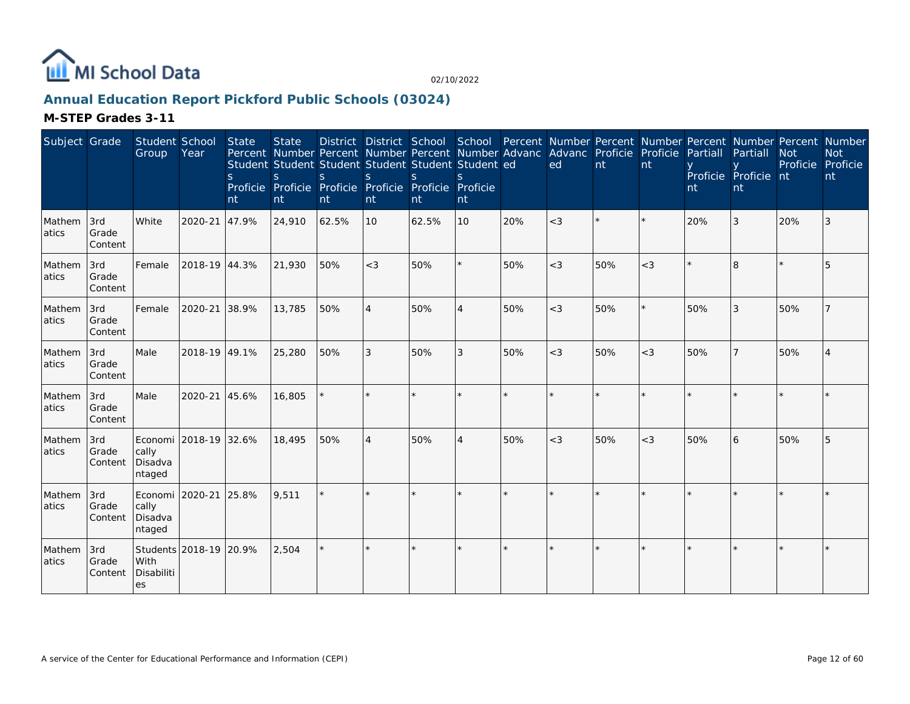# MI School Data

02/10/2022

## Annual Education Report Pickford Public Schools (03024)

### M-STEP Grades 3-11

| Subject | Grade | Student Group | School Year | State Percent Students Proficient | State Number Students Proficient | District Percent Students Proficient | District Number Students Proficient | School Percent Students Proficient | School Number Students Proficient | Percent Advanced | Number Advanced | Percent Proficient | Number Proficient | Percent Partially Proficient | Number Partially Proficient | Percent Not Proficient | Number Not Proficient |
|---|---|---|---|---|---|---|---|---|---|---|---|---|---|---|---|---|---|
| Mathematics | 3rd Grade Content | White | 2020-21 | 47.9% | 24,910 | 62.5% | 10 | 62.5% | 10 | 20% | <3 | * | * | 20% | 3 | 20% | 3 |
| Mathematics | 3rd Grade Content | Female | 2018-19 | 44.3% | 21,930 | 50% | <3 | 50% | * | 50% | <3 | 50% | <3 | * | 8 | * | 5 |
| Mathematics | 3rd Grade Content | Female | 2020-21 | 38.9% | 13,785 | 50% | 4 | 50% | 4 | 50% | <3 | 50% | * | 50% | 3 | 50% | 7 |
| Mathematics | 3rd Grade Content | Male | 2018-19 | 49.1% | 25,280 | 50% | 3 | 50% | 3 | 50% | <3 | 50% | <3 | 50% | 7 | 50% | 4 |
| Mathematics | 3rd Grade Content | Male | 2020-21 | 45.6% | 16,805 | * | * | * | * | * | * | * | * | * | * | * | * |
| Mathematics | 3rd Grade Content | Economically Disadvantaged | 2018-19 | 32.6% | 18,495 | 50% | 4 | 50% | 4 | 50% | <3 | 50% | <3 | 50% | 6 | 50% | 5 |
| Mathematics | 3rd Grade Content | Economically Disadvantaged | 2020-21 | 25.8% | 9,511 | * | * | * | * | * | * | * | * | * | * | * | * |
| Mathematics | 3rd Grade Content | Students With Disabilities | 2018-19 | 20.9% | 2,504 | * | * | * | * | * | * | * | * | * | * | * | * |

A service of the Center for Educational Performance and Information (CEPI)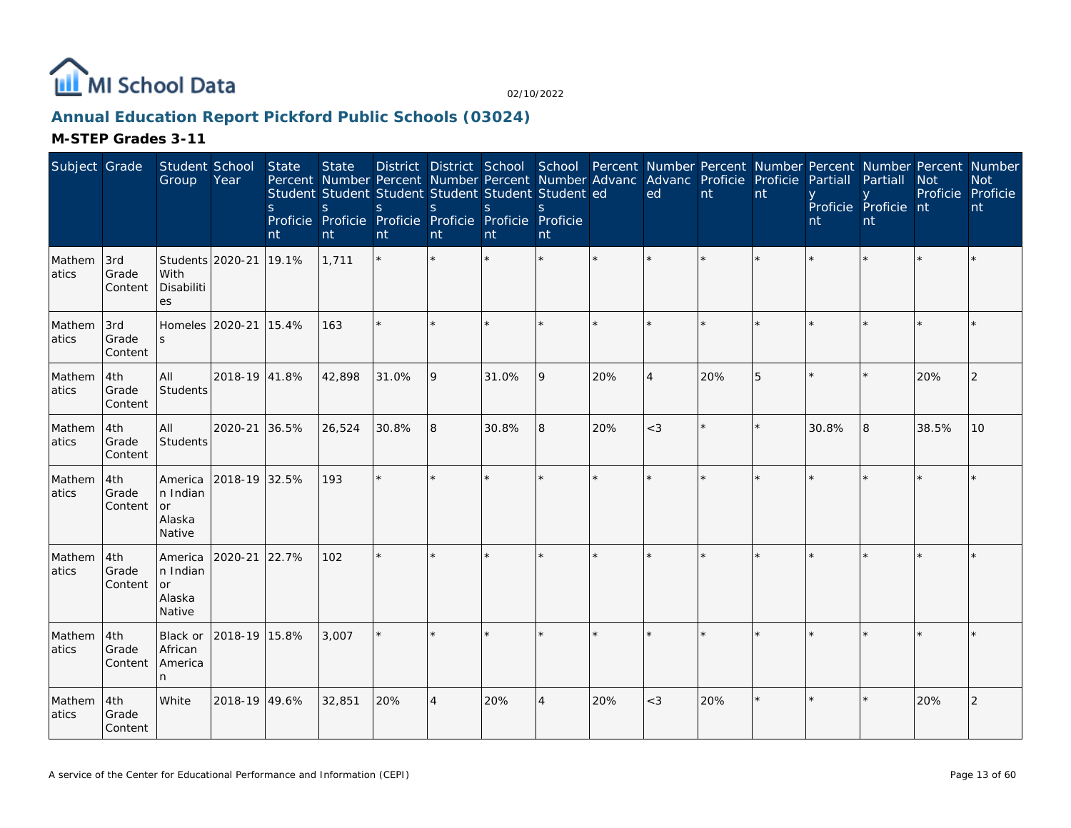# MI School Data

02/10/2022

## Annual Education Report Pickford Public Schools (03024)

### M-STEP Grades 3-11

| Subject | Grade | Student Group | School Year | State Percent Students Proficient | State Number Students Proficient | District Percent Students Proficient | District Number Students Proficient | School Percent Students Proficient | School Number Students Proficient | Percent Advanced | Number Advanced | Percent Proficient | Number Proficient | Percent Partially Proficient | Number Partially Proficient | Percent Not Proficient | Number Not Proficient |
|---|---|---|---|---|---|---|---|---|---|---|---|---|---|---|---|---|---|
| Mathematics | 3rd Grade Content | Students With Disabilities | 2020-21 | 19.1% | 1,711 | * | * | * | * | * | * | * | * | * | * | * | * |
| Mathematics | 3rd Grade Content | Homeless | 2020-21 | 15.4% | 163 | * | * | * | * | * | * | * | * | * | * | * | * |
| Mathematics | 4th Grade Content | All Students | 2018-19 | 41.8% | 42,898 | 31.0% | 9 | 31.0% | 9 | 20% | 4 | 20% | 5 | * | * | 20% | 2 |
| Mathematics | 4th Grade Content | All Students | 2020-21 | 36.5% | 26,524 | 30.8% | 8 | 30.8% | 8 | 20% | <3 | * | * | 30.8% | 8 | 38.5% | 10 |
| Mathematics | 4th Grade Content | American Indian or Alaska Native | 2018-19 | 32.5% | 193 | * | * | * | * | * | * | * | * | * | * | * | * |
| Mathematics | 4th Grade Content | American Indian or Alaska Native | 2020-21 | 22.7% | 102 | * | * | * | * | * | * | * | * | * | * | * | * |
| Mathematics | 4th Grade Content | Black or African American | 2018-19 | 15.8% | 3,007 | * | * | * | * | * | * | * | * | * | * | * | * |
| Mathematics | 4th Grade Content | White | 2018-19 | 49.6% | 32,851 | 20% | 4 | 20% | 4 | 20% | <3 | 20% | * | * | * | 20% | 2 |

A service of the Center for Educational Performance and Information (CEPI)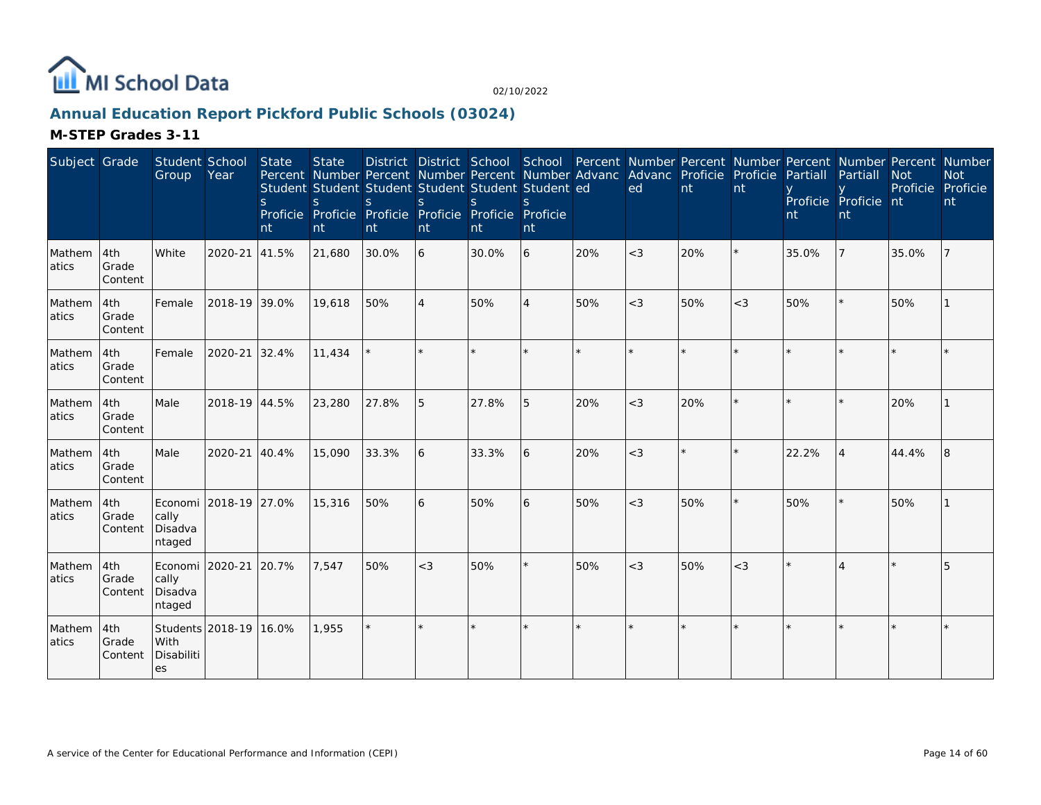MI School Data

02/10/2022

## Annual Education Report Pickford Public Schools (03024)

### M-STEP Grades 3-11

| Subject | Grade | Student Group | School Year | State Percent Students Proficient | State Number Students Proficient | District Percent Students Proficient | District Number Students Proficient | School Percent Students Proficient | School Number Students Proficient | Percent Advanced | Number Advanced | Percent Proficient | Number Proficient | Percent Partially Proficient | Number Partially Proficient | Percent Not Proficient | Number Not Proficient |
|---|---|---|---|---|---|---|---|---|---|---|---|---|---|---|---|---|---|
| Mathematics | 4th Grade Content | White | 2020-21 | 41.5% | 21,680 | 30.0% | 6 | 30.0% | 6 | 20% | <3 | 20% | * | 35.0% | 7 | 35.0% | 7 |
| Mathematics | 4th Grade Content | Female | 2018-19 | 39.0% | 19,618 | 50% | 4 | 50% | 4 | 50% | <3 | 50% | <3 | 50% | * | 50% | 1 |
| Mathematics | 4th Grade Content | Female | 2020-21 | 32.4% | 11,434 | * | * | * | * | * | * | * | * | * | * | * | * |
| Mathematics | 4th Grade Content | Male | 2018-19 | 44.5% | 23,280 | 27.8% | 5 | 27.8% | 5 | 20% | <3 | 20% | * | * | * | 20% | 1 |
| Mathematics | 4th Grade Content | Male | 2020-21 | 40.4% | 15,090 | 33.3% | 6 | 33.3% | 6 | 20% | <3 | * | * | 22.2% | 4 | 44.4% | 8 |
| Mathematics | 4th Grade Content | Economically Disadvantaged | 2018-19 | 27.0% | 15,316 | 50% | 6 | 50% | 6 | 50% | <3 | 50% | * | 50% | * | 50% | 1 |
| Mathematics | 4th Grade Content | Economically Disadvantaged | 2020-21 | 20.7% | 7,547 | 50% | <3 | 50% | * | 50% | <3 | 50% | <3 | * | 4 | * | 5 |
| Mathematics | 4th Grade Content | Students With Disabilities | 2018-19 | 16.0% | 1,955 | * | * | * | * | * | * | * | * | * | * | * | * |

A service of the Center for Educational Performance and Information (CEPI)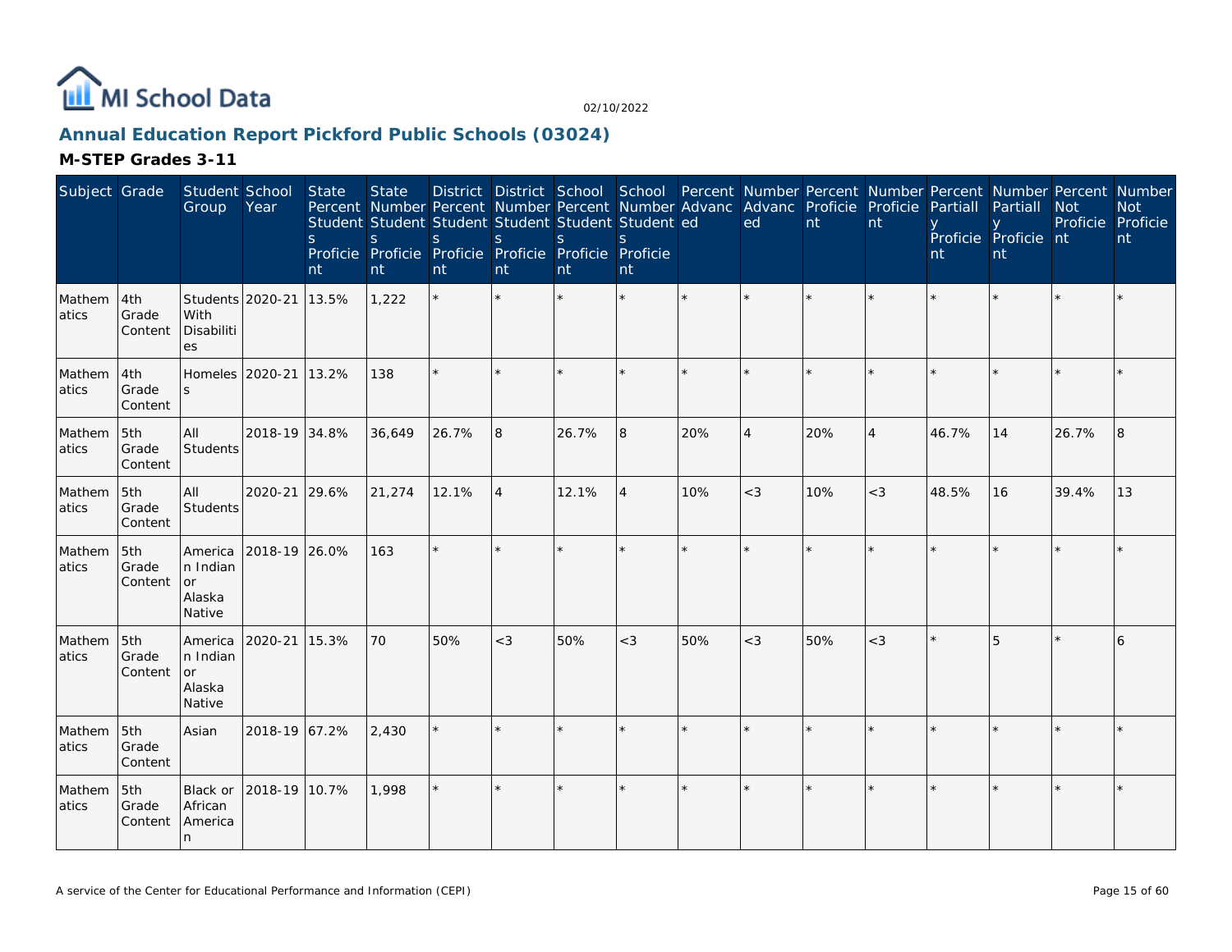# MI School Data

02/10/2022

## Annual Education Report Pickford Public Schools (03024)

### M-STEP Grades 3-11

| Subject | Grade | Student Group | School Year | State Percent Students Proficient | State Number Students Proficient | District Percent Students Proficient | District Number Students Proficient | School Percent Students Proficient | School Number Students Proficient | Percent Advanced | Number Advanced | Percent Proficient | Number Proficient | Percent Partially Proficient | Number Partially Proficient | Percent Not Proficient | Number Not Proficient |
|---|---|---|---|---|---|---|---|---|---|---|---|---|---|---|---|---|---|
| Mathematics | 4th Grade Content | Students With Disabilities | 2020-21 | 13.5% | 1,222 | * | * | * | * | * | * | * | * | * | * | * | * |
| Mathematics | 4th Grade Content | Homeless | 2020-21 | 13.2% | 138 | * | * | * | * | * | * | * | * | * | * | * | * |
| Mathematics | 5th Grade Content | All Students | 2018-19 | 34.8% | 36,649 | 26.7% | 8 | 26.7% | 8 | 20% | 4 | 20% | 4 | 46.7% | 14 | 26.7% | 8 |
| Mathematics | 5th Grade Content | All Students | 2020-21 | 29.6% | 21,274 | 12.1% | 4 | 12.1% | 4 | 10% | <3 | 10% | <3 | 48.5% | 16 | 39.4% | 13 |
| Mathematics | 5th Grade Content | American Indian or Alaska Native | 2018-19 | 26.0% | 163 | * | * | * | * | * | * | * | * | * | * | * | * |
| Mathematics | 5th Grade Content | American Indian or Alaska Native | 2020-21 | 15.3% | 70 | 50% | <3 | 50% | <3 | 50% | <3 | 50% | <3 | * | 5 | * | 6 |
| Mathematics | 5th Grade Content | Asian | 2018-19 | 67.2% | 2,430 | * | * | * | * | * | * | * | * | * | * | * | * |
| Mathematics | 5th Grade Content | Black or African American | 2018-19 | 10.7% | 1,998 | * | * | * | * | * | * | * | * | * | * | * | * |

A service of the Center for Educational Performance and Information (CEPI)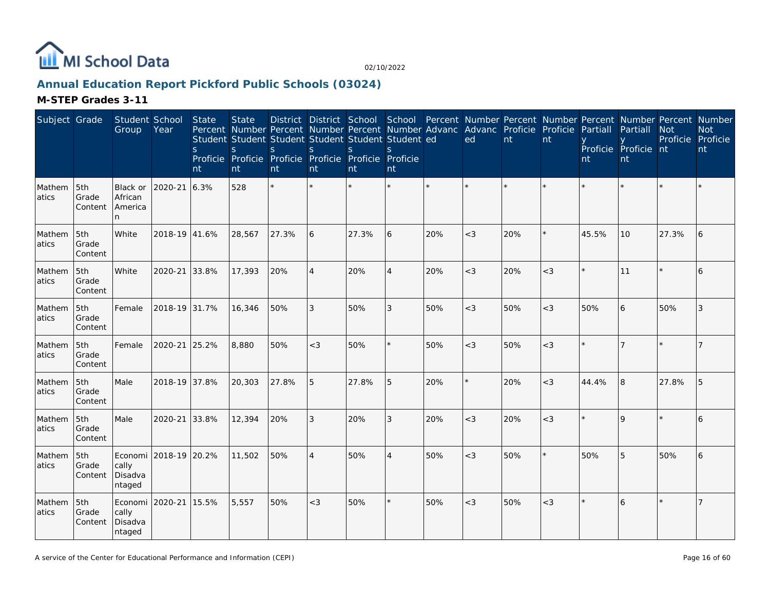MI School Data

02/10/2022

## Annual Education Report Pickford Public Schools (03024)

### M-STEP Grades 3-11

| Subject | Grade | Student Group | School Year | State Percent Students Proficient | State Number Students Proficient | District Percent Students Proficient | District Number Students Proficient | School Percent Students Proficient | School Number Students Proficient | Percent Advanced | Number Advanced | Percent Proficient | Number Proficient | Percent Partially Proficient | Number Partially Proficient | Percent Not Proficient | Number Not Proficient |
|---|---|---|---|---|---|---|---|---|---|---|---|---|---|---|---|---|---|
| Mathematics | 5th Grade Content | Black or African American | 2020-21 | 6.3% | 528 | * | * | * | * | * | * | * | * | * | * | * | * |
| Mathematics | 5th Grade Content | White | 2018-19 | 41.6% | 28,567 | 27.3% | 6 | 27.3% | 6 | 20% | <3 | 20% | * | 45.5% | 10 | 27.3% | 6 |
| Mathematics | 5th Grade Content | White | 2020-21 | 33.8% | 17,393 | 20% | 4 | 20% | 4 | 20% | <3 | 20% | <3 | * | 11 | * | 6 |
| Mathematics | 5th Grade Content | Female | 2018-19 | 31.7% | 16,346 | 50% | 3 | 50% | 3 | 50% | <3 | 50% | <3 | 50% | 6 | 50% | 3 |
| Mathematics | 5th Grade Content | Female | 2020-21 | 25.2% | 8,880 | 50% | <3 | 50% | * | 50% | <3 | 50% | <3 | * | 7 | * | 7 |
| Mathematics | 5th Grade Content | Male | 2018-19 | 37.8% | 20,303 | 27.8% | 5 | 27.8% | 5 | 20% | * | 20% | <3 | 44.4% | 8 | 27.8% | 5 |
| Mathematics | 5th Grade Content | Male | 2020-21 | 33.8% | 12,394 | 20% | 3 | 20% | 3 | 20% | <3 | 20% | <3 | * | 9 | * | 6 |
| Mathematics | 5th Grade Content | Economically Disadvantaged | 2018-19 | 20.2% | 11,502 | 50% | 4 | 50% | 4 | 50% | <3 | 50% | * | 50% | 5 | 50% | 6 |
| Mathematics | 5th Grade Content | Economically Disadvantaged | 2020-21 | 15.5% | 5,557 | 50% | <3 | 50% | * | 50% | <3 | 50% | <3 | * | 6 | * | 7 |

A service of the Center for Educational Performance and Information (CEPI)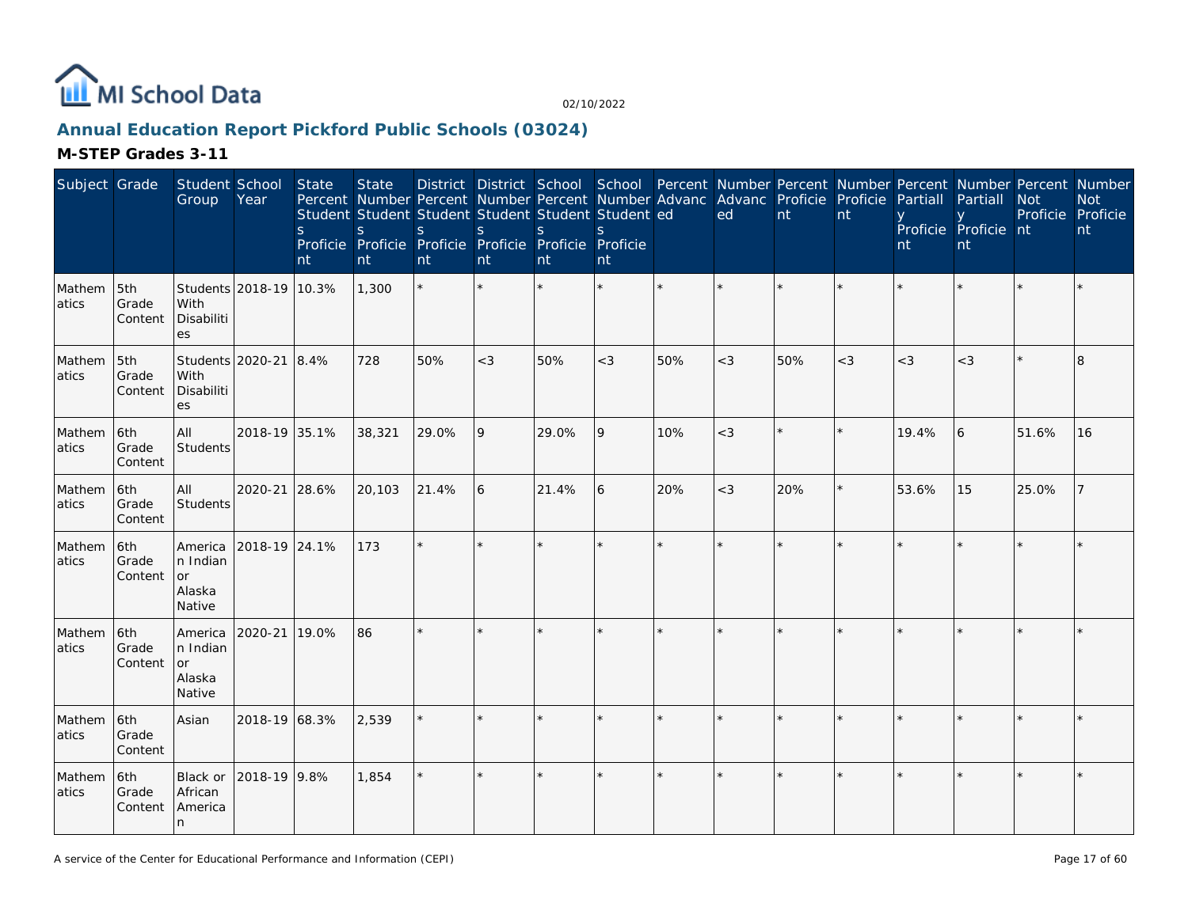# Annual Education Report Pickford Public Schools (03024)

02/10/2022

## M-STEP Grades 3-11

| Subject | Grade | Student Group | School Year | State Percent Students Proficient | State Number Students Proficient | District Percent Students Proficient | District Number Students Proficient | School Percent Students Proficient | School Number Students Proficient | Percent Advanced | Number Advanced | Percent Proficient | Number Proficient | Percent Partially Proficient | Number Partially Proficient | Percent Not Proficient | Number Not Proficient |
|---|---|---|---|---|---|---|---|---|---|---|---|---|---|---|---|---|---|
| Mathematics | 5th Grade Content | Students With Disabilities | 2018-19 | 10.3% | 1,300 | * | * | * | * | * | * | * | * | * | * | * | * |
| Mathematics | 5th Grade Content | Students With Disabilities | 2020-21 | 8.4% | 728 | 50% | <3 | 50% | <3 | 50% | <3 | 50% | <3 | <3 | <3 | * | 8 |
| Mathematics | 6th Grade Content | All Students | 2018-19 | 35.1% | 38,321 | 29.0% | 9 | 29.0% | 9 | 10% | <3 | * | * | 19.4% | 6 | 51.6% | 16 |
| Mathematics | 6th Grade Content | All Students | 2020-21 | 28.6% | 20,103 | 21.4% | 6 | 21.4% | 6 | 20% | <3 | 20% | * | 53.6% | 15 | 25.0% | 7 |
| Mathematics | 6th Grade Content | American Indian or Alaska Native | 2018-19 | 24.1% | 173 | * | * | * | * | * | * | * | * | * | * | * | * |
| Mathematics | 6th Grade Content | American Indian or Alaska Native | 2020-21 | 19.0% | 86 | * | * | * | * | * | * | * | * | * | * | * | * |
| Mathematics | 6th Grade Content | Asian | 2018-19 | 68.3% | 2,539 | * | * | * | * | * | * | * | * | * | * | * | * |
| Mathematics | 6th Grade Content | Black or African American | 2018-19 | 9.8% | 1,854 | * | * | * | * | * | * | * | * | * | * | * | * |

A service of the Center for Educational Performance and Information (CEPI)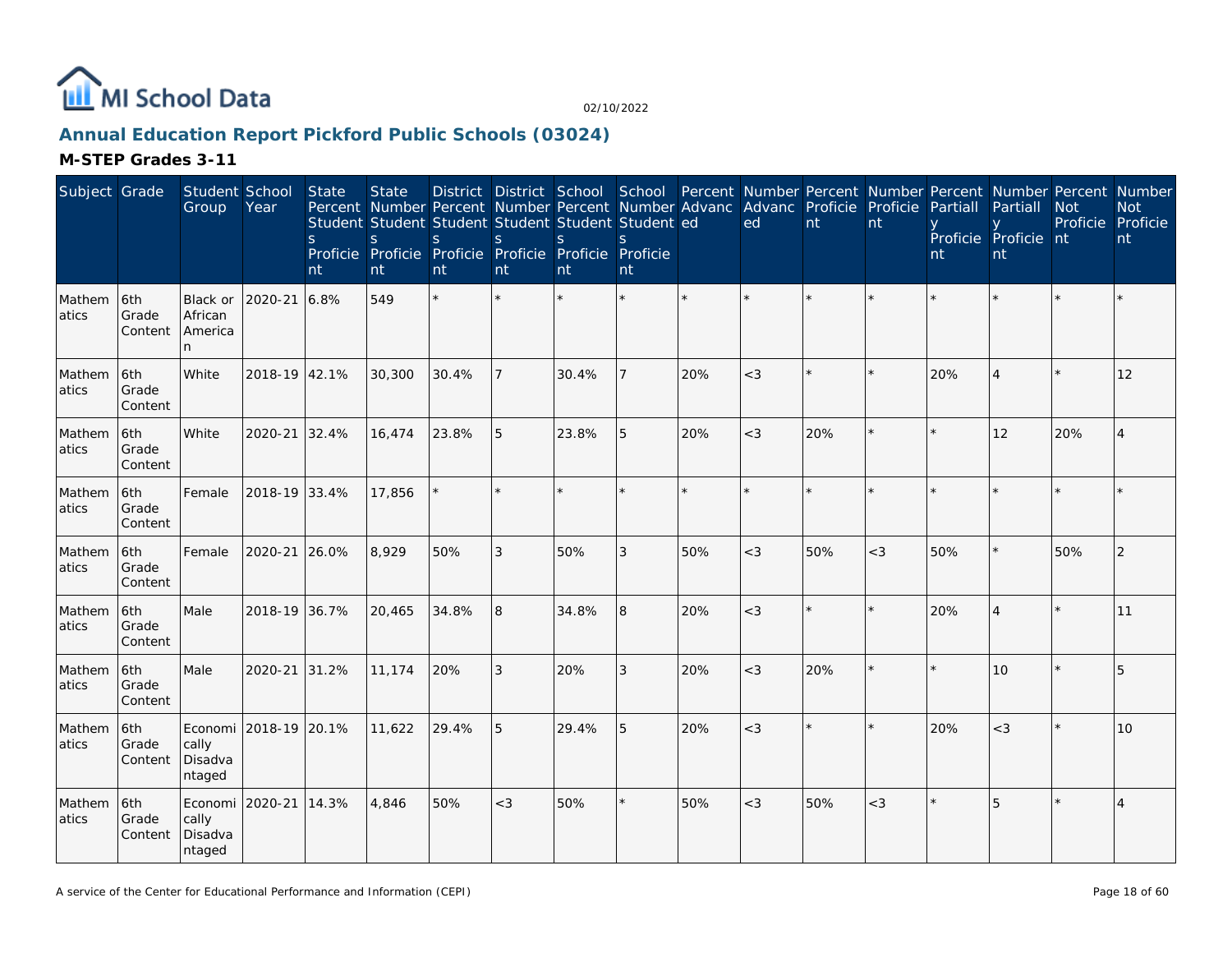MI School Data

02/10/2022

## Annual Education Report Pickford Public Schools (03024)

### M-STEP Grades 3-11

| Subject | Grade | Student Group | School Year | State Percent Students Proficient | State Number Students Proficient | District Percent Students Proficient | District Number Students Proficient | School Percent Students Proficient | School Number Students Proficient | Percent Advanced | Number Advanced | Percent Proficient | Number Proficient | Percent Partially Proficient | Number Partially Proficient | Percent Not Proficient | Number Not Proficient |
|---|---|---|---|---|---|---|---|---|---|---|---|---|---|---|---|---|---|
| Mathematics | 6th Grade Content | Black or African American | 2020-21 | 6.8% | 549 | * | * | * | * | * | * | * | * | * | * | * | * |
| Mathematics | 6th Grade Content | White | 2018-19 | 42.1% | 30,300 | 30.4% | 7 | 30.4% | 7 | 20% | <3 | * | * | 20% | 4 | * | 12 |
| Mathematics | 6th Grade Content | White | 2020-21 | 32.4% | 16,474 | 23.8% | 5 | 23.8% | 5 | 20% | <3 | 20% | * | * | 12 | 20% | 4 |
| Mathematics | 6th Grade Content | Female | 2018-19 | 33.4% | 17,856 | * | * | * | * | * | * | * | * | * | * | * | * |
| Mathematics | 6th Grade Content | Female | 2020-21 | 26.0% | 8,929 | 50% | 3 | 50% | 3 | 50% | <3 | 50% | <3 | 50% | * | 50% | 2 |
| Mathematics | 6th Grade Content | Male | 2018-19 | 36.7% | 20,465 | 34.8% | 8 | 34.8% | 8 | 20% | <3 | * | * | 20% | 4 | * | 11 |
| Mathematics | 6th Grade Content | Male | 2020-21 | 31.2% | 11,174 | 20% | 3 | 20% | 3 | 20% | <3 | 20% | * | * | 10 | * | 5 |
| Mathematics | 6th Grade Content | Economically Disadvantaged | 2018-19 | 20.1% | 11,622 | 29.4% | 5 | 29.4% | 5 | 20% | <3 | * | * | 20% | <3 | * | 10 |
| Mathematics | 6th Grade Content | Economically Disadvantaged | 2020-21 | 14.3% | 4,846 | 50% | <3 | 50% | * | 50% | <3 | 50% | <3 | * | 5 | * | 4 |

A service of the Center for Educational Performance and Information (CEPI)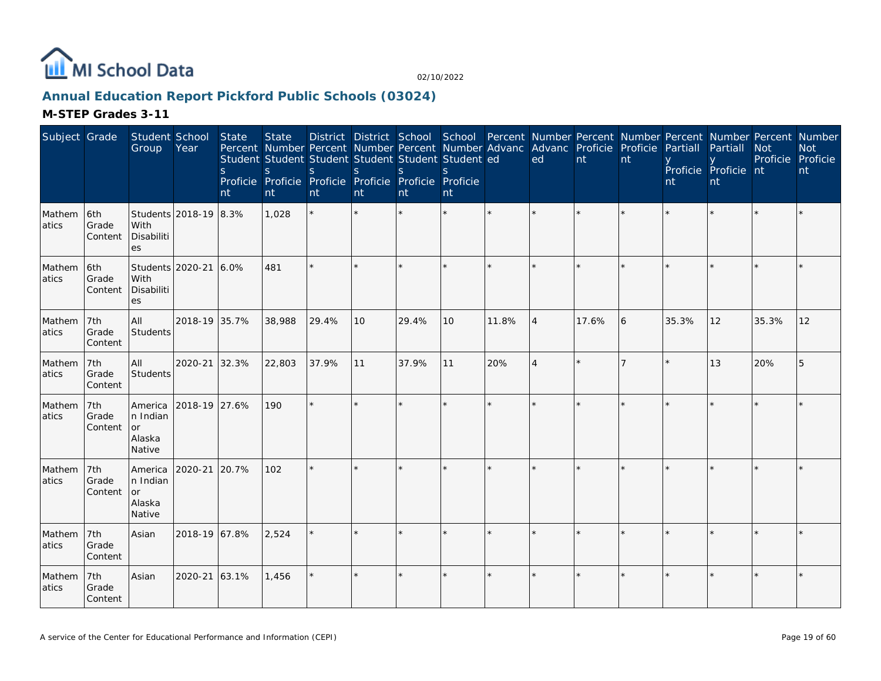MI School Data

02/10/2022

## Annual Education Report Pickford Public Schools (03024)

### M-STEP Grades 3-11

| Subject | Grade | Student Group | School Year | State Percent Students Proficient | State Number Students Proficient | District Percent Students Proficient | District Number Students Proficient | School Percent Students Proficient | School Number Students Proficient | Percent Advanced | Number Advanced | Percent Proficient | Number Proficient | Percent Partially Proficient | Number Partially Proficient | Percent Not Proficient | Number Not Proficient |
|---|---|---|---|---|---|---|---|---|---|---|---|---|---|---|---|---|---|
| Mathematics | 6th Grade Content | Students With Disabilities | 2018-19 | 8.3% | 1,028 | * | * | * | * | * | * | * | * | * | * | * | * |
| Mathematics | 6th Grade Content | Students With Disabilities | 2020-21 | 6.0% | 481 | * | * | * | * | * | * | * | * | * | * | * | * |
| Mathematics | 7th Grade Content | All Students | 2018-19 | 35.7% | 38,988 | 29.4% | 10 | 29.4% | 10 | 11.8% | 4 | 17.6% | 6 | 35.3% | 12 | 35.3% | 12 |
| Mathematics | 7th Grade Content | All Students | 2020-21 | 32.3% | 22,803 | 37.9% | 11 | 37.9% | 11 | 20% | 4 | * | 7 | * | 13 | 20% | 5 |
| Mathematics | 7th Grade Content | American Indian or Alaska Native | 2018-19 | 27.6% | 190 | * | * | * | * | * | * | * | * | * | * | * | * |
| Mathematics | 7th Grade Content | American Indian or Alaska Native | 2020-21 | 20.7% | 102 | * | * | * | * | * | * | * | * | * | * | * | * |
| Mathematics | 7th Grade Content | Asian | 2018-19 | 67.8% | 2,524 | * | * | * | * | * | * | * | * | * | * | * | * |
| Mathematics | 7th Grade Content | Asian | 2020-21 | 63.1% | 1,456 | * | * | * | * | * | * | * | * | * | * | * | * |

A service of the Center for Educational Performance and Information (CEPI)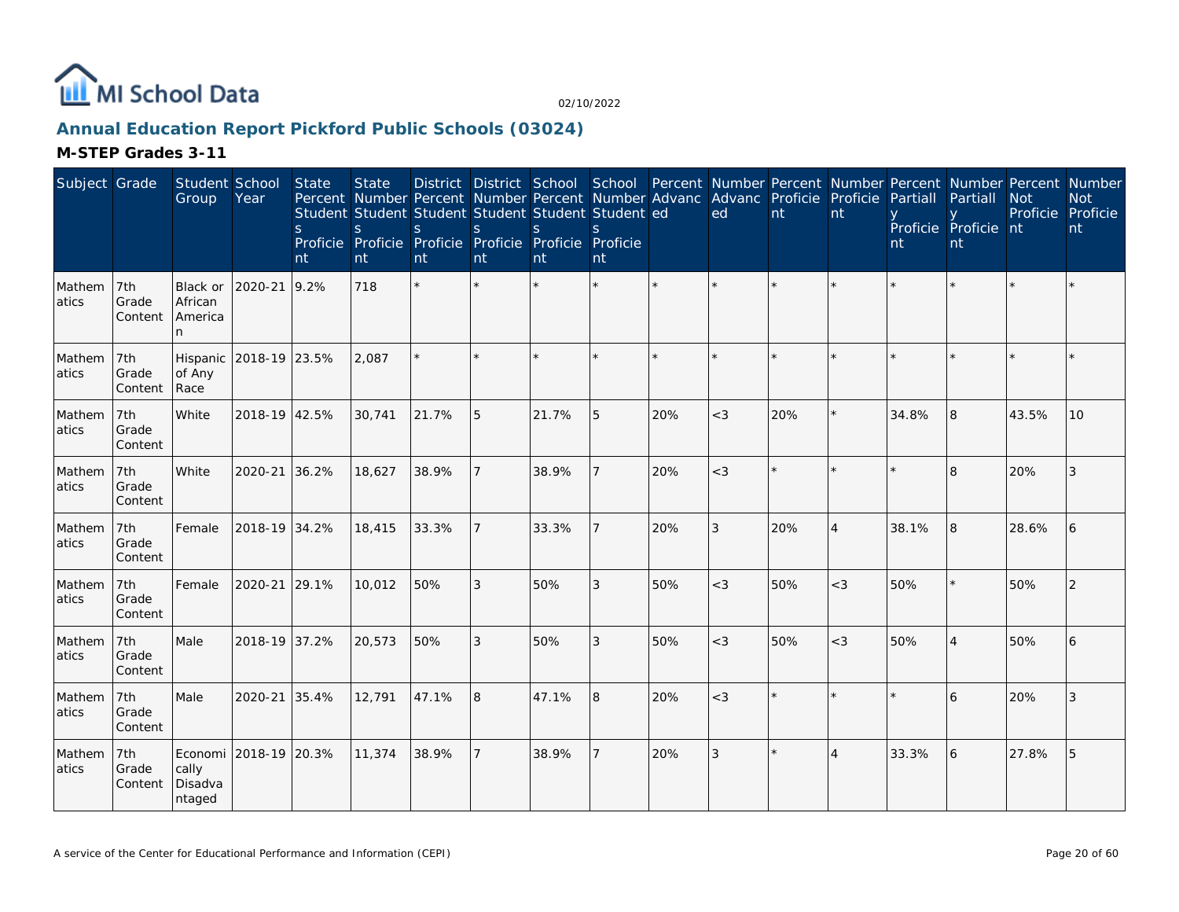MI School Data

02/10/2022

## Annual Education Report Pickford Public Schools (03024)

### M-STEP Grades 3-11

| Subject | Grade | Student Group | School Year | State Percent Students Proficient | State Number Students Proficient | District Percent Students Proficient | District Number Students Proficient | School Percent Students Proficient | School Number Students Proficient | Percent Advanced | Number Advanced | Percent Proficient | Number Proficient | Percent Partially Proficient | Number Partially Proficient | Percent Not Proficient | Number Not Proficient |
|---|---|---|---|---|---|---|---|---|---|---|---|---|---|---|---|---|---|
| Mathematics | 7th Grade Content | Black or African American | 2020-21 | 9.2% | 718 | * | * | * | * | * | * | * | * | * | * | * | * |
| Mathematics | 7th Grade Content | Hispanic of Any Race | 2018-19 | 23.5% | 2,087 | * | * | * | * | * | * | * | * | * | * | * | * |
| Mathematics | 7th Grade Content | White | 2018-19 | 42.5% | 30,741 | 21.7% | 5 | 21.7% | 5 | 20% | <3 | 20% | * | 34.8% | 8 | 43.5% | 10 |
| Mathematics | 7th Grade Content | White | 2020-21 | 36.2% | 18,627 | 38.9% | 7 | 38.9% | 7 | 20% | <3 | * | * | * | 8 | 20% | 3 |
| Mathematics | 7th Grade Content | Female | 2018-19 | 34.2% | 18,415 | 33.3% | 7 | 33.3% | 7 | 20% | 3 | 20% | 4 | 38.1% | 8 | 28.6% | 6 |
| Mathematics | 7th Grade Content | Female | 2020-21 | 29.1% | 10,012 | 50% | 3 | 50% | 3 | 50% | <3 | 50% | <3 | 50% | * | 50% | 2 |
| Mathematics | 7th Grade Content | Male | 2018-19 | 37.2% | 20,573 | 50% | 3 | 50% | 3 | 50% | <3 | 50% | <3 | 50% | 4 | 50% | 6 |
| Mathematics | 7th Grade Content | Male | 2020-21 | 35.4% | 12,791 | 47.1% | 8 | 47.1% | 8 | 20% | <3 | * | * | * | 6 | 20% | 3 |
| Mathematics | 7th Grade Content | Economically Disadvantaged | 2018-19 | 20.3% | 11,374 | 38.9% | 7 | 38.9% | 7 | 20% | 3 | * | 4 | 33.3% | 6 | 27.8% | 5 |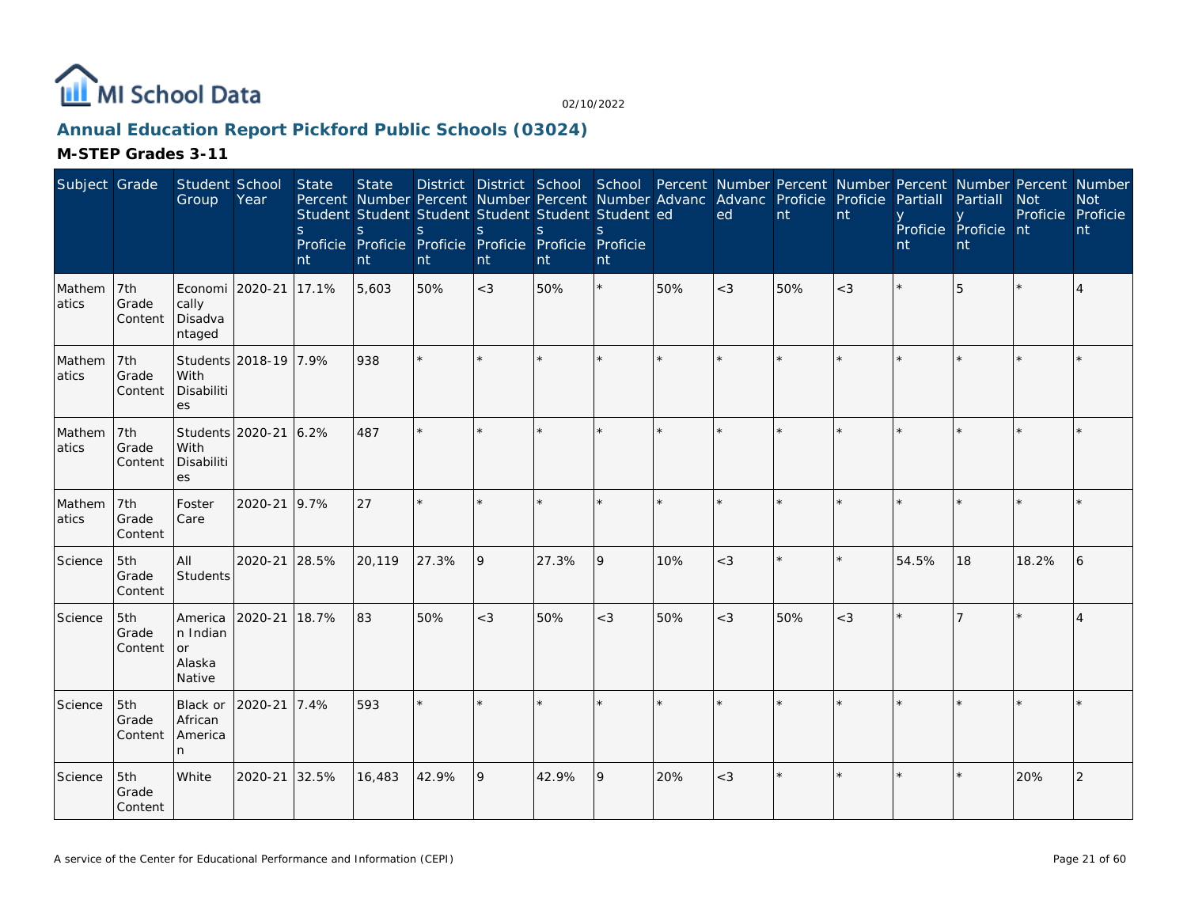MI School Data

02/10/2022

## Annual Education Report Pickford Public Schools (03024)

### M-STEP Grades 3-11

| Subject | Grade | Student Group | School Year | State Percent Students Proficient | State Number Students Proficient | District Percent Students Proficient | District Number Students Proficient | School Percent Students Proficient | School Number Students Proficient | Percent Advanced | Number Advanced | Percent Proficient | Number Proficient | Percent Partially Proficient | Number Partially Proficient | Percent Not Proficient | Number Not Proficient |
|---|---|---|---|---|---|---|---|---|---|---|---|---|---|---|---|---|---|
| Mathematics | 7th Grade Content | Economically Disadvantaged | 2020-21 | 17.1% | 5,603 | 50% | <3 | 50% | * | 50% | <3 | 50% | <3 | * | 5 | * | 4 |
| Mathematics | 7th Grade Content | Students With Disabilities | 2018-19 | 7.9% | 938 | * | * | * | * | * | * | * | * | * | * | * | * |
| Mathematics | 7th Grade Content | Students With Disabilities | 2020-21 | 6.2% | 487 | * | * | * | * | * | * | * | * | * | * | * | * |
| Mathematics | 7th Grade Content | Foster Care | 2020-21 | 9.7% | 27 | * | * | * | * | * | * | * | * | * | * | * | * |
| Science | 5th Grade Content | All Students | 2020-21 | 28.5% | 20,119 | 27.3% | 9 | 27.3% | 9 | 10% | <3 | * | * | 54.5% | 18 | 18.2% | 6 |
| Science | 5th Grade Content | American Indian or Alaska Native | 2020-21 | 18.7% | 83 | 50% | <3 | 50% | <3 | 50% | <3 | 50% | <3 | * | 7 | * | 4 |
| Science | 5th Grade Content | Black or African American | 2020-21 | 7.4% | 593 | * | * | * | * | * | * | * | * | * | * | * | * |
| Science | 5th Grade Content | White | 2020-21 | 32.5% | 16,483 | 42.9% | 9 | 42.9% | 9 | 20% | <3 | * | * | * | * | 20% | 2 |

A service of the Center for Educational Performance and Information (CEPI)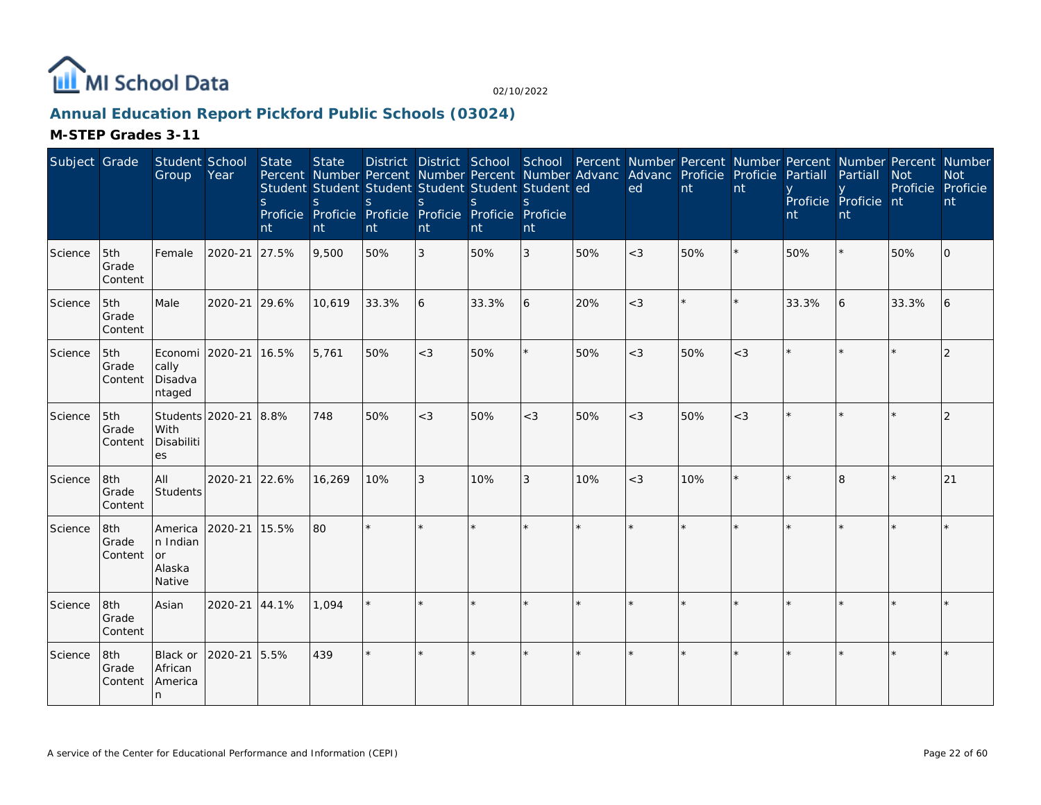# MI School Data

02/10/2022

## Annual Education Report Pickford Public Schools (03024)

### M-STEP Grades 3-11

| Subject | Grade | Student Group | School Year | State Percent Students Proficient | State Number Students Proficient | District Percent Students Proficient | District Number Students Proficient | School Percent Students Proficient | School Number Students Proficient | Percent Advanced | Number Advanced | Percent Proficient | Number Proficient | Percent Partially Proficient | Number Partially Proficient | Percent Not Proficient | Number Not Proficient |
|---|---|---|---|---|---|---|---|---|---|---|---|---|---|---|---|---|---|
| Science | 5th Grade Content | Female | 2020-21 | 27.5% | 9,500 | 50% | 3 | 50% | 3 | 50% | <3 | 50% | * | 50% | * | 50% | 0 |
| Science | 5th Grade Content | Male | 2020-21 | 29.6% | 10,619 | 33.3% | 6 | 33.3% | 6 | 20% | <3 | * | * | 33.3% | 6 | 33.3% | 6 |
| Science | 5th Grade Content | Economically Disadvantaged | 2020-21 | 16.5% | 5,761 | 50% | <3 | 50% | * | 50% | <3 | 50% | <3 | * | * | * | 2 |
| Science | 5th Grade Content | Students With Disabilities | 2020-21 | 8.8% | 748 | 50% | <3 | 50% | <3 | 50% | <3 | 50% | <3 | * | * | * | 2 |
| Science | 8th Grade Content | All Students | 2020-21 | 22.6% | 16,269 | 10% | 3 | 10% | 3 | 10% | <3 | 10% | * | * | 8 | * | 21 |
| Science | 8th Grade Content | American Indian or Alaska Native | 2020-21 | 15.5% | 80 | * | * | * | * | * | * | * | * | * | * | * | * |
| Science | 8th Grade Content | Asian | 2020-21 | 44.1% | 1,094 | * | * | * | * | * | * | * | * | * | * | * | * |
| Science | 8th Grade Content | Black or African American | 2020-21 | 5.5% | 439 | * | * | * | * | * | * | * | * | * | * | * | * |

A service of the Center for Educational Performance and Information (CEPI)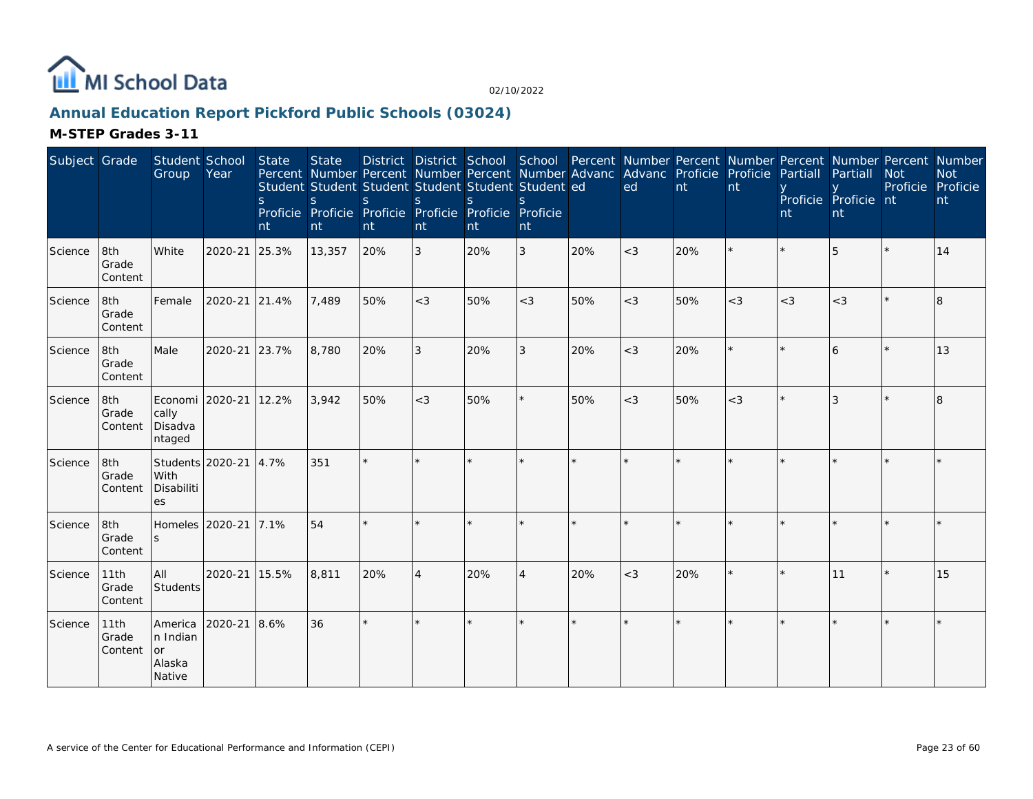MI School Data

02/10/2022

## Annual Education Report Pickford Public Schools (03024)

### M-STEP Grades 3-11

| Subject | Grade | Student Group | School Year | State Percent Students Proficient | State Number Students Proficient | District Percent Students Proficient | District Number Students Proficient | School Percent Students Proficient | School Number Students Proficient | Percent Advanced | Number Advanced | Percent Proficient | Number Proficient | Percent Partially Proficient | Number Partially Proficient | Percent Not Proficient | Number Not Proficient |
|---|---|---|---|---|---|---|---|---|---|---|---|---|---|---|---|---|---|
| Science | 8th Grade Content | White | 2020-21 | 25.3% | 13,357 | 20% | 3 | 20% | 3 | 20% | <3 | 20% | * | * | 5 | * | 14 |
| Science | 8th Grade Content | Female | 2020-21 | 21.4% | 7,489 | 50% | <3 | 50% | <3 | 50% | <3 | 50% | <3 | <3 | <3 | * | 8 |
| Science | 8th Grade Content | Male | 2020-21 | 23.7% | 8,780 | 20% | 3 | 20% | 3 | 20% | <3 | 20% | * | * | 6 | * | 13 |
| Science | 8th Grade Content | Economically Disadvantaged | 2020-21 | 12.2% | 3,942 | 50% | <3 | 50% | * | 50% | <3 | 50% | <3 | * | 3 | * | 8 |
| Science | 8th Grade Content | Students With Disabilities | 2020-21 | 4.7% | 351 | * | * | * | * | * | * | * | * | * | * | * | * |
| Science | 8th Grade Content | Homeless | 2020-21 | 7.1% | 54 | * | * | * | * | * | * | * | * | * | * | * | * |
| Science | 11th Grade Content | All Students | 2020-21 | 15.5% | 8,811 | 20% | 4 | 20% | 4 | 20% | <3 | 20% | * | * | 11 | * | 15 |
| Science | 11th Grade Content | American Indian or Alaska Native | 2020-21 | 8.6% | 36 | * | * | * | * | * | * | * | * | * | * | * | * |

A service of the Center for Educational Performance and Information (CEPI)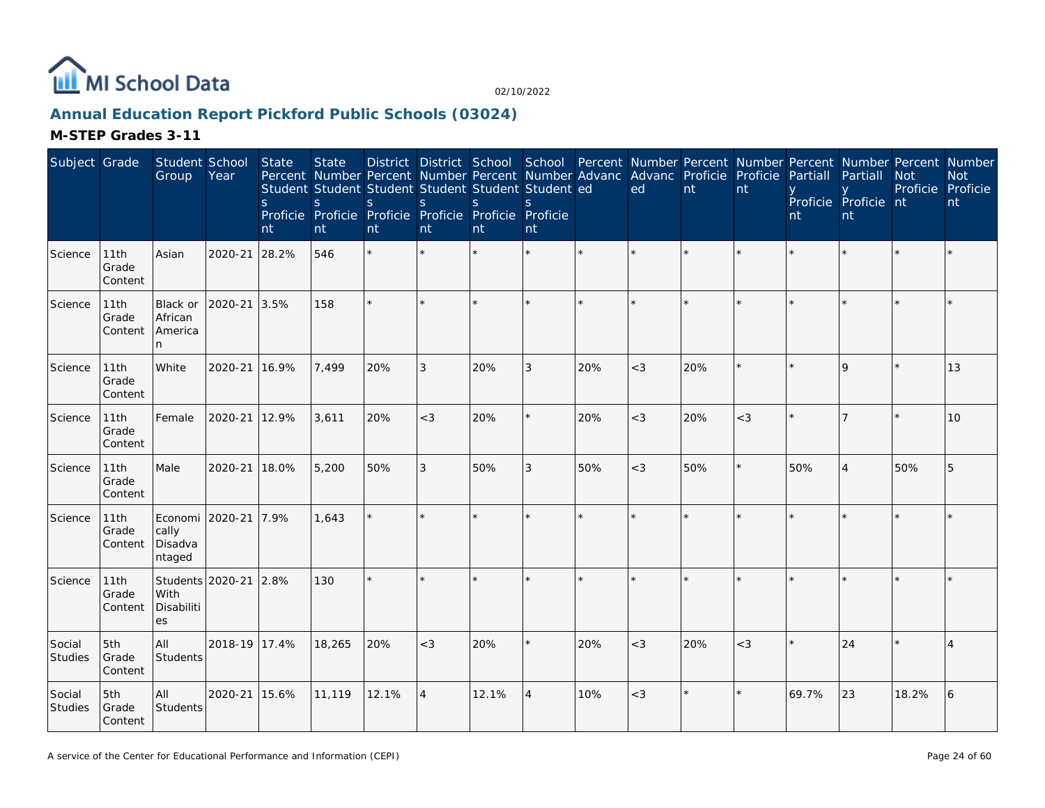# MI School Data

02/10/2022

## Annual Education Report Pickford Public Schools (03024)

### M-STEP Grades 3-11

| Subject | Grade | Student Group | School Year | State Percent Students Proficient | State Number Students Proficient | District Percent Students Proficient | District Number Students Proficient | School Percent Students Proficient | School Number Students Proficient | Percent Advanced | Number Advanced | Percent Proficient | Number Proficient | Percent Partially Proficient | Number Partially Proficient | Percent Not Proficient | Number Not Proficient |
|---|---|---|---|---|---|---|---|---|---|---|---|---|---|---|---|---|---|
| Science | 11th Grade Content | Asian | 2020-21 | 28.2% | 546 | * | * | * | * | * | * | * | * | * | * | * | * |
| Science | 11th Grade Content | Black or African American | 2020-21 | 3.5% | 158 | * | * | * | * | * | * | * | * | * | * | * | * |
| Science | 11th Grade Content | White | 2020-21 | 16.9% | 7,499 | 20% | 3 | 20% | 3 | 20% | <3 | 20% | * | * | 9 | * | 13 |
| Science | 11th Grade Content | Female | 2020-21 | 12.9% | 3,611 | 20% | <3 | 20% | * | 20% | <3 | 20% | <3 | * | 7 | * | 10 |
| Science | 11th Grade Content | Male | 2020-21 | 18.0% | 5,200 | 50% | 3 | 50% | 3 | 50% | <3 | 50% | * | 50% | 4 | 50% | 5 |
| Science | 11th Grade Content | Economically Disadvantaged | 2020-21 | 7.9% | 1,643 | * | * | * | * | * | * | * | * | * | * | * | * |
| Science | 11th Grade Content | Students With Disabilities | 2020-21 | 2.8% | 130 | * | * | * | * | * | * | * | * | * | * | * | * |
| Social Studies | 5th Grade Content | All Students | 2018-19 | 17.4% | 18,265 | 20% | <3 | 20% | * | 20% | <3 | 20% | <3 | * | 24 | * | 4 |
| Social Studies | 5th Grade Content | All Students | 2020-21 | 15.6% | 11,119 | 12.1% | 4 | 12.1% | 4 | 10% | <3 | * | * | 69.7% | 23 | 18.2% | 6 |

A service of the Center for Educational Performance and Information (CEPI)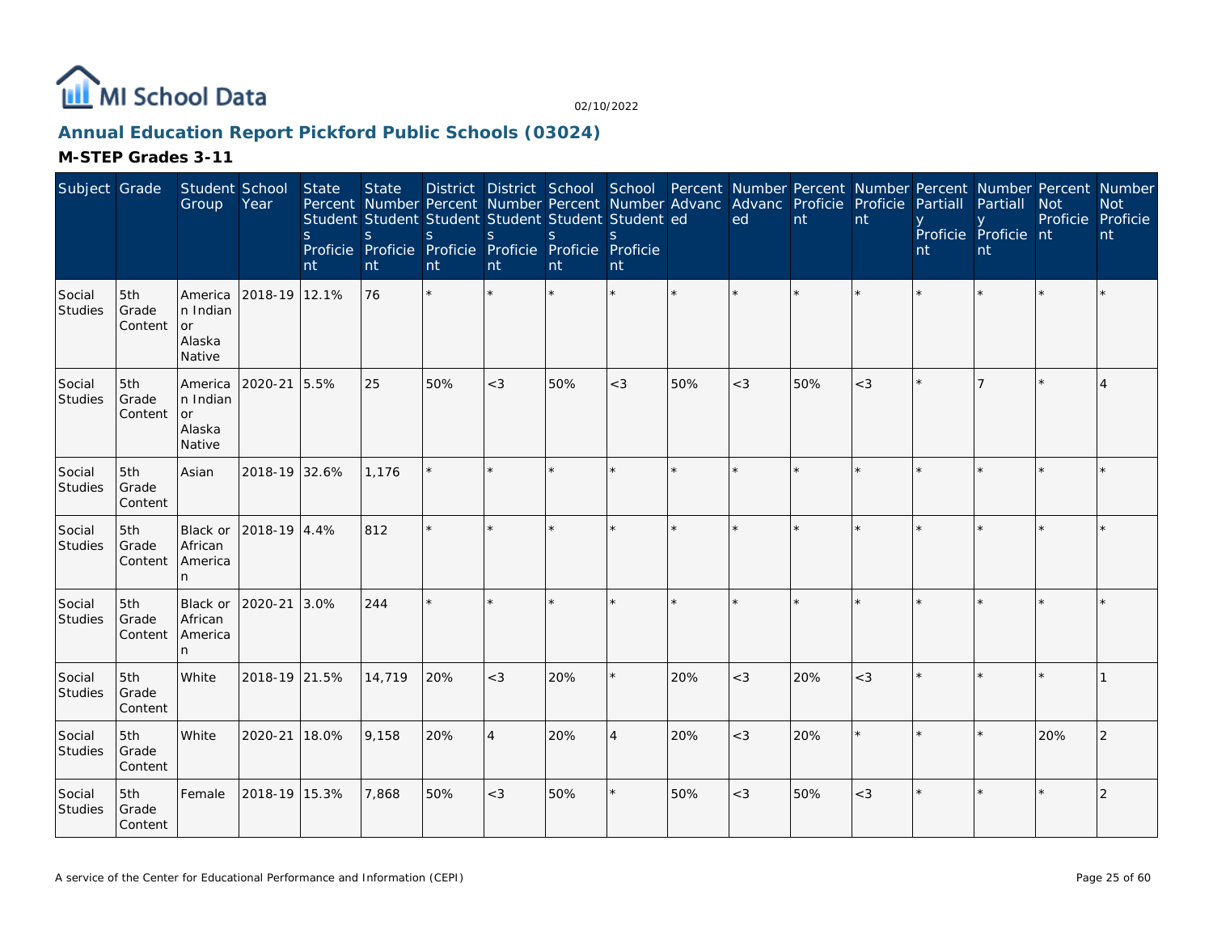# Annual Education Report Pickford Public Schools (03024)

## M-STEP Grades 3-11

| Subject | Grade | Student Group | School Year | State Percent Students Proficient | State Number Students Proficient | District Percent Students Proficient | District Number Students Proficient | School Percent Students Proficient | School Number Students Proficient | Percent Advanced | Number Advanced | Percent Proficient | Number Proficient | Percent Partially Proficient | Number Partially Proficient | Percent Not Proficient | Number Not Proficient |
|---|---|---|---|---|---|---|---|---|---|---|---|---|---|---|---|---|---|
| Social Studies | 5th Grade Content | American Indian or Alaska Native | 2018-19 | 12.1% | 76 | * | * | * | * | * | * | * | * | * | * | * | * |
| Social Studies | 5th Grade Content | American Indian or Alaska Native | 2020-21 | 5.5% | 25 | 50% | <3 | 50% | <3 | 50% | <3 | 50% | <3 | * | 7 | * | 4 |
| Social Studies | 5th Grade Content | Asian | 2018-19 | 32.6% | 1,176 | * | * | * | * | * | * | * | * | * | * | * | * |
| Social Studies | 5th Grade Content | Black or African American | 2018-19 | 4.4% | 812 | * | * | * | * | * | * | * | * | * | * | * | * |
| Social Studies | 5th Grade Content | Black or African American | 2020-21 | 3.0% | 244 | * | * | * | * | * | * | * | * | * | * | * | * |
| Social Studies | 5th Grade Content | White | 2018-19 | 21.5% | 14,719 | 20% | <3 | 20% | * | 20% | <3 | 20% | <3 | * | * | * | 1 |
| Social Studies | 5th Grade Content | White | 2020-21 | 18.0% | 9,158 | 20% | 4 | 20% | 4 | 20% | <3 | 20% | * | * | * | 20% | 2 |
| Social Studies | 5th Grade Content | Female | 2018-19 | 15.3% | 7,868 | 50% | <3 | 50% | * | 50% | <3 | 50% | <3 | * | * | * | 2 |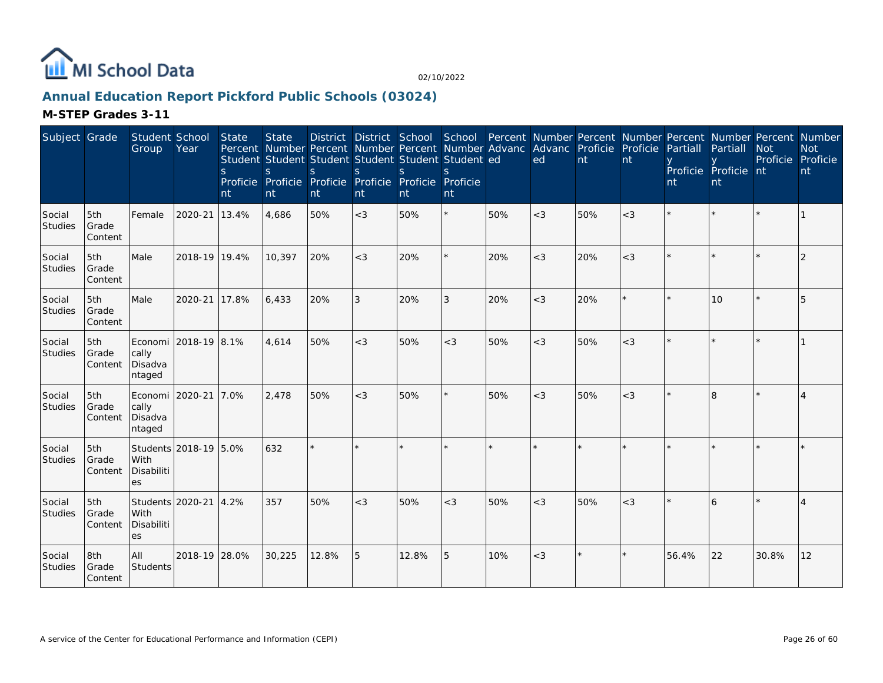# Annual Education Report Pickford Public Schools (03024)

02/10/2022

## M-STEP Grades 3-11

| Subject | Grade | Student Group | School Year | State Percent Students Proficient | State Number Students Proficient | District Percent Students Proficient | District Number Students Proficient | School Percent Students Proficient | School Number Students Proficient | Percent Advanced | Number Advanced | Percent Proficient | Number Proficient | Percent Partially Proficient | Number Partially Proficient | Percent Not Proficient | Number Not Proficient |
|---|---|---|---|---|---|---|---|---|---|---|---|---|---|---|---|---|---|
| Social Studies | 5th Grade Content | Female | 2020-21 | 13.4% | 4,686 | 50% | <3 | 50% | * | 50% | <3 | 50% | <3 | * | * | * | 1 |
| Social Studies | 5th Grade Content | Male | 2018-19 | 19.4% | 10,397 | 20% | <3 | 20% | * | 20% | <3 | 20% | <3 | * | * | * | 2 |
| Social Studies | 5th Grade Content | Male | 2020-21 | 17.8% | 6,433 | 20% | 3 | 20% | 3 | 20% | <3 | 20% | * | * | 10 | * | 5 |
| Social Studies | 5th Grade Content | Economically Disadvantaged | 2018-19 | 8.1% | 4,614 | 50% | <3 | 50% | <3 | 50% | <3 | 50% | <3 | * | * | * | 1 |
| Social Studies | 5th Grade Content | Economically Disadvantaged | 2020-21 | 7.0% | 2,478 | 50% | <3 | 50% | * | 50% | <3 | 50% | <3 | * | 8 | * | 4 |
| Social Studies | 5th Grade Content | Students With Disabilities | 2018-19 | 5.0% | 632 | * | * | * | * | * | * | * | * | * | * | * | * |
| Social Studies | 5th Grade Content | Students With Disabilities | 2020-21 | 4.2% | 357 | 50% | <3 | 50% | <3 | 50% | <3 | 50% | <3 | * | 6 | * | 4 |
| Social Studies | 8th Grade Content | All Students | 2018-19 | 28.0% | 30,225 | 12.8% | 5 | 12.8% | 5 | 10% | <3 | * | * | 56.4% | 22 | 30.8% | 12 |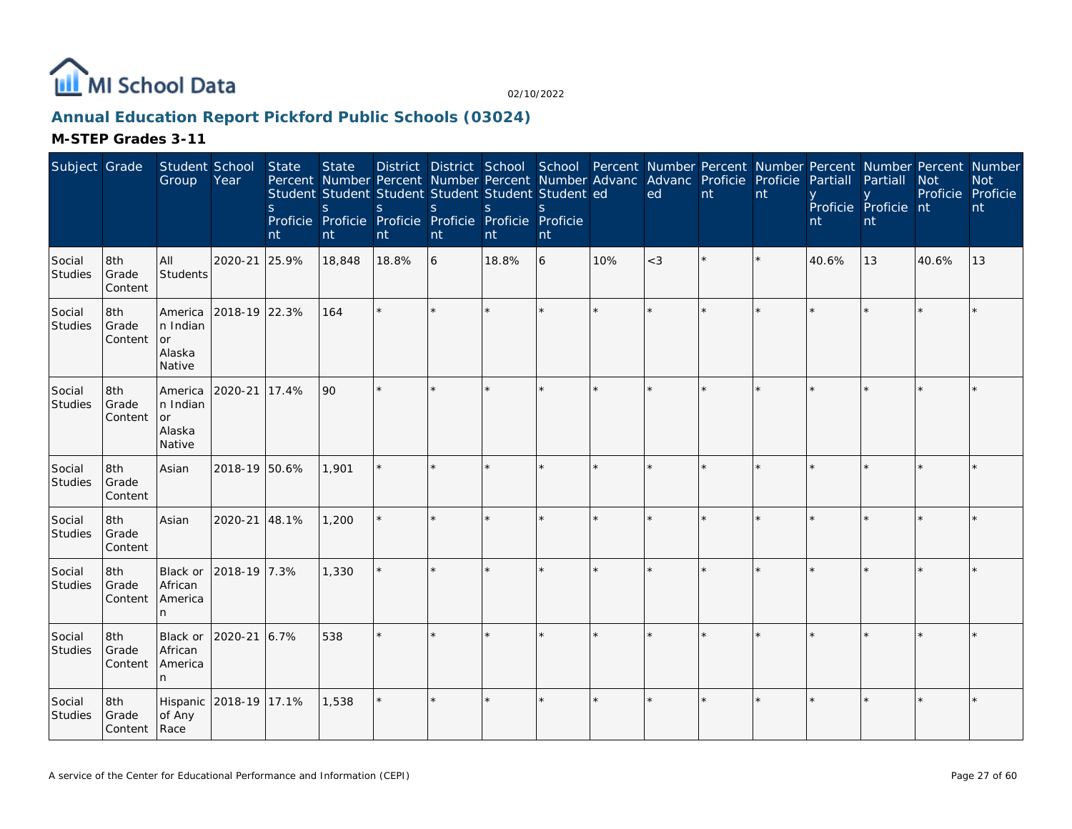MI School Data

02/10/2022

## Annual Education Report Pickford Public Schools (03024)

### M-STEP Grades 3-11

| Subject | Grade | Student Group | School Year | State Percent Students Proficient | State Number Students Proficient | District Percent Students Proficient | District Number Students Proficient | School Percent Students Proficient | School Number Students Proficient | Percent Advanced | Number Advanced | Percent Proficient | Number Proficient | Percent Partially Proficient | Number Partially Proficient | Percent Not Proficient | Number Not Proficient |
|---|---|---|---|---|---|---|---|---|---|---|---|---|---|---|---|---|---|
| Social Studies | 8th Grade Content | All Students | 2020-21 | 25.9% | 18,848 | 18.8% | 6 | 18.8% | 6 | 10% | <3 | * | * | 40.6% | 13 | 40.6% | 13 |
| Social Studies | 8th Grade Content | American Indian or Alaska Native | 2018-19 | 22.3% | 164 | * | * | * | * | * | * | * | * | * | * | * | * |
| Social Studies | 8th Grade Content | American Indian or Alaska Native | 2020-21 | 17.4% | 90 | * | * | * | * | * | * | * | * | * | * | * | * |
| Social Studies | 8th Grade Content | Asian | 2018-19 | 50.6% | 1,901 | * | * | * | * | * | * | * | * | * | * | * | * |
| Social Studies | 8th Grade Content | Asian | 2020-21 | 48.1% | 1,200 | * | * | * | * | * | * | * | * | * | * | * | * |
| Social Studies | 8th Grade Content | Black or African American | 2018-19 | 7.3% | 1,330 | * | * | * | * | * | * | * | * | * | * | * | * |
| Social Studies | 8th Grade Content | Black or African American | 2020-21 | 6.7% | 538 | * | * | * | * | * | * | * | * | * | * | * | * |
| Social Studies | 8th Grade Content | Hispanic of Any Race | 2018-19 | 17.1% | 1,538 | * | * | * | * | * | * | * | * | * | * | * | * |

A service of the Center for Educational Performance and Information (CEPI)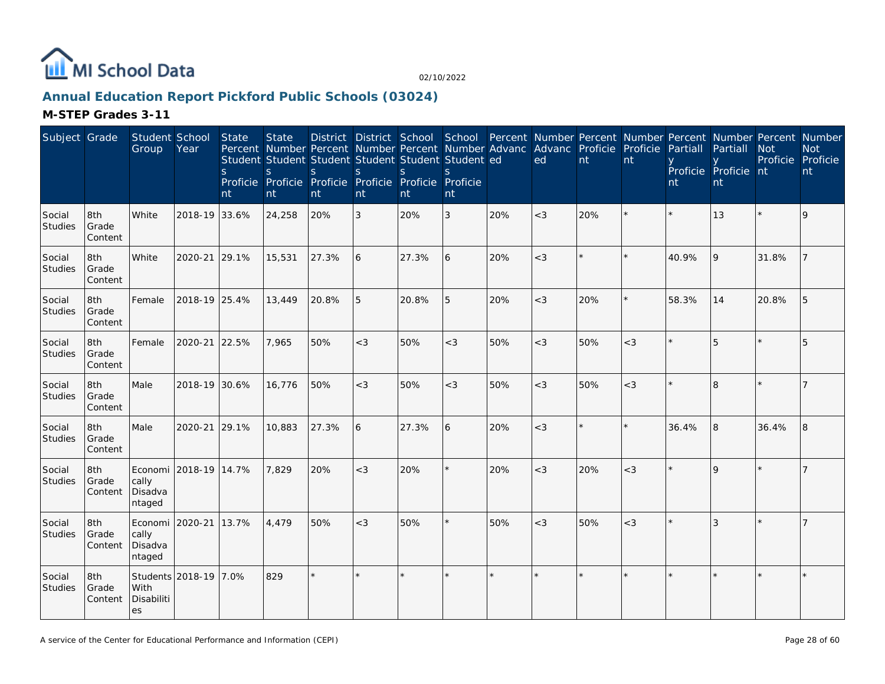MI School Data

02/10/2022

## Annual Education Report Pickford Public Schools (03024)

### M-STEP Grades 3-11

| Subject | Grade | Student Group | School Year | State Percent Students Proficient | State Number Students Proficient | District Percent Students Proficient | District Number Students Proficient | School Percent Students Proficient | School Number Students Proficient | Percent Advanced | Number Advanced | Percent Proficient | Number Proficient | Percent Partially Proficient | Number Partially Proficient | Percent Not Proficient | Number Not Proficient |
|---|---|---|---|---|---|---|---|---|---|---|---|---|---|---|---|---|---|
| Social Studies | 8th Grade Content | White | 2018-19 | 33.6% | 24,258 | 20% | 3 | 20% | 3 | 20% | <3 | 20% | * | * | 13 | * | 9 |
| Social Studies | 8th Grade Content | White | 2020-21 | 29.1% | 15,531 | 27.3% | 6 | 27.3% | 6 | 20% | <3 | * | * | 40.9% | 9 | 31.8% | 7 |
| Social Studies | 8th Grade Content | Female | 2018-19 | 25.4% | 13,449 | 20.8% | 5 | 20.8% | 5 | 20% | <3 | 20% | * | 58.3% | 14 | 20.8% | 5 |
| Social Studies | 8th Grade Content | Female | 2020-21 | 22.5% | 7,965 | 50% | <3 | 50% | <3 | 50% | <3 | 50% | <3 | * | 5 | * | 5 |
| Social Studies | 8th Grade Content | Male | 2018-19 | 30.6% | 16,776 | 50% | <3 | 50% | <3 | 50% | <3 | 50% | <3 | * | 8 | * | 7 |
| Social Studies | 8th Grade Content | Male | 2020-21 | 29.1% | 10,883 | 27.3% | 6 | 27.3% | 6 | 20% | <3 | * | * | 36.4% | 8 | 36.4% | 8 |
| Social Studies | 8th Grade Content | Economically Disadvantaged | 2018-19 | 14.7% | 7,829 | 20% | <3 | 20% | * | 20% | <3 | 20% | <3 | * | 9 | * | 7 |
| Social Studies | 8th Grade Content | Economically Disadvantaged | 2020-21 | 13.7% | 4,479 | 50% | <3 | 50% | * | 50% | <3 | 50% | <3 | * | 3 | * | 7 |
| Social Studies | 8th Grade Content | Students With Disabilities | 2018-19 | 7.0% | 829 | * | * | * | * | * | * | * | * | * | * | * | * |

A service of the Center for Educational Performance and Information (CEPI)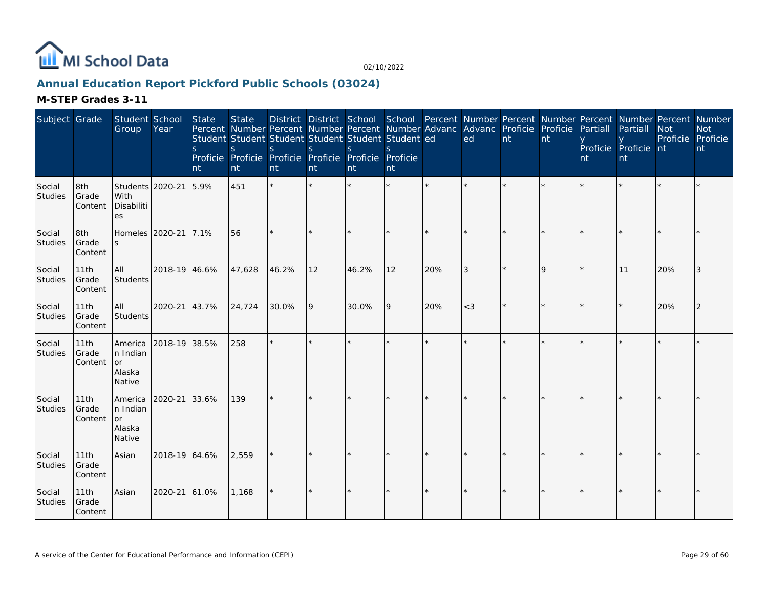# MI School Data

02/10/2022

## Annual Education Report Pickford Public Schools (03024)

### M-STEP Grades 3-11

| Subject | Grade | Student Group | School Year | State Percent Students Proficient | State Number Students Proficient | District Percent Students Proficient | District Number Students Proficient | School Percent Students Proficient | School Number Students Proficient | Percent Advanced | Number Advanced | Percent Proficient | Number Proficient | Percent Partially Proficient | Number Partially Proficient | Percent Not Proficient | Number Not Proficient |
|---|---|---|---|---|---|---|---|---|---|---|---|---|---|---|---|---|---|
| Social Studies | 8th Grade Content | Students With Disabilities | 2020-21 | 5.9% | 451 | * | * | * | * | * | * | * | * | * | * | * | * |
| Social Studies | 8th Grade Content | Homeless | 2020-21 | 7.1% | 56 | * | * | * | * | * | * | * | * | * | * | * | * |
| Social Studies | 11th Grade Content | All Students | 2018-19 | 46.6% | 47,628 | 46.2% | 12 | 46.2% | 12 | 20% | 3 | * | 9 | * | 11 | 20% | 3 |
| Social Studies | 11th Grade Content | All Students | 2020-21 | 43.7% | 24,724 | 30.0% | 9 | 30.0% | 9 | 20% | <3 | * | * | * | * | 20% | 2 |
| Social Studies | 11th Grade Content | American Indian or Alaska Native | 2018-19 | 38.5% | 258 | * | * | * | * | * | * | * | * | * | * | * | * |
| Social Studies | 11th Grade Content | American Indian or Alaska Native | 2020-21 | 33.6% | 139 | * | * | * | * | * | * | * | * | * | * | * | * |
| Social Studies | 11th Grade Content | Asian | 2018-19 | 64.6% | 2,559 | * | * | * | * | * | * | * | * | * | * | * | * |
| Social Studies | 11th Grade Content | Asian | 2020-21 | 61.0% | 1,168 | * | * | * | * | * | * | * | * | * | * | * | * |

A service of the Center for Educational Performance and Information (CEPI)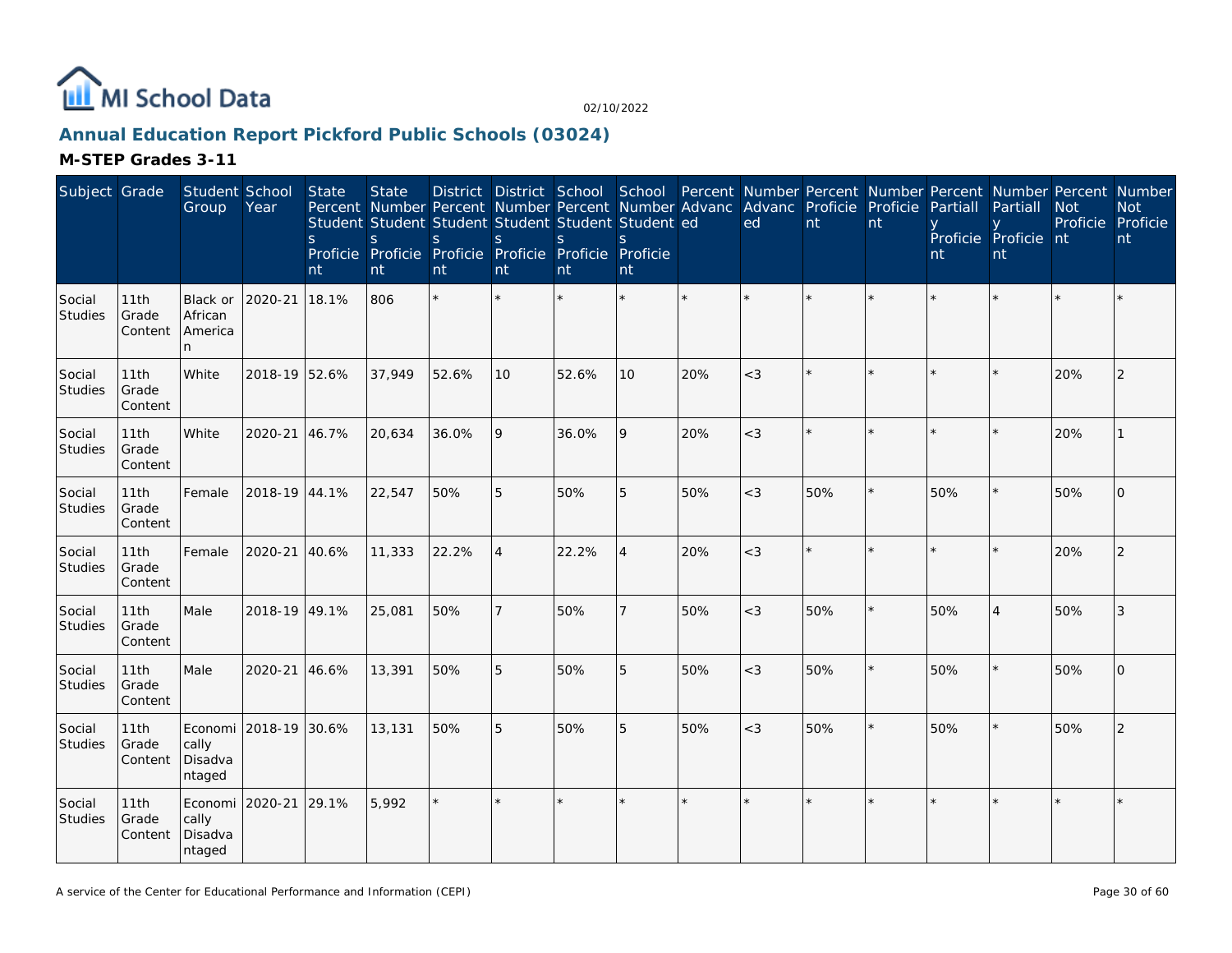MI School Data

02/10/2022

## Annual Education Report Pickford Public Schools (03024)

### M-STEP Grades 3-11

| Subject | Grade | Student Group | School Year | State Percent Students Proficient | State Number Students Proficient | District Percent Students Proficient | District Number Students Proficient | School Percent Students Proficient | School Number Students Proficient | Percent Advanced | Number Advanced | Percent Proficient | Number Proficient | Percent Partially Proficient | Number Partially Proficient | Percent Not Proficient | Number Not Proficient |
|---|---|---|---|---|---|---|---|---|---|---|---|---|---|---|---|---|---|
| Social Studies | 11th Grade Content | Black or African American | 2020-21 | 18.1% | 806 | * | * | * | * | * | * | * | * | * | * | * | * |
| Social Studies | 11th Grade Content | White | 2018-19 | 52.6% | 37,949 | 52.6% | 10 | 52.6% | 10 | 20% | <3 | * | * | * | * | 20% | 2 |
| Social Studies | 11th Grade Content | White | 2020-21 | 46.7% | 20,634 | 36.0% | 9 | 36.0% | 9 | 20% | <3 | * | * | * | * | 20% | 1 |
| Social Studies | 11th Grade Content | Female | 2018-19 | 44.1% | 22,547 | 50% | 5 | 50% | 5 | 50% | <3 | 50% | * | 50% | * | 50% | 0 |
| Social Studies | 11th Grade Content | Female | 2020-21 | 40.6% | 11,333 | 22.2% | 4 | 22.2% | 4 | 20% | <3 | * | * | * | * | 20% | 2 |
| Social Studies | 11th Grade Content | Male | 2018-19 | 49.1% | 25,081 | 50% | 7 | 50% | 7 | 50% | <3 | 50% | * | 50% | 4 | 50% | 3 |
| Social Studies | 11th Grade Content | Male | 2020-21 | 46.6% | 13,391 | 50% | 5 | 50% | 5 | 50% | <3 | 50% | * | 50% | * | 50% | 0 |
| Social Studies | 11th Grade Content | Economically Disadvantaged | 2018-19 | 30.6% | 13,131 | 50% | 5 | 50% | 5 | 50% | <3 | 50% | * | 50% | * | 50% | 2 |
| Social Studies | 11th Grade Content | Economically Disadvantaged | 2020-21 | 29.1% | 5,992 | * | * | * | * | * | * | * | * | * | * | * | * |

A service of the Center for Educational Performance and Information (CEPI)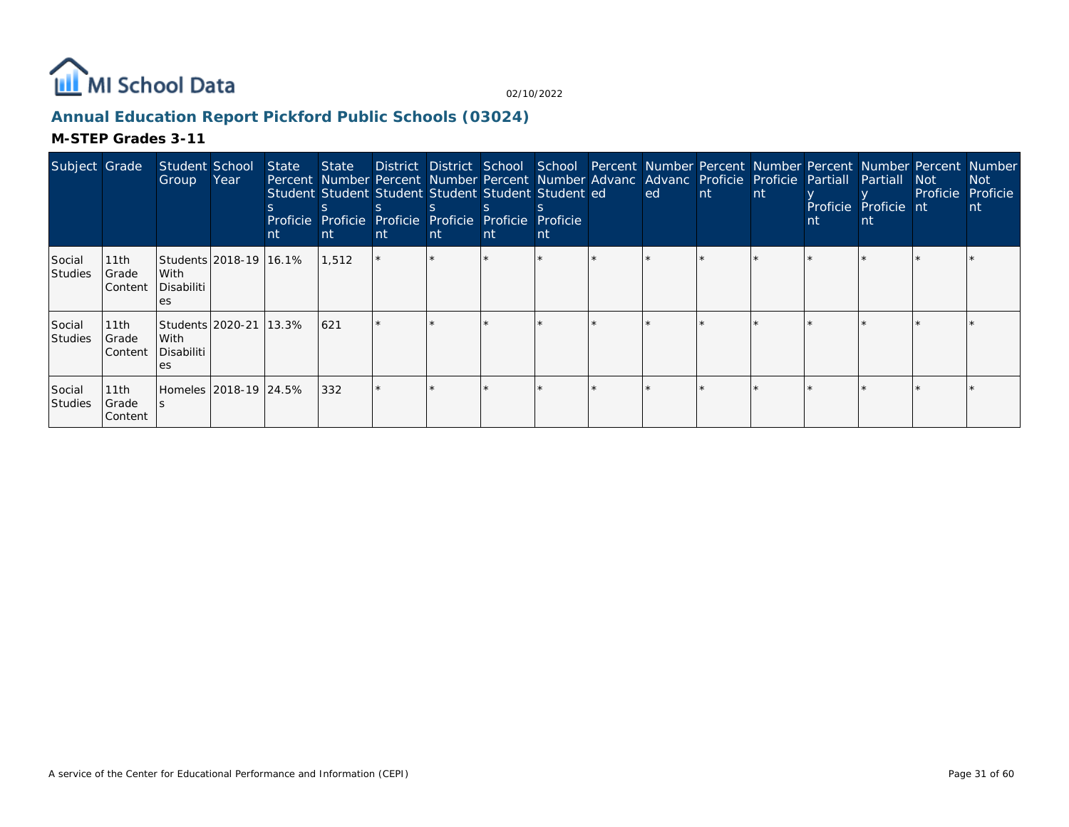# Annual Education Report Pickford Public Schools (03024)

02/10/2022

## M-STEP Grades 3-11

| Subject | Grade | Student Group | School Year | State Percent Students Proficient | State Number Students Proficient | District Percent Students Proficient | District Number Students Proficient | School Percent Students Proficient | School Number Students Proficient | Percent Advanced | Number Advanced | Percent Proficient | Number Proficient | Percent Partially Proficient | Number Partially Proficient | Percent Not Proficient | Number Not Proficient |
|---|---|---|---|---|---|---|---|---|---|---|---|---|---|---|---|---|---|
| Social Studies | 11th Grade Content | Students With Disabilities | 2018-19 | 16.1% | 1,512 | * | * | * | * | * | * | * | * | * | * | * | * |
| Social Studies | 11th Grade Content | Students With Disabilities | 2020-21 | 13.3% | 621 | * | * | * | * | * | * | * | * | * | * | * | * |
| Social Studies | 11th Grade Content | Homeless | 2018-19 | 24.5% | 332 | * | * | * | * | * | * | * | * | * | * | * | * |

A service of the Center for Educational Performance and Information (CEPI)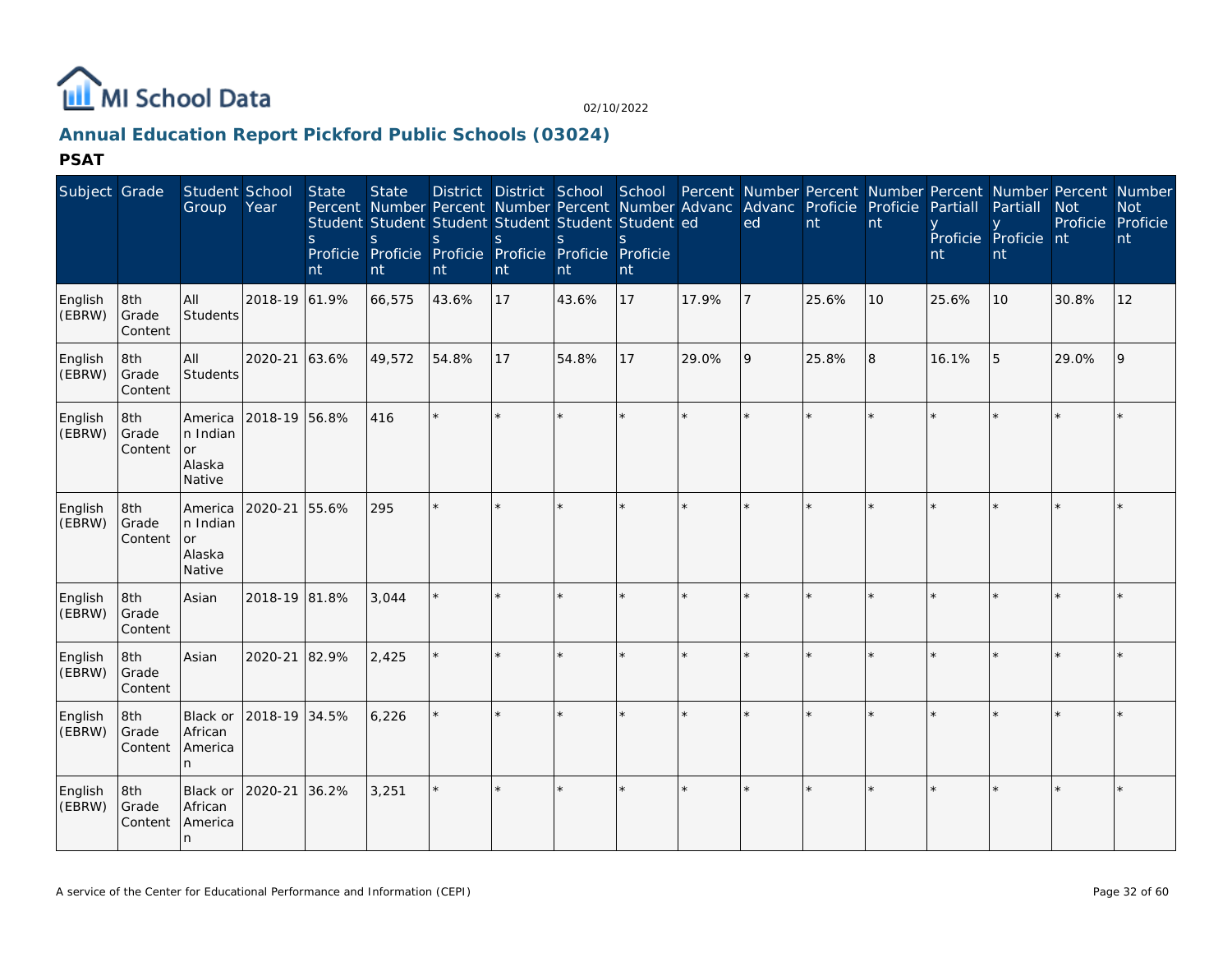MI School Data

02/10/2022

## Annual Education Report Pickford Public Schools (03024)

### PSAT

| Subject | Grade | Student Group | School Year | State Percent Students Proficient | State Number Students Proficient | District Percent Students Proficient | District Number Students Proficient | School Percent Students Proficient | School Number Students Proficient | Percent Advanced | Number Advanced | Percent Proficient | Number Proficient | Percent Partially Proficient | Number Partially Proficient | Percent Not Proficient | Number Not Proficient |
|---|---|---|---|---|---|---|---|---|---|---|---|---|---|---|---|---|---|
| English (EBRW) | 8th Grade Content | All Students | 2018-19 | 61.9% | 66,575 | 43.6% | 17 | 43.6% | 17 | 17.9% | 7 | 25.6% | 10 | 25.6% | 10 | 30.8% | 12 |
| English (EBRW) | 8th Grade Content | All Students | 2020-21 | 63.6% | 49,572 | 54.8% | 17 | 54.8% | 17 | 29.0% | 9 | 25.8% | 8 | 16.1% | 5 | 29.0% | 9 |
| English (EBRW) | 8th Grade Content | American Indian or Alaska Native | 2018-19 | 56.8% | 416 | * | * | * | * | * | * | * | * | * | * | * | * |
| English (EBRW) | 8th Grade Content | American Indian or Alaska Native | 2020-21 | 55.6% | 295 | * | * | * | * | * | * | * | * | * | * | * | * |
| English (EBRW) | 8th Grade Content | Asian | 2018-19 | 81.8% | 3,044 | * | * | * | * | * | * | * | * | * | * | * | * |
| English (EBRW) | 8th Grade Content | Asian | 2020-21 | 82.9% | 2,425 | * | * | * | * | * | * | * | * | * | * | * | * |
| English (EBRW) | 8th Grade Content | Black or African American | 2018-19 | 34.5% | 6,226 | * | * | * | * | * | * | * | * | * | * | * | * |
| English (EBRW) | 8th Grade Content | Black or African American | 2020-21 | 36.2% | 3,251 | * | * | * | * | * | * | * | * | * | * | * | * |

A service of the Center for Educational Performance and Information (CEPI)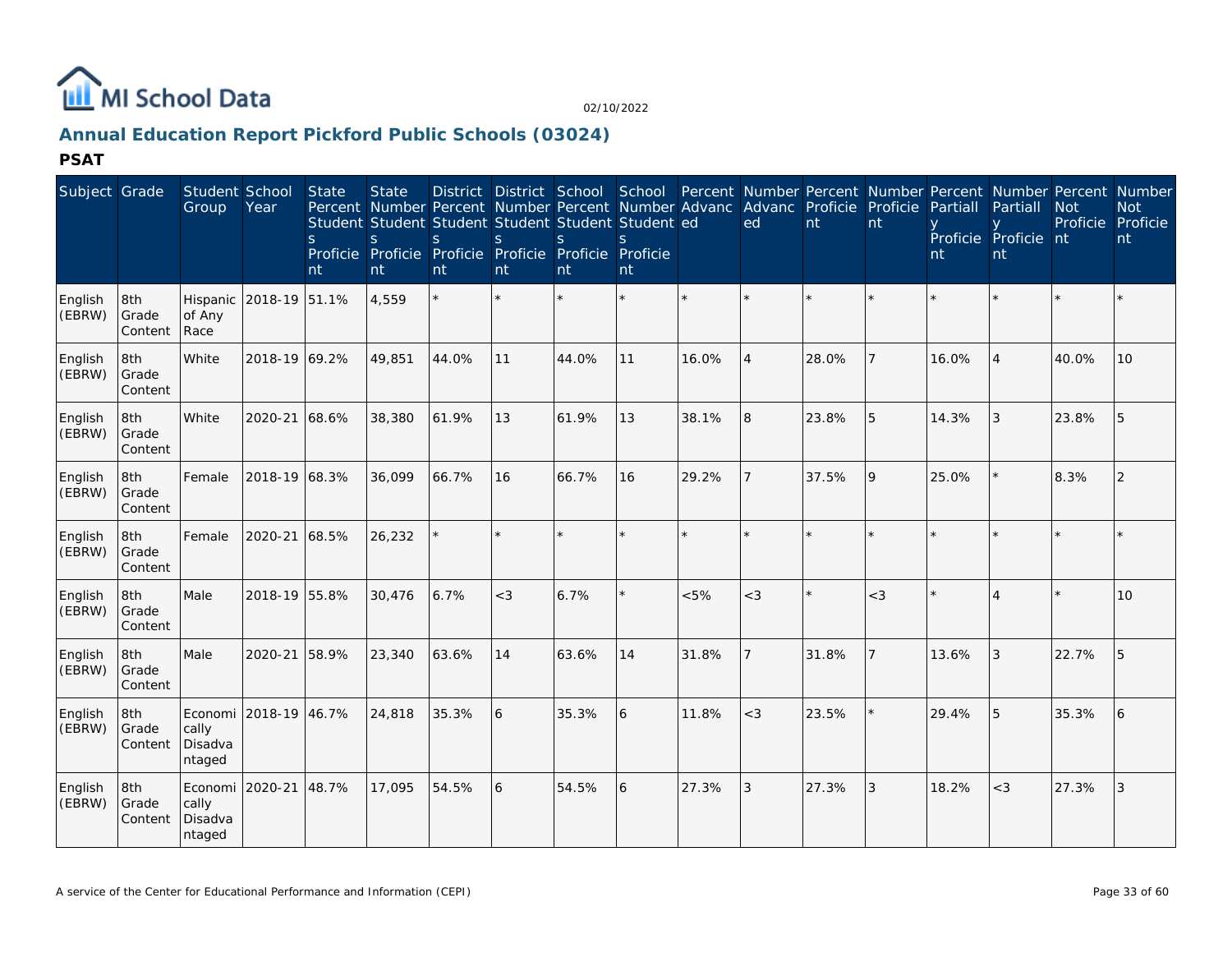MI School Data

02/10/2022

## Annual Education Report Pickford Public Schools (03024)

### PSAT

| Subject | Grade | Student Group | School Year | State Percent Students Proficient | State Number Students Proficient | District Percent Students Proficient | District Number Students Proficient | School Percent Students Proficient | School Number Students Proficient | Percent Advanced | Number Advanced | Percent Proficient | Number Proficient | Percent Partially Proficient | Number Partially Proficient | Percent Not Proficient | Number Not Proficient |
|---|---|---|---|---|---|---|---|---|---|---|---|---|---|---|---|---|---|
| English (EBRW) | 8th Grade Content | Hispanic of Any Race | 2018-19 | 51.1% | 4,559 | * | * | * | * | * | * | * | * | * | * | * | * |
| English (EBRW) | 8th Grade Content | White | 2018-19 | 69.2% | 49,851 | 44.0% | 11 | 44.0% | 11 | 16.0% | 4 | 28.0% | 7 | 16.0% | 4 | 40.0% | 10 |
| English (EBRW) | 8th Grade Content | White | 2020-21 | 68.6% | 38,380 | 61.9% | 13 | 61.9% | 13 | 38.1% | 8 | 23.8% | 5 | 14.3% | 3 | 23.8% | 5 |
| English (EBRW) | 8th Grade Content | Female | 2018-19 | 68.3% | 36,099 | 66.7% | 16 | 66.7% | 16 | 29.2% | 7 | 37.5% | 9 | 25.0% | * | 8.3% | 2 |
| English (EBRW) | 8th Grade Content | Female | 2020-21 | 68.5% | 26,232 | * | * | * | * | * | * | * | * | * | * | * | * |
| English (EBRW) | 8th Grade Content | Male | 2018-19 | 55.8% | 30,476 | 6.7% | <3 | 6.7% | * | <5% | <3 | * | <3 | * | 4 | * | 10 |
| English (EBRW) | 8th Grade Content | Male | 2020-21 | 58.9% | 23,340 | 63.6% | 14 | 63.6% | 14 | 31.8% | 7 | 31.8% | 7 | 13.6% | 3 | 22.7% | 5 |
| English (EBRW) | 8th Grade Content | Economically Disadvantaged | 2018-19 | 46.7% | 24,818 | 35.3% | 6 | 35.3% | 6 | 11.8% | <3 | 23.5% | * | 29.4% | 5 | 35.3% | 6 |
| English (EBRW) | 8th Grade Content | Economically Disadvantaged | 2020-21 | 48.7% | 17,095 | 54.5% | 6 | 54.5% | 6 | 27.3% | 3 | 27.3% | 3 | 18.2% | <3 | 27.3% | 3 |

A service of the Center for Educational Performance and Information (CEPI)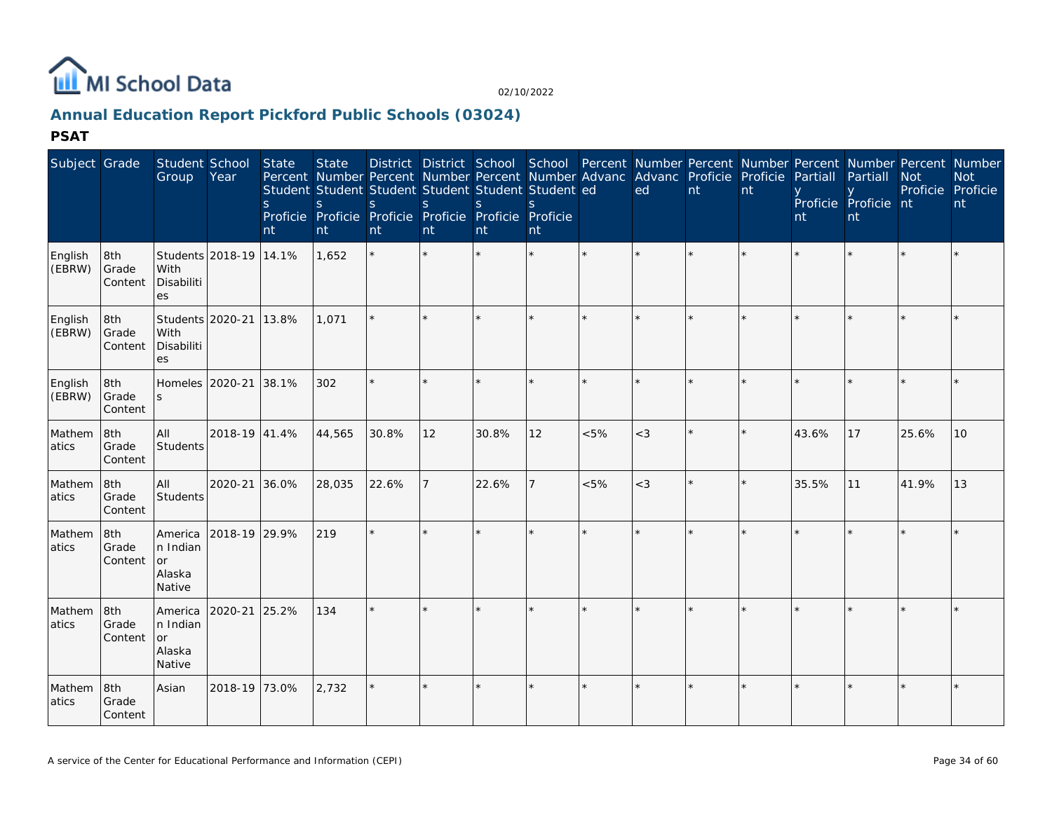# Annual Education Report Pickford Public Schools (03024)

02/10/2022

## PSAT

| Subject | Grade | Student Group | School Year | State Percent Students Proficient | State Number Students Proficient | District Percent Students Proficient | District Number Students Proficient | School Percent Students Proficient | School Number Students Proficient | Percent Advanced | Number Advanced | Percent Proficient | Number Proficient | Percent Partially Proficient | Number Partially Proficient | Percent Not Proficient | Number Not Proficient |
|---|---|---|---|---|---|---|---|---|---|---|---|---|---|---|---|---|---|
| English (EBRW) | 8th Grade Content | Students With Disabilities | 2018-19 | 14.1% | 1,652 | * | * | * | * | * | * | * | * | * | * | * | * |
| English (EBRW) | 8th Grade Content | Students With Disabilities | 2020-21 | 13.8% | 1,071 | * | * | * | * | * | * | * | * | * | * | * | * |
| English (EBRW) | 8th Grade Content | Homeless | 2020-21 | 38.1% | 302 | * | * | * | * | * | * | * | * | * | * | * | * |
| Mathematics | 8th Grade Content | All Students | 2018-19 | 41.4% | 44,565 | 30.8% | 12 | 30.8% | 12 | <5% | <3 | * | * | 43.6% | 17 | 25.6% | 10 |
| Mathematics | 8th Grade Content | All Students | 2020-21 | 36.0% | 28,035 | 22.6% | 7 | 22.6% | 7 | <5% | <3 | * | * | 35.5% | 11 | 41.9% | 13 |
| Mathematics | 8th Grade Content | American Indian or Alaska Native | 2018-19 | 29.9% | 219 | * | * | * | * | * | * | * | * | * | * | * | * |
| Mathematics | 8th Grade Content | American Indian or Alaska Native | 2020-21 | 25.2% | 134 | * | * | * | * | * | * | * | * | * | * | * | * |
| Mathematics | 8th Grade Content | Asian | 2018-19 | 73.0% | 2,732 | * | * | * | * | * | * | * | * | * | * | * | * |

A service of the Center for Educational Performance and Information (CEPI)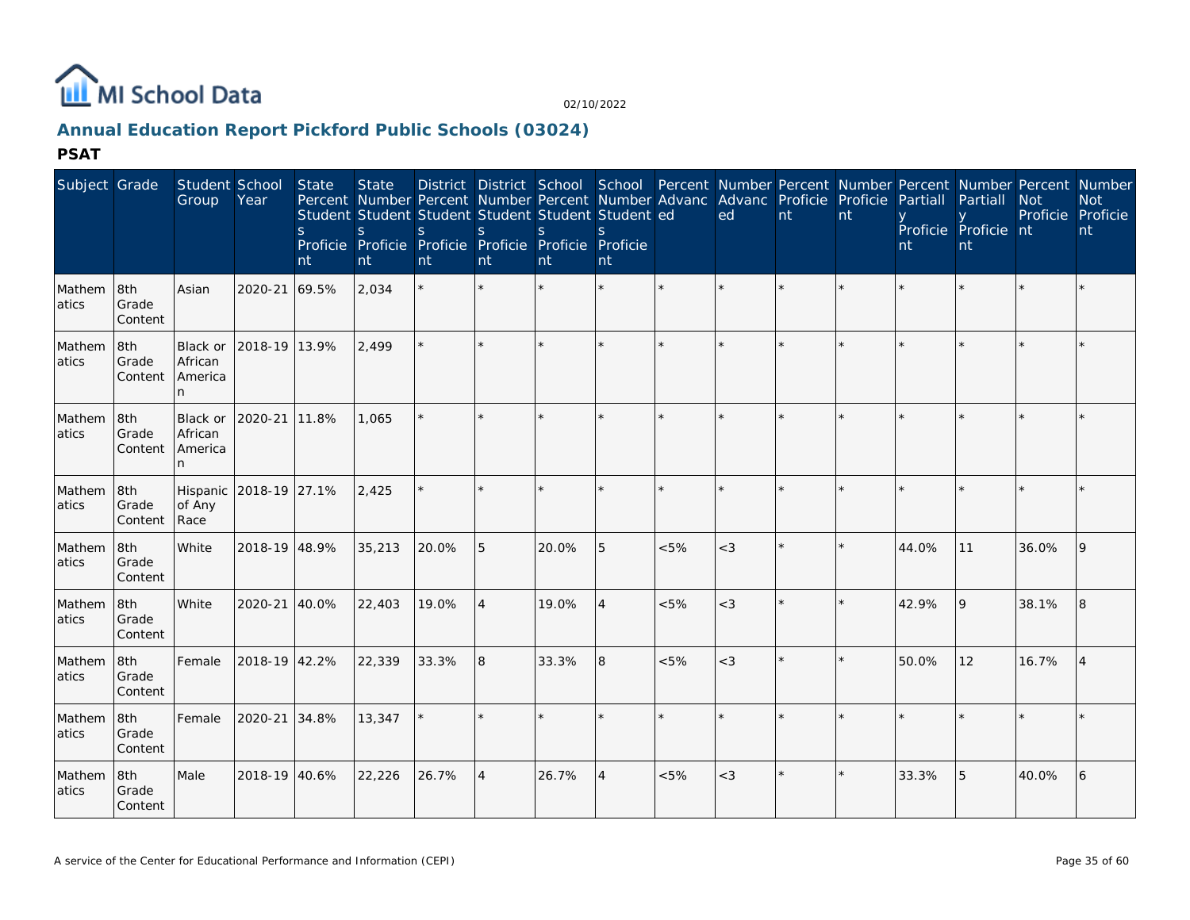MI School Data

02/10/2022

## Annual Education Report Pickford Public Schools (03024)

### PSAT

| Subject | Grade | Student Group | School Year | State Percent Students Proficient | State Number Students Proficient | District Percent Students Proficient | District Number Students Proficient | School Percent Students Proficient | School Number Students Proficient | Percent Advanced | Number Advanced | Percent Proficient | Number Proficient | Percent Partially Proficient | Number Partially Proficient | Percent Not Proficient | Number Not Proficient |
|---|---|---|---|---|---|---|---|---|---|---|---|---|---|---|---|---|---|
| Mathematics | 8th Grade Content | Asian | 2020-21 | 69.5% | 2,034 | * | * | * | * | * | * | * | * | * | * | * | * |
| Mathematics | 8th Grade Content | Black or African American | 2018-19 | 13.9% | 2,499 | * | * | * | * | * | * | * | * | * | * | * | * |
| Mathematics | 8th Grade Content | Black or African American | 2020-21 | 11.8% | 1,065 | * | * | * | * | * | * | * | * | * | * | * | * |
| Mathematics | 8th Grade Content | Hispanic of Any Race | 2018-19 | 27.1% | 2,425 | * | * | * | * | * | * | * | * | * | * | * | * |
| Mathematics | 8th Grade Content | White | 2018-19 | 48.9% | 35,213 | 20.0% | 5 | 20.0% | 5 | <5% | <3 | * | * | 44.0% | 11 | 36.0% | 9 |
| Mathematics | 8th Grade Content | White | 2020-21 | 40.0% | 22,403 | 19.0% | 4 | 19.0% | 4 | <5% | <3 | * | * | 42.9% | 9 | 38.1% | 8 |
| Mathematics | 8th Grade Content | Female | 2018-19 | 42.2% | 22,339 | 33.3% | 8 | 33.3% | 8 | <5% | <3 | * | * | 50.0% | 12 | 16.7% | 4 |
| Mathematics | 8th Grade Content | Female | 2020-21 | 34.8% | 13,347 | * | * | * | * | * | * | * | * | * | * | * | * |
| Mathematics | 8th Grade Content | Male | 2018-19 | 40.6% | 22,226 | 26.7% | 4 | 26.7% | 4 | <5% | <3 | * | * | 33.3% | 5 | 40.0% | 6 |

A service of the Center for Educational Performance and Information (CEPI)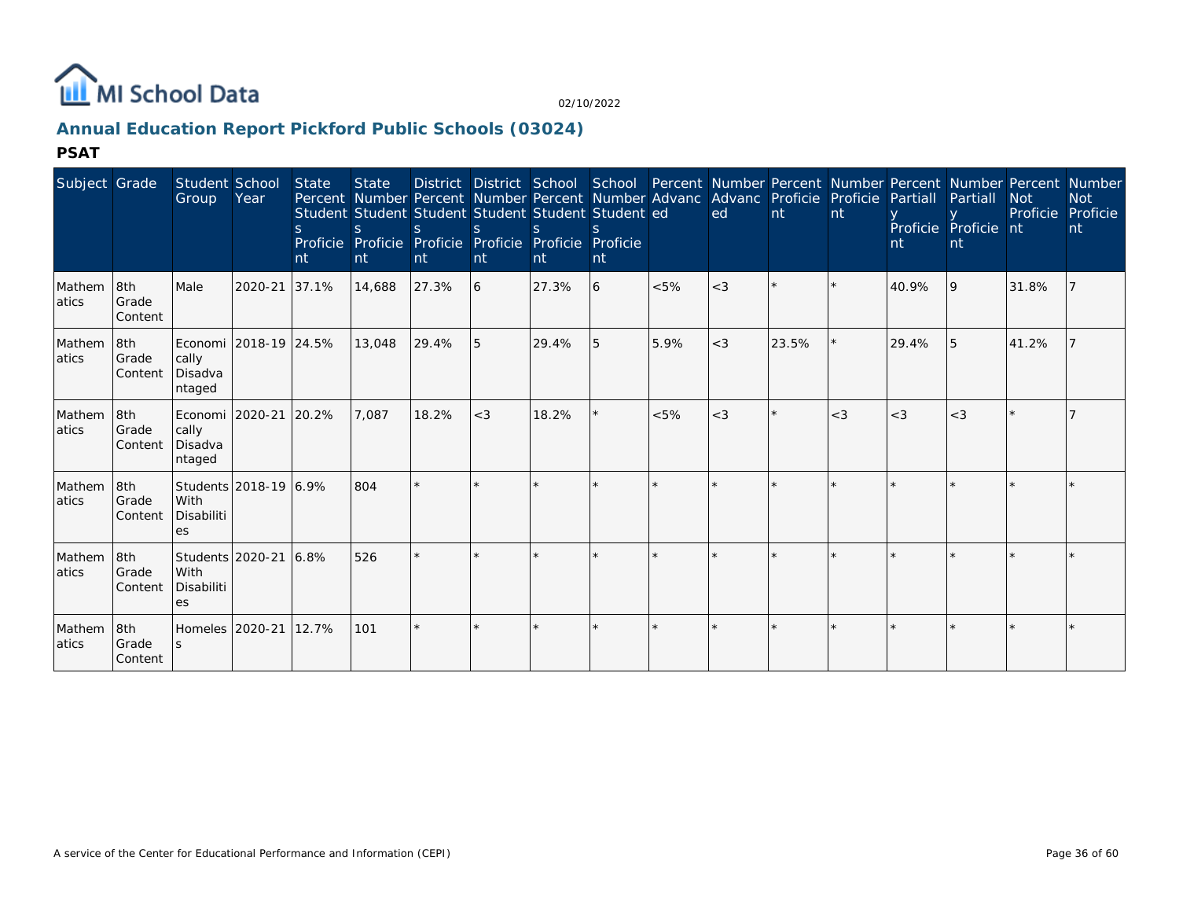# MI School Data

02/10/2022

## Annual Education Report Pickford Public Schools (03024)

### PSAT

| Subject | Grade | Student Group | School Year | State Percent Students Proficient | State Number Students Proficient | District Percent Students Proficient | District Number Students Proficient | School Percent Students Proficient | School Number Students Proficient | Percent Advanced | Number Advanced | Percent Proficient | Number Proficient | Percent Partially Proficient | Number Partially Proficient | Percent Not Proficient | Number Not Proficient |
|---|---|---|---|---|---|---|---|---|---|---|---|---|---|---|---|---|---|
| Mathematics | 8th Grade Content | Male | 2020-21 | 37.1% | 14,688 | 27.3% | 6 | 27.3% | 6 | <5% | <3 | * | * | 40.9% | 9 | 31.8% | 7 |
| Mathematics | 8th Grade Content | Economically Disadvantaged | 2018-19 | 24.5% | 13,048 | 29.4% | 5 | 29.4% | 5 | 5.9% | <3 | 23.5% | * | 29.4% | 5 | 41.2% | 7 |
| Mathematics | 8th Grade Content | Economically Disadvantaged | 2020-21 | 20.2% | 7,087 | 18.2% | <3 | 18.2% | * | <5% | <3 | * | <3 | <3 | <3 | * | 7 |
| Mathematics | 8th Grade Content | Students With Disabilities | 2018-19 | 6.9% | 804 | * | * | * | * | * | * | * | * | * | * | * | * |
| Mathematics | 8th Grade Content | Students With Disabilities | 2020-21 | 6.8% | 526 | * | * | * | * | * | * | * | * | * | * | * | * |
| Mathematics | 8th Grade Content | Homeless | 2020-21 | 12.7% | 101 | * | * | * | * | * | * | * | * | * | * | * | * |

A service of the Center for Educational Performance and Information (CEPI)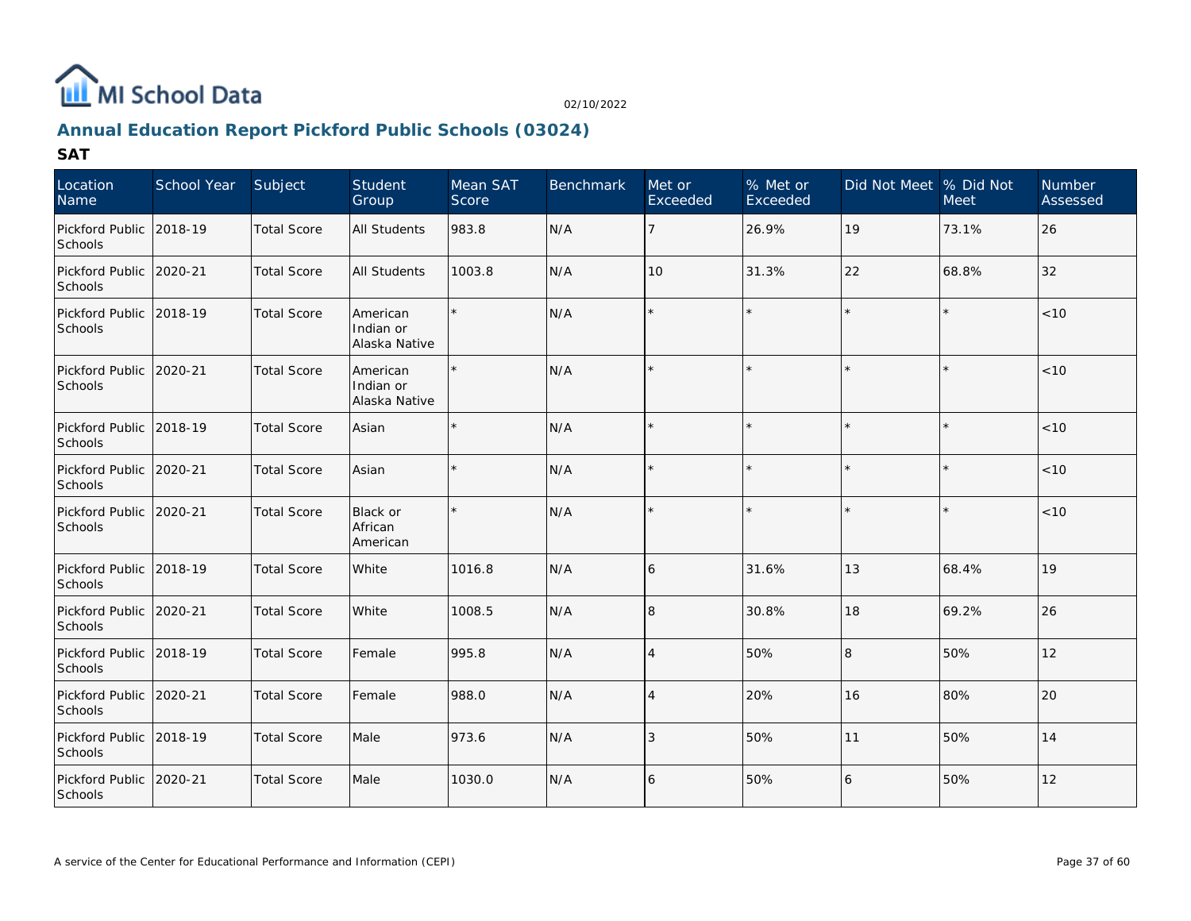MI School Data

02/10/2022

## Annual Education Report Pickford Public Schools (03024)

### SAT

| Location Name | School Year | Subject | Student Group | Mean SAT Score | Benchmark | Met or Exceeded | % Met or Exceeded | Did Not Meet | % Did Not Meet | Number Assessed |
|---|---|---|---|---|---|---|---|---|---|---|
| Pickford Public Schools | 2018-19 | Total Score | All Students | 983.8 | N/A | 7 | 26.9% | 19 | 73.1% | 26 |
| Pickford Public Schools | 2020-21 | Total Score | All Students | 1003.8 | N/A | 10 | 31.3% | 22 | 68.8% | 32 |
| Pickford Public Schools | 2018-19 | Total Score | American Indian or Alaska Native | * | N/A | * | * | * | * | <10 |
| Pickford Public Schools | 2020-21 | Total Score | American Indian or Alaska Native | * | N/A | * | * | * | * | <10 |
| Pickford Public Schools | 2018-19 | Total Score | Asian | * | N/A | * | * | * | * | <10 |
| Pickford Public Schools | 2020-21 | Total Score | Asian | * | N/A | * | * | * | * | <10 |
| Pickford Public Schools | 2020-21 | Total Score | Black or African American | * | N/A | * | * | * | * | <10 |
| Pickford Public Schools | 2018-19 | Total Score | White | 1016.8 | N/A | 6 | 31.6% | 13 | 68.4% | 19 |
| Pickford Public Schools | 2020-21 | Total Score | White | 1008.5 | N/A | 8 | 30.8% | 18 | 69.2% | 26 |
| Pickford Public Schools | 2018-19 | Total Score | Female | 995.8 | N/A | 4 | 50% | 8 | 50% | 12 |
| Pickford Public Schools | 2020-21 | Total Score | Female | 988.0 | N/A | 4 | 20% | 16 | 80% | 20 |
| Pickford Public Schools | 2018-19 | Total Score | Male | 973.6 | N/A | 3 | 50% | 11 | 50% | 14 |
| Pickford Public Schools | 2020-21 | Total Score | Male | 1030.0 | N/A | 6 | 50% | 6 | 50% | 12 |

A service of the Center for Educational Performance and Information (CEPI)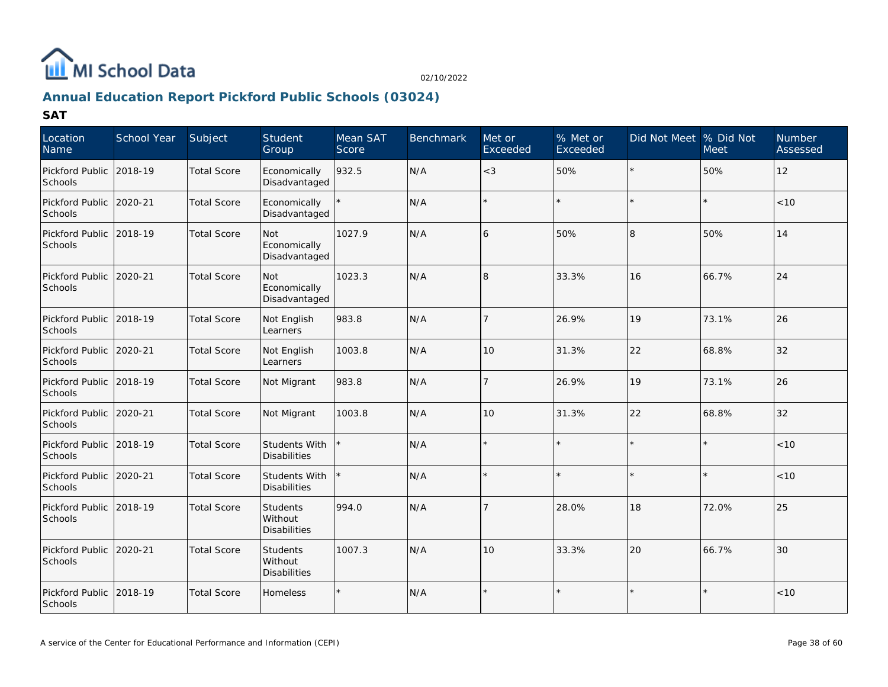MI School Data

02/10/2022

## Annual Education Report Pickford Public Schools (03024)

### SAT

| Location Name | School Year | Subject | Student Group | Mean SAT Score | Benchmark | Met or Exceeded | % Met or Exceeded | Did Not Meet | % Did Not Meet | Number Assessed |
|---|---|---|---|---|---|---|---|---|---|---|
| Pickford Public Schools | 2018-19 | Total Score | Economically Disadvantaged | 932.5 | N/A | <3 | 50% | * | 50% | 12 |
| Pickford Public Schools | 2020-21 | Total Score | Economically Disadvantaged | * | N/A | * | * | * | * | <10 |
| Pickford Public Schools | 2018-19 | Total Score | Not Economically Disadvantaged | 1027.9 | N/A | 6 | 50% | 8 | 50% | 14 |
| Pickford Public Schools | 2020-21 | Total Score | Not Economically Disadvantaged | 1023.3 | N/A | 8 | 33.3% | 16 | 66.7% | 24 |
| Pickford Public Schools | 2018-19 | Total Score | Not English Learners | 983.8 | N/A | 7 | 26.9% | 19 | 73.1% | 26 |
| Pickford Public Schools | 2020-21 | Total Score | Not English Learners | 1003.8 | N/A | 10 | 31.3% | 22 | 68.8% | 32 |
| Pickford Public Schools | 2018-19 | Total Score | Not Migrant | 983.8 | N/A | 7 | 26.9% | 19 | 73.1% | 26 |
| Pickford Public Schools | 2020-21 | Total Score | Not Migrant | 1003.8 | N/A | 10 | 31.3% | 22 | 68.8% | 32 |
| Pickford Public Schools | 2018-19 | Total Score | Students With Disabilities | * | N/A | * | * | * | * | <10 |
| Pickford Public Schools | 2020-21 | Total Score | Students With Disabilities | * | N/A | * | * | * | * | <10 |
| Pickford Public Schools | 2018-19 | Total Score | Students Without Disabilities | 994.0 | N/A | 7 | 28.0% | 18 | 72.0% | 25 |
| Pickford Public Schools | 2020-21 | Total Score | Students Without Disabilities | 1007.3 | N/A | 10 | 33.3% | 20 | 66.7% | 30 |
| Pickford Public Schools | 2018-19 | Total Score | Homeless | * | N/A | * | * | * | * | <10 |

A service of the Center for Educational Performance and Information (CEPI)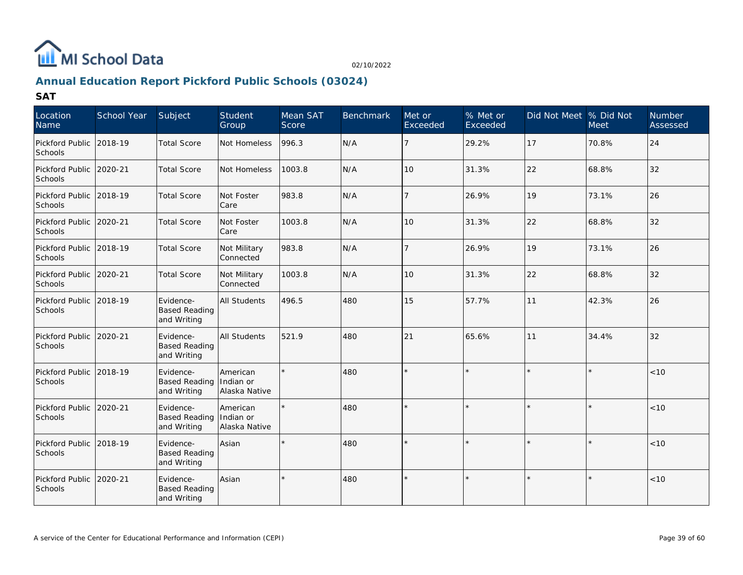MI School Data

02/10/2022

## Annual Education Report Pickford Public Schools (03024)

### SAT

| Location Name | School Year | Subject | Student Group | Mean SAT Score | Benchmark | Met or Exceeded | % Met or Exceeded | Did Not Meet | % Did Not Meet | Number Assessed |
|---|---|---|---|---|---|---|---|---|---|---|
| Pickford Public Schools | 2018-19 | Total Score | Not Homeless | 996.3 | N/A | 7 | 29.2% | 17 | 70.8% | 24 |
| Pickford Public Schools | 2020-21 | Total Score | Not Homeless | 1003.8 | N/A | 10 | 31.3% | 22 | 68.8% | 32 |
| Pickford Public Schools | 2018-19 | Total Score | Not Foster Care | 983.8 | N/A | 7 | 26.9% | 19 | 73.1% | 26 |
| Pickford Public Schools | 2020-21 | Total Score | Not Foster Care | 1003.8 | N/A | 10 | 31.3% | 22 | 68.8% | 32 |
| Pickford Public Schools | 2018-19 | Total Score | Not Military Connected | 983.8 | N/A | 7 | 26.9% | 19 | 73.1% | 26 |
| Pickford Public Schools | 2020-21 | Total Score | Not Military Connected | 1003.8 | N/A | 10 | 31.3% | 22 | 68.8% | 32 |
| Pickford Public Schools | 2018-19 | Evidence-Based Reading and Writing | All Students | 496.5 | 480 | 15 | 57.7% | 11 | 42.3% | 26 |
| Pickford Public Schools | 2020-21 | Evidence-Based Reading and Writing | All Students | 521.9 | 480 | 21 | 65.6% | 11 | 34.4% | 32 |
| Pickford Public Schools | 2018-19 | Evidence-Based Reading and Writing | American Indian or Alaska Native | * | 480 | * | * | * | * | <10 |
| Pickford Public Schools | 2020-21 | Evidence-Based Reading and Writing | American Indian or Alaska Native | * | 480 | * | * | * | * | <10 |
| Pickford Public Schools | 2018-19 | Evidence-Based Reading and Writing | Asian | * | 480 | * | * | * | * | <10 |
| Pickford Public Schools | 2020-21 | Evidence-Based Reading and Writing | Asian | * | 480 | * | * | * | * | <10 |

A service of the Center for Educational Performance and Information (CEPI)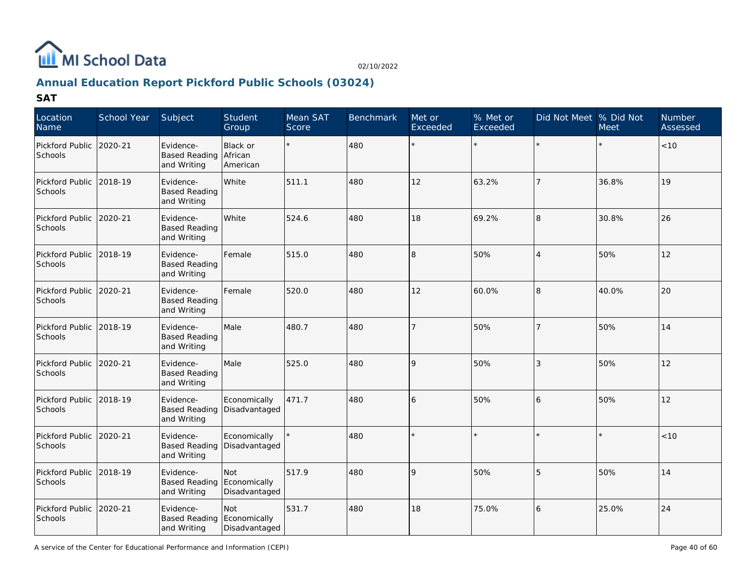MI School Data

02/10/2022

## Annual Education Report Pickford Public Schools (03024)

### SAT

| Location Name | School Year | Subject | Student Group | Mean SAT Score | Benchmark | Met or Exceeded | % Met or Exceeded | Did Not Meet | % Did Not Meet | Number Assessed |
|---|---|---|---|---|---|---|---|---|---|---|
| Pickford Public Schools | 2020-21 | Evidence-Based Reading and Writing | Black or African American | * | 480 | * | * | * | * | <10 |
| Pickford Public Schools | 2018-19 | Evidence-Based Reading and Writing | White | 511.1 | 480 | 12 | 63.2% | 7 | 36.8% | 19 |
| Pickford Public Schools | 2020-21 | Evidence-Based Reading and Writing | White | 524.6 | 480 | 18 | 69.2% | 8 | 30.8% | 26 |
| Pickford Public Schools | 2018-19 | Evidence-Based Reading and Writing | Female | 515.0 | 480 | 8 | 50% | 4 | 50% | 12 |
| Pickford Public Schools | 2020-21 | Evidence-Based Reading and Writing | Female | 520.0 | 480 | 12 | 60.0% | 8 | 40.0% | 20 |
| Pickford Public Schools | 2018-19 | Evidence-Based Reading and Writing | Male | 480.7 | 480 | 7 | 50% | 7 | 50% | 14 |
| Pickford Public Schools | 2020-21 | Evidence-Based Reading and Writing | Male | 525.0 | 480 | 9 | 50% | 3 | 50% | 12 |
| Pickford Public Schools | 2018-19 | Evidence-Based Reading and Writing | Economically Disadvantaged | 471.7 | 480 | 6 | 50% | 6 | 50% | 12 |
| Pickford Public Schools | 2020-21 | Evidence-Based Reading and Writing | Economically Disadvantaged | * | 480 | * | * | * | * | <10 |
| Pickford Public Schools | 2018-19 | Evidence-Based Reading and Writing | Not Economically Disadvantaged | 517.9 | 480 | 9 | 50% | 5 | 50% | 14 |
| Pickford Public Schools | 2020-21 | Evidence-Based Reading and Writing | Not Economically Disadvantaged | 531.7 | 480 | 18 | 75.0% | 6 | 25.0% | 24 |

A service of the Center for Educational Performance and Information (CEPI)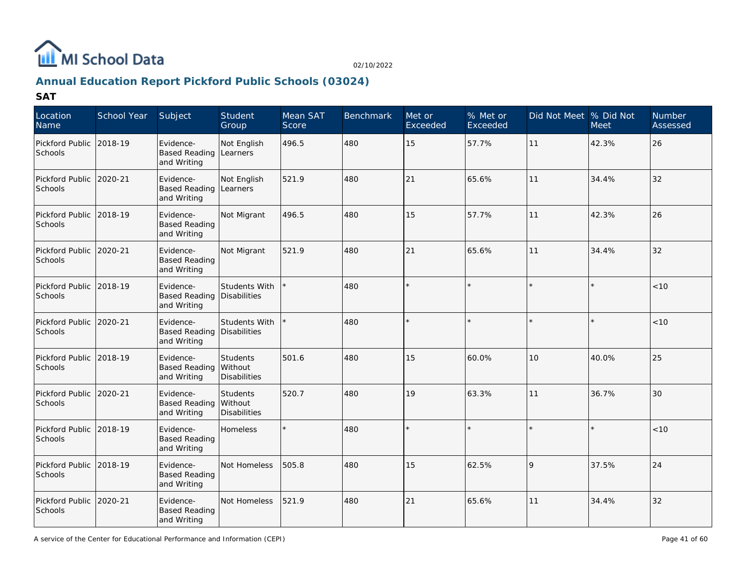MI School Data

02/10/2022

## Annual Education Report Pickford Public Schools (03024)

### SAT

| Location Name | School Year | Subject | Student Group | Mean SAT Score | Benchmark | Met or Exceeded | % Met or Exceeded | Did Not Meet | % Did Not Meet | Number Assessed |
|---|---|---|---|---|---|---|---|---|---|---|
| Pickford Public Schools | 2018-19 | Evidence-Based Reading and Writing | Not English Learners | 496.5 | 480 | 15 | 57.7% | 11 | 42.3% | 26 |
| Pickford Public Schools | 2020-21 | Evidence-Based Reading and Writing | Not English Learners | 521.9 | 480 | 21 | 65.6% | 11 | 34.4% | 32 |
| Pickford Public Schools | 2018-19 | Evidence-Based Reading and Writing | Not Migrant | 496.5 | 480 | 15 | 57.7% | 11 | 42.3% | 26 |
| Pickford Public Schools | 2020-21 | Evidence-Based Reading and Writing | Not Migrant | 521.9 | 480 | 21 | 65.6% | 11 | 34.4% | 32 |
| Pickford Public Schools | 2018-19 | Evidence-Based Reading and Writing | Students With Disabilities | * | 480 | * | * | * | * | <10 |
| Pickford Public Schools | 2020-21 | Evidence-Based Reading and Writing | Students With Disabilities | * | 480 | * | * | * | * | <10 |
| Pickford Public Schools | 2018-19 | Evidence-Based Reading and Writing | Students Without Disabilities | 501.6 | 480 | 15 | 60.0% | 10 | 40.0% | 25 |
| Pickford Public Schools | 2020-21 | Evidence-Based Reading and Writing | Students Without Disabilities | 520.7 | 480 | 19 | 63.3% | 11 | 36.7% | 30 |
| Pickford Public Schools | 2018-19 | Evidence-Based Reading and Writing | Homeless | * | 480 | * | * | * | * | <10 |
| Pickford Public Schools | 2018-19 | Evidence-Based Reading and Writing | Not Homeless | 505.8 | 480 | 15 | 62.5% | 9 | 37.5% | 24 |
| Pickford Public Schools | 2020-21 | Evidence-Based Reading and Writing | Not Homeless | 521.9 | 480 | 21 | 65.6% | 11 | 34.4% | 32 |

A service of the Center for Educational Performance and Information (CEPI)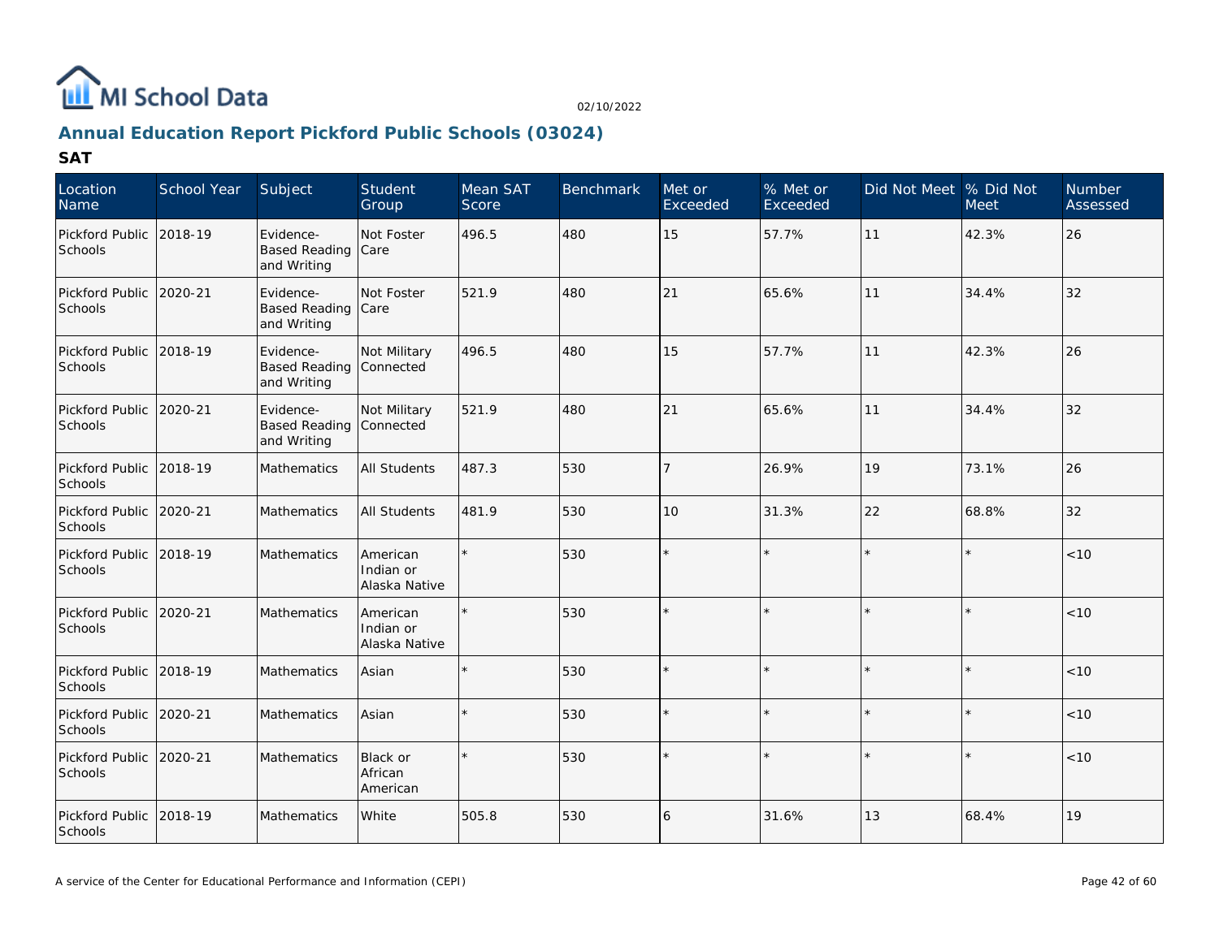## Annual Education Report Pickford Public Schools (03024)

### SAT

| Location Name | School Year | Subject | Student Group | Mean SAT Score | Benchmark | Met or Exceeded | % Met or Exceeded | Did Not Meet | % Did Not Meet | Number Assessed |
|---|---|---|---|---|---|---|---|---|---|---|
| Pickford Public Schools | 2018-19 | Evidence-Based Reading and Writing | Not Foster Care | 496.5 | 480 | 15 | 57.7% | 11 | 42.3% | 26 |
| Pickford Public Schools | 2020-21 | Evidence-Based Reading and Writing | Not Foster Care | 521.9 | 480 | 21 | 65.6% | 11 | 34.4% | 32 |
| Pickford Public Schools | 2018-19 | Evidence-Based Reading and Writing | Not Military Connected | 496.5 | 480 | 15 | 57.7% | 11 | 42.3% | 26 |
| Pickford Public Schools | 2020-21 | Evidence-Based Reading and Writing | Not Military Connected | 521.9 | 480 | 21 | 65.6% | 11 | 34.4% | 32 |
| Pickford Public Schools | 2018-19 | Mathematics | All Students | 487.3 | 530 | 7 | 26.9% | 19 | 73.1% | 26 |
| Pickford Public Schools | 2020-21 | Mathematics | All Students | 481.9 | 530 | 10 | 31.3% | 22 | 68.8% | 32 |
| Pickford Public Schools | 2018-19 | Mathematics | American Indian or Alaska Native | * | 530 | * | * | * | * | <10 |
| Pickford Public Schools | 2020-21 | Mathematics | American Indian or Alaska Native | * | 530 | * | * | * | * | <10 |
| Pickford Public Schools | 2018-19 | Mathematics | Asian | * | 530 | * | * | * | * | <10 |
| Pickford Public Schools | 2020-21 | Mathematics | Asian | * | 530 | * | * | * | * | <10 |
| Pickford Public Schools | 2020-21 | Mathematics | Black or African American | * | 530 | * | * | * | * | <10 |
| Pickford Public Schools | 2018-19 | Mathematics | White | 505.8 | 530 | 6 | 31.6% | 13 | 68.4% | 19 |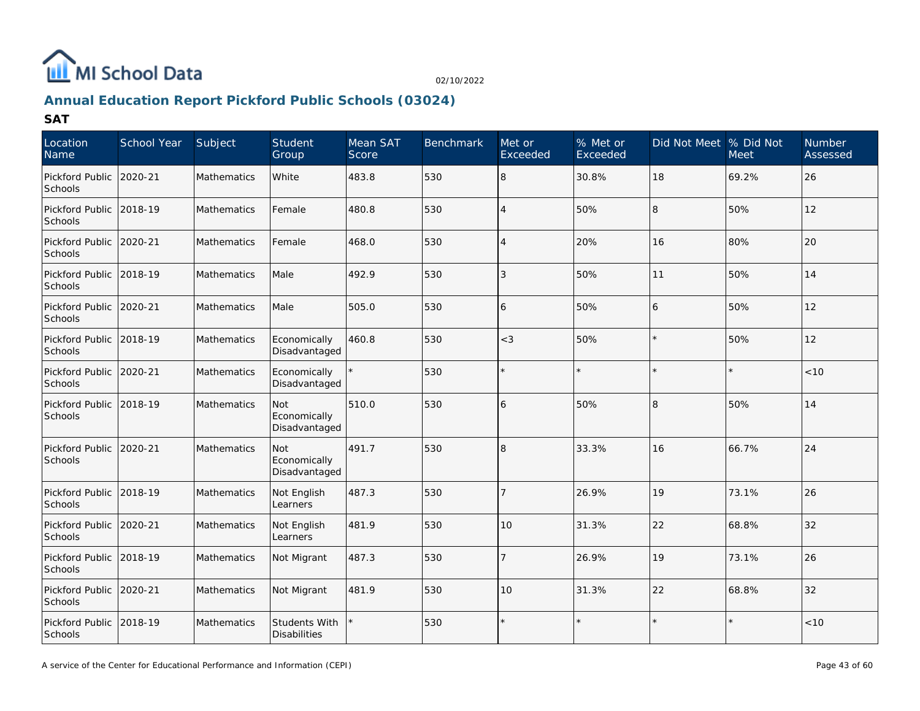# Annual Education Report Pickford Public Schools (03024)

02/10/2022

## SAT

| Location Name | School Year | Subject | Student Group | Mean SAT Score | Benchmark | Met or Exceeded | % Met or Exceeded | Did Not Meet | % Did Not Meet | Number Assessed |
|---|---|---|---|---|---|---|---|---|---|---|
| Pickford Public Schools | 2020-21 | Mathematics | White | 483.8 | 530 | 8 | 30.8% | 18 | 69.2% | 26 |
| Pickford Public Schools | 2018-19 | Mathematics | Female | 480.8 | 530 | 4 | 50% | 8 | 50% | 12 |
| Pickford Public Schools | 2020-21 | Mathematics | Female | 468.0 | 530 | 4 | 20% | 16 | 80% | 20 |
| Pickford Public Schools | 2018-19 | Mathematics | Male | 492.9 | 530 | 3 | 50% | 11 | 50% | 14 |
| Pickford Public Schools | 2020-21 | Mathematics | Male | 505.0 | 530 | 6 | 50% | 6 | 50% | 12 |
| Pickford Public Schools | 2018-19 | Mathematics | Economically Disadvantaged | 460.8 | 530 | <3 | 50% | * | 50% | 12 |
| Pickford Public Schools | 2020-21 | Mathematics | Economically Disadvantaged | * | 530 | * | * | * | * | <10 |
| Pickford Public Schools | 2018-19 | Mathematics | Not Economically Disadvantaged | 510.0 | 530 | 6 | 50% | 8 | 50% | 14 |
| Pickford Public Schools | 2020-21 | Mathematics | Not Economically Disadvantaged | 491.7 | 530 | 8 | 33.3% | 16 | 66.7% | 24 |
| Pickford Public Schools | 2018-19 | Mathematics | Not English Learners | 487.3 | 530 | 7 | 26.9% | 19 | 73.1% | 26 |
| Pickford Public Schools | 2020-21 | Mathematics | Not English Learners | 481.9 | 530 | 10 | 31.3% | 22 | 68.8% | 32 |
| Pickford Public Schools | 2018-19 | Mathematics | Not Migrant | 487.3 | 530 | 7 | 26.9% | 19 | 73.1% | 26 |
| Pickford Public Schools | 2020-21 | Mathematics | Not Migrant | 481.9 | 530 | 10 | 31.3% | 22 | 68.8% | 32 |
| Pickford Public Schools | 2018-19 | Mathematics | Students With Disabilities | * | 530 | * | * | * | * | <10 |

A service of the Center for Educational Performance and Information (CEPI)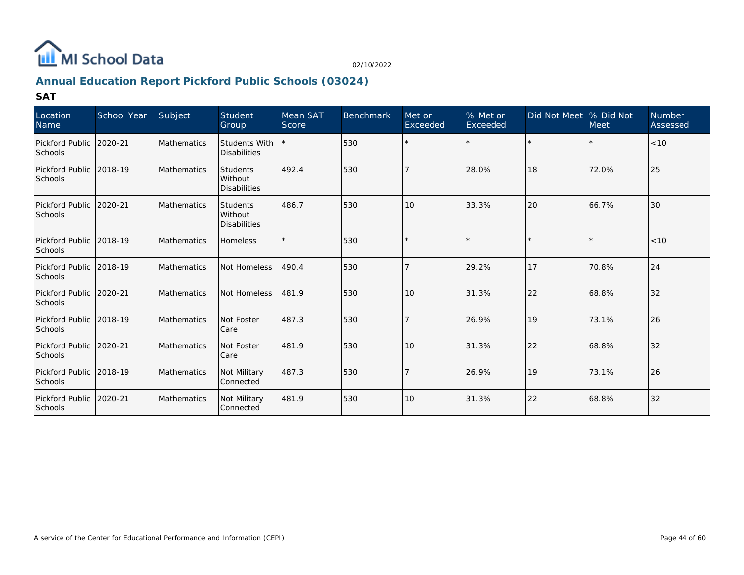MI School Data

02/10/2022

## Annual Education Report Pickford Public Schools (03024)

### SAT

| Location Name | School Year | Subject | Student Group | Mean SAT Score | Benchmark | Met or Exceeded | % Met or Exceeded | Did Not Meet | % Did Not Meet | Number Assessed |
|---|---|---|---|---|---|---|---|---|---|---|
| Pickford Public Schools | 2020-21 | Mathematics | Students With Disabilities | * | 530 | * | * | * | * | <10 |
| Pickford Public Schools | 2018-19 | Mathematics | Students Without Disabilities | 492.4 | 530 | 7 | 28.0% | 18 | 72.0% | 25 |
| Pickford Public Schools | 2020-21 | Mathematics | Students Without Disabilities | 486.7 | 530 | 10 | 33.3% | 20 | 66.7% | 30 |
| Pickford Public Schools | 2018-19 | Mathematics | Homeless | * | 530 | * | * | * | * | <10 |
| Pickford Public Schools | 2018-19 | Mathematics | Not Homeless | 490.4 | 530 | 7 | 29.2% | 17 | 70.8% | 24 |
| Pickford Public Schools | 2020-21 | Mathematics | Not Homeless | 481.9 | 530 | 10 | 31.3% | 22 | 68.8% | 32 |
| Pickford Public Schools | 2018-19 | Mathematics | Not Foster Care | 487.3 | 530 | 7 | 26.9% | 19 | 73.1% | 26 |
| Pickford Public Schools | 2020-21 | Mathematics | Not Foster Care | 481.9 | 530 | 10 | 31.3% | 22 | 68.8% | 32 |
| Pickford Public Schools | 2018-19 | Mathematics | Not Military Connected | 487.3 | 530 | 7 | 26.9% | 19 | 73.1% | 26 |
| Pickford Public Schools | 2020-21 | Mathematics | Not Military Connected | 481.9 | 530 | 10 | 31.3% | 22 | 68.8% | 32 |

A service of the Center for Educational Performance and Information (CEPI)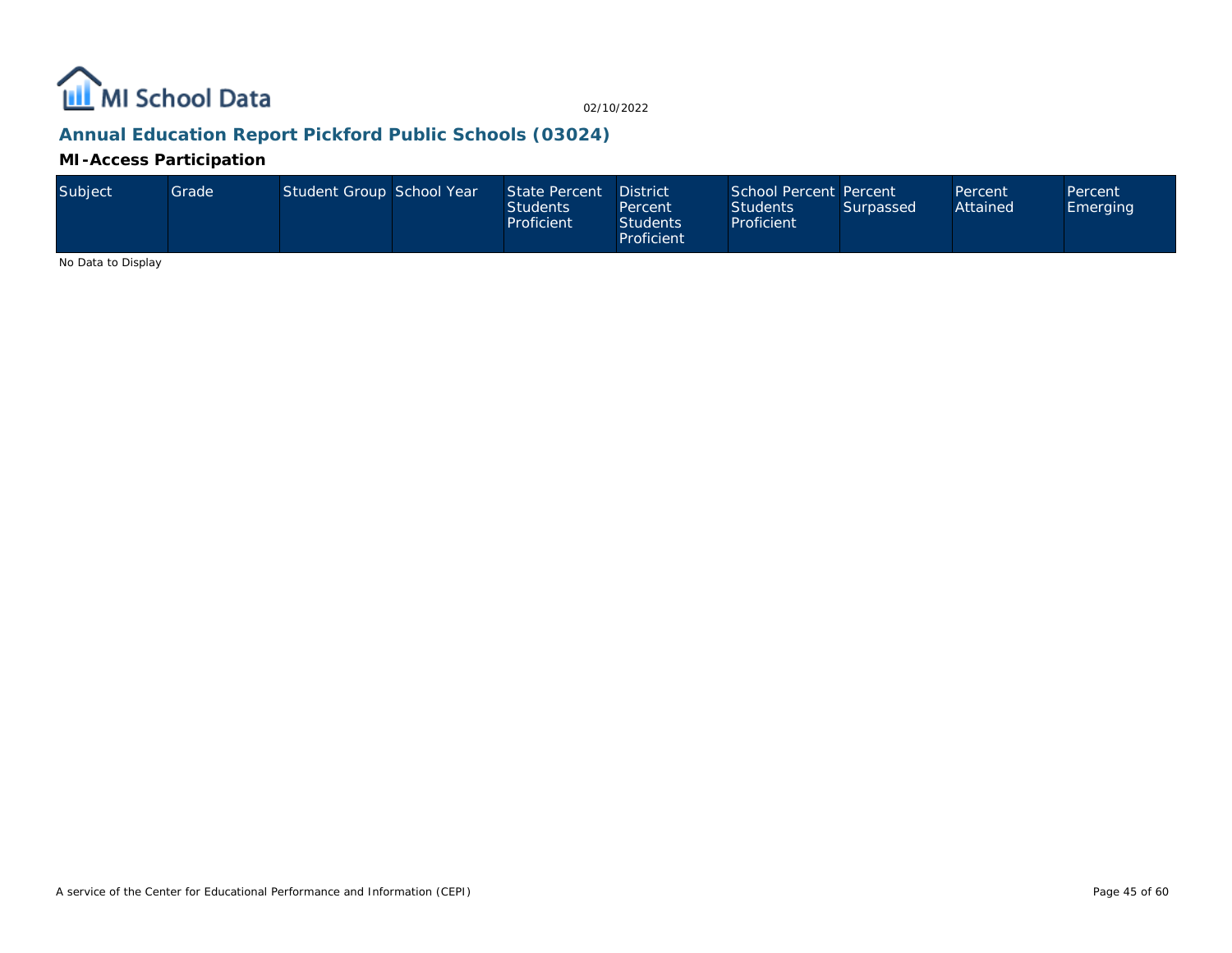## Annual Education Report Pickford Public Schools (03024)

### MI-Access Participation

| Subject | Grade | Student Group | School Year | State Percent Students Proficient | District Percent Students Proficient | School Percent Students Proficient | Percent Surpassed | Percent Attained | Percent Emerging |
|---|---|---|---|---|---|---|---|---|---|

No Data to Display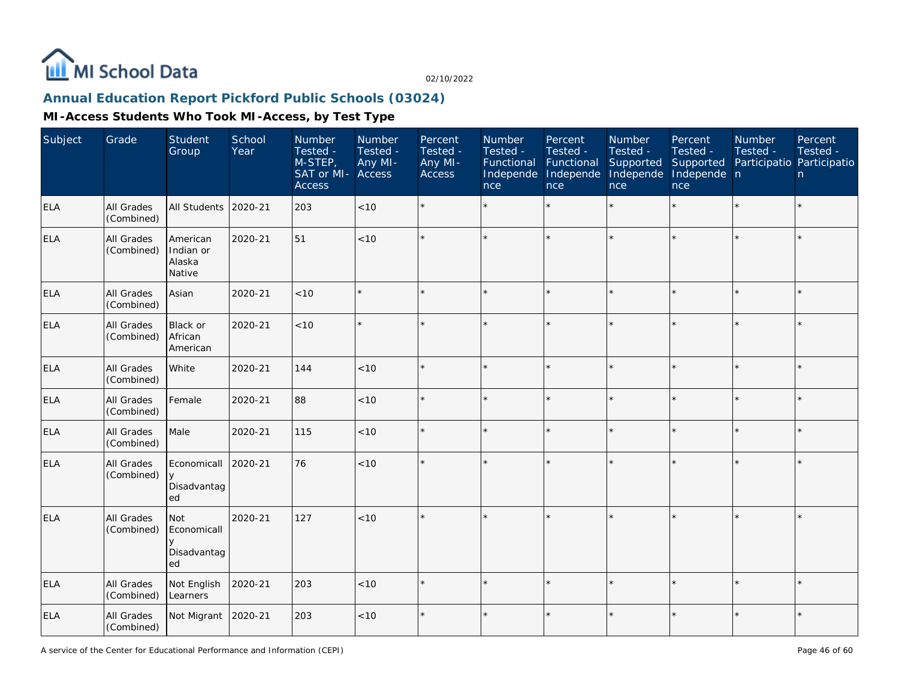# MI School Data

02/10/2022

## Annual Education Report Pickford Public Schools (03024)

### MI-Access Students Who Took MI-Access, by Test Type

| Subject | Grade | Student Group | School Year | Number Tested - M-STEP, SAT or MI-Access | Number Tested - Any MI-Access | Percent Tested - Any MI-Access | Number Tested - Functional Independence | Percent Tested - Functional Independence | Number Tested - Supported Independence | Percent Tested - Supported Independence | Number Tested - Participation | Percent Tested - Participation |
|---|---|---|---|---|---|---|---|---|---|---|---|---|
| ELA | All Grades (Combined) | All Students | 2020-21 | 203 | <10 | * | * | * | * | * | * | * |
| ELA | All Grades (Combined) | American Indian or Alaska Native | 2020-21 | 51 | <10 | * | * | * | * | * | * | * |
| ELA | All Grades (Combined) | Asian | 2020-21 | <10 | * | * | * | * | * | * | * | * |
| ELA | All Grades (Combined) | Black or African American | 2020-21 | <10 | * | * | * | * | * | * | * | * |
| ELA | All Grades (Combined) | White | 2020-21 | 144 | <10 | * | * | * | * | * | * | * |
| ELA | All Grades (Combined) | Female | 2020-21 | 88 | <10 | * | * | * | * | * | * | * |
| ELA | All Grades (Combined) | Male | 2020-21 | 115 | <10 | * | * | * | * | * | * | * |
| ELA | All Grades (Combined) | Economically Disadvantaged | 2020-21 | 76 | <10 | * | * | * | * | * | * | * |
| ELA | All Grades (Combined) | Not Economically Disadvantaged | 2020-21 | 127 | <10 | * | * | * | * | * | * | * |
| ELA | All Grades (Combined) | Not English Learners | 2020-21 | 203 | <10 | * | * | * | * | * | * | * |
| ELA | All Grades (Combined) | Not Migrant | 2020-21 | 203 | <10 | * | * | * | * | * | * | * |

A service of the Center for Educational Performance and Information (CEPI)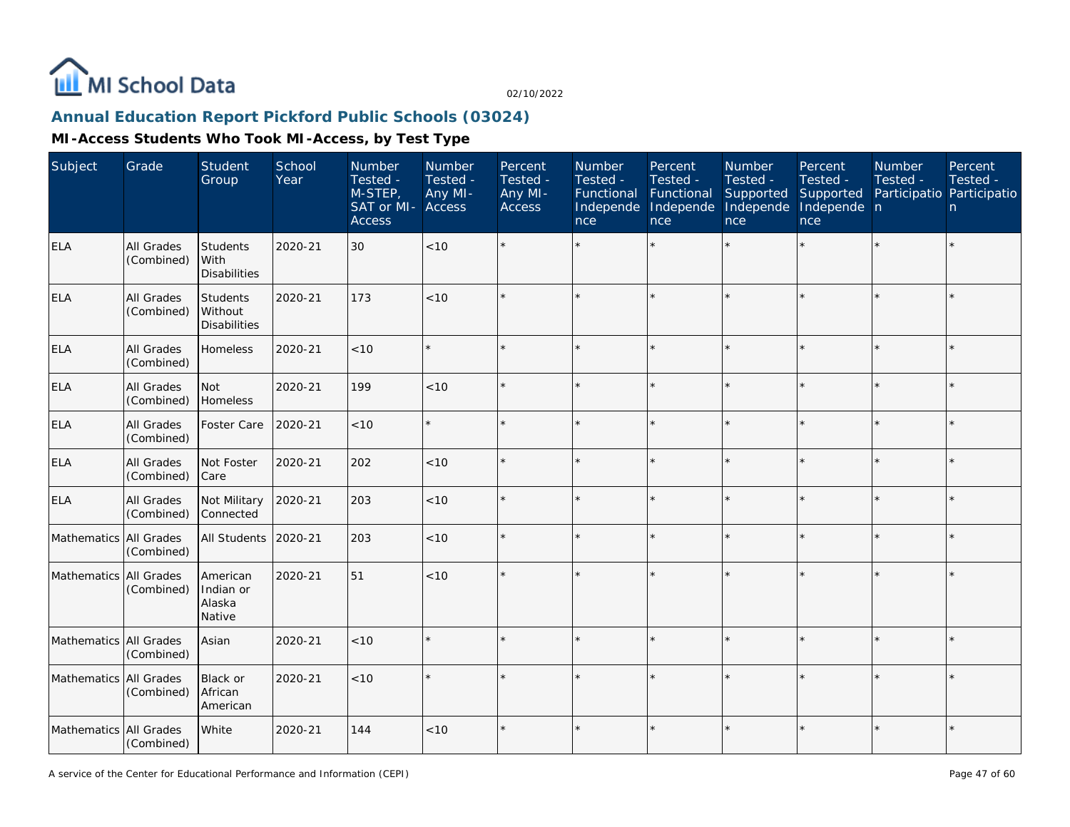MI School Data

02/10/2022

## Annual Education Report Pickford Public Schools (03024)

### MI-Access Students Who Took MI-Access, by Test Type

| Subject | Grade | Student Group | School Year | Number Tested - M-STEP, SAT or MI-Access | Number Tested - Any MI-Access | Percent Tested - Any MI-Access | Number Tested - Functional Independence | Percent Tested - Functional Independence | Number Tested - Supported Independence | Percent Tested - Supported Independence | Number Tested - Participation | Percent Tested - Participation |
|---|---|---|---|---|---|---|---|---|---|---|---|---|
| ELA | All Grades (Combined) | Students With Disabilities | 2020-21 | 30 | <10 | * | * | * | * | * | * | * |
| ELA | All Grades (Combined) | Students Without Disabilities | 2020-21 | 173 | <10 | * | * | * | * | * | * | * |
| ELA | All Grades (Combined) | Homeless | 2020-21 | <10 | * | * | * | * | * | * | * | * |
| ELA | All Grades (Combined) | Not Homeless | 2020-21 | 199 | <10 | * | * | * | * | * | * | * |
| ELA | All Grades (Combined) | Foster Care | 2020-21 | <10 | * | * | * | * | * | * | * | * |
| ELA | All Grades (Combined) | Not Foster Care | 2020-21 | 202 | <10 | * | * | * | * | * | * | * |
| ELA | All Grades (Combined) | Not Military Connected | 2020-21 | 203 | <10 | * | * | * | * | * | * | * |
| Mathematics | All Grades (Combined) | All Students | 2020-21 | 203 | <10 | * | * | * | * | * | * | * |
| Mathematics | All Grades (Combined) | American Indian or Alaska Native | 2020-21 | 51 | <10 | * | * | * | * | * | * | * |
| Mathematics | All Grades (Combined) | Asian | 2020-21 | <10 | * | * | * | * | * | * | * | * |
| Mathematics | All Grades (Combined) | Black or African American | 2020-21 | <10 | * | * | * | * | * | * | * | * |
| Mathematics | All Grades (Combined) | White | 2020-21 | 144 | <10 | * | * | * | * | * | * | * |

A service of the Center for Educational Performance and Information (CEPI)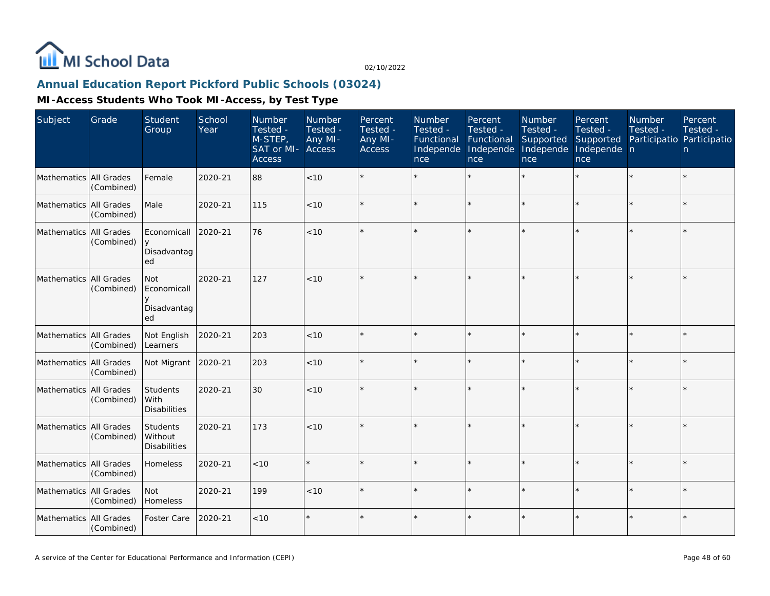MI School Data

02/10/2022

## Annual Education Report Pickford Public Schools (03024)

### MI-Access Students Who Took MI-Access, by Test Type

| Subject | Grade | Student Group | School Year | Number Tested - M-STEP, SAT or MI-Access | Number Tested - Any MI-Access | Percent Tested - Any MI-Access | Number Tested - Functional Independence | Percent Tested - Functional Independence | Number Tested - Supported Independence | Percent Tested - Supported Independence | Number Tested - Participation | Percent Tested - Participation |
|---|---|---|---|---|---|---|---|---|---|---|---|---|
| Mathematics | All Grades (Combined) | Female | 2020-21 | 88 | <10 | * | * | * | * | * | * | * |
| Mathematics | All Grades (Combined) | Male | 2020-21 | 115 | <10 | * | * | * | * | * | * | * |
| Mathematics | All Grades (Combined) | Economically Disadvantaged | 2020-21 | 76 | <10 | * | * | * | * | * | * | * |
| Mathematics | All Grades (Combined) | Not Economically Disadvantaged | 2020-21 | 127 | <10 | * | * | * | * | * | * | * |
| Mathematics | All Grades (Combined) | Not English Learners | 2020-21 | 203 | <10 | * | * | * | * | * | * | * |
| Mathematics | All Grades (Combined) | Not Migrant | 2020-21 | 203 | <10 | * | * | * | * | * | * | * |
| Mathematics | All Grades (Combined) | Students With Disabilities | 2020-21 | 30 | <10 | * | * | * | * | * | * | * |
| Mathematics | All Grades (Combined) | Students Without Disabilities | 2020-21 | 173 | <10 | * | * | * | * | * | * | * |
| Mathematics | All Grades (Combined) | Homeless | 2020-21 | <10 | * | * | * | * | * | * | * | * |
| Mathematics | All Grades (Combined) | Not Homeless | 2020-21 | 199 | <10 | * | * | * | * | * | * | * |
| Mathematics | All Grades (Combined) | Foster Care | 2020-21 | <10 | * | * | * | * | * | * | * | * |

A service of the Center for Educational Performance and Information (CEPI)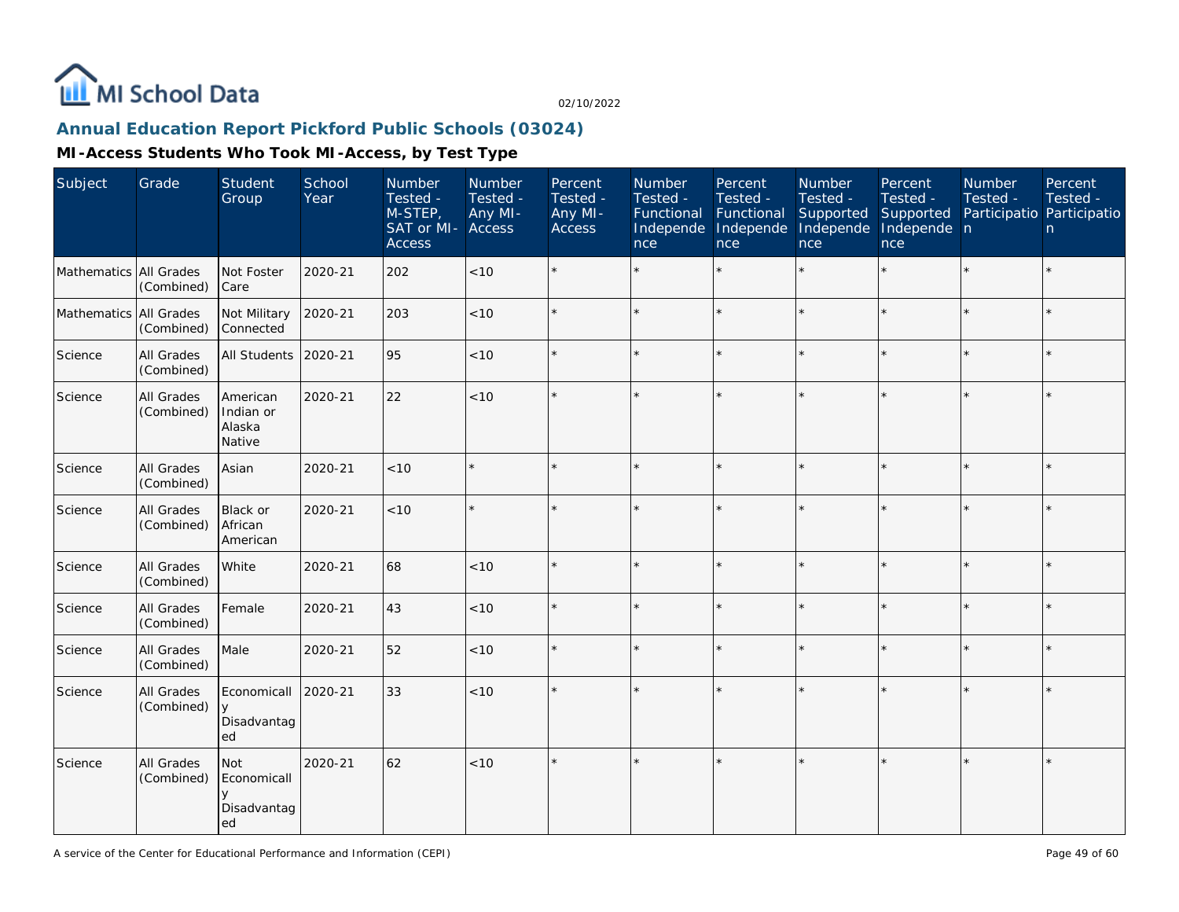## Annual Education Report Pickford Public Schools (03024)

### MI-Access Students Who Took MI-Access, by Test Type

| Subject | Grade | Student Group | School Year | Number Tested - M-STEP, SAT or MI-Access | Number Tested - Any MI-Access | Percent Tested - Any MI-Access | Number Tested - Functional Independence | Percent Tested - Functional Independence | Number Tested - Supported Independence | Percent Tested - Supported Independence | Number Tested - Participation | Percent Tested - Participation |
|---|---|---|---|---|---|---|---|---|---|---|---|---|
| Mathematics | All Grades (Combined) | Not Foster Care | 2020-21 | 202 | <10 | * | * | * | * | * | * | * |
| Mathematics | All Grades (Combined) | Not Military Connected | 2020-21 | 203 | <10 | * | * | * | * | * | * | * |
| Science | All Grades (Combined) | All Students | 2020-21 | 95 | <10 | * | * | * | * | * | * | * |
| Science | All Grades (Combined) | American Indian or Alaska Native | 2020-21 | 22 | <10 | * | * | * | * | * | * | * |
| Science | All Grades (Combined) | Asian | 2020-21 | <10 | * | * | * | * | * | * | * | * |
| Science | All Grades (Combined) | Black or African American | 2020-21 | <10 | * | * | * | * | * | * | * | * |
| Science | All Grades (Combined) | White | 2020-21 | 68 | <10 | * | * | * | * | * | * | * |
| Science | All Grades (Combined) | Female | 2020-21 | 43 | <10 | * | * | * | * | * | * | * |
| Science | All Grades (Combined) | Male | 2020-21 | 52 | <10 | * | * | * | * | * | * | * |
| Science | All Grades (Combined) | Economically Disadvantaged | 2020-21 | 33 | <10 | * | * | * | * | * | * | * |
| Science | All Grades (Combined) | Not Economically Disadvantaged | 2020-21 | 62 | <10 | * | * | * | * | * | * | * |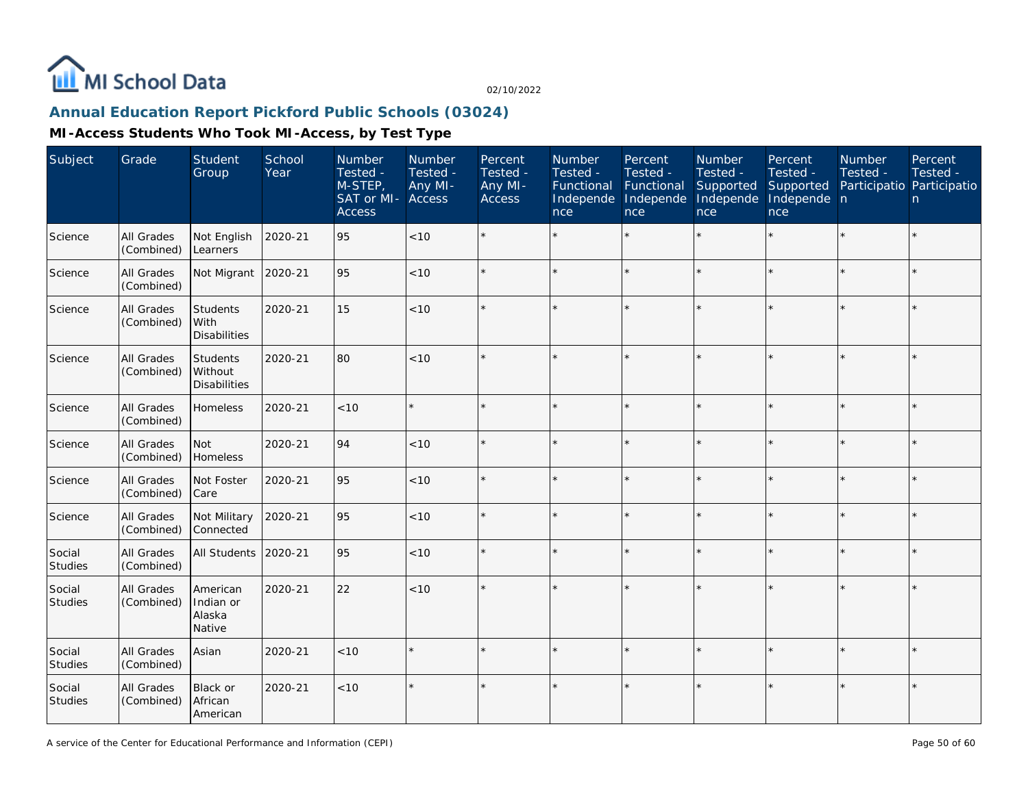# MI School Data

02/10/2022

## Annual Education Report Pickford Public Schools (03024)

### MI-Access Students Who Took MI-Access, by Test Type

| Subject | Grade | Student Group | School Year | Number Tested - M-STEP, SAT or MI-Access | Number Tested - Any MI-Access | Percent Tested - Any MI-Access | Number Tested - Functional Independence | Percent Tested - Functional Independence | Number Tested - Supported Independence | Percent Tested - Supported Independence | Number Tested - Participation | Percent Tested - Participation |
|---|---|---|---|---|---|---|---|---|---|---|---|---|
| Science | All Grades (Combined) | Not English Learners | 2020-21 | 95 | <10 | * | * | * | * | * | * | * |
| Science | All Grades (Combined) | Not Migrant | 2020-21 | 95 | <10 | * | * | * | * | * | * | * |
| Science | All Grades (Combined) | Students With Disabilities | 2020-21 | 15 | <10 | * | * | * | * | * | * | * |
| Science | All Grades (Combined) | Students Without Disabilities | 2020-21 | 80 | <10 | * | * | * | * | * | * | * |
| Science | All Grades (Combined) | Homeless | 2020-21 | <10 | * | * | * | * | * | * | * | * |
| Science | All Grades (Combined) | Not Homeless | 2020-21 | 94 | <10 | * | * | * | * | * | * | * |
| Science | All Grades (Combined) | Not Foster Care | 2020-21 | 95 | <10 | * | * | * | * | * | * | * |
| Science | All Grades (Combined) | Not Military Connected | 2020-21 | 95 | <10 | * | * | * | * | * | * | * |
| Social Studies | All Grades (Combined) | All Students | 2020-21 | 95 | <10 | * | * | * | * | * | * | * |
| Social Studies | All Grades (Combined) | American Indian or Alaska Native | 2020-21 | 22 | <10 | * | * | * | * | * | * | * |
| Social Studies | All Grades (Combined) | Asian | 2020-21 | <10 | * | * | * | * | * | * | * | * |
| Social Studies | All Grades (Combined) | Black or African American | 2020-21 | <10 | * | * | * | * | * | * | * | * |

A service of the Center for Educational Performance and Information (CEPI)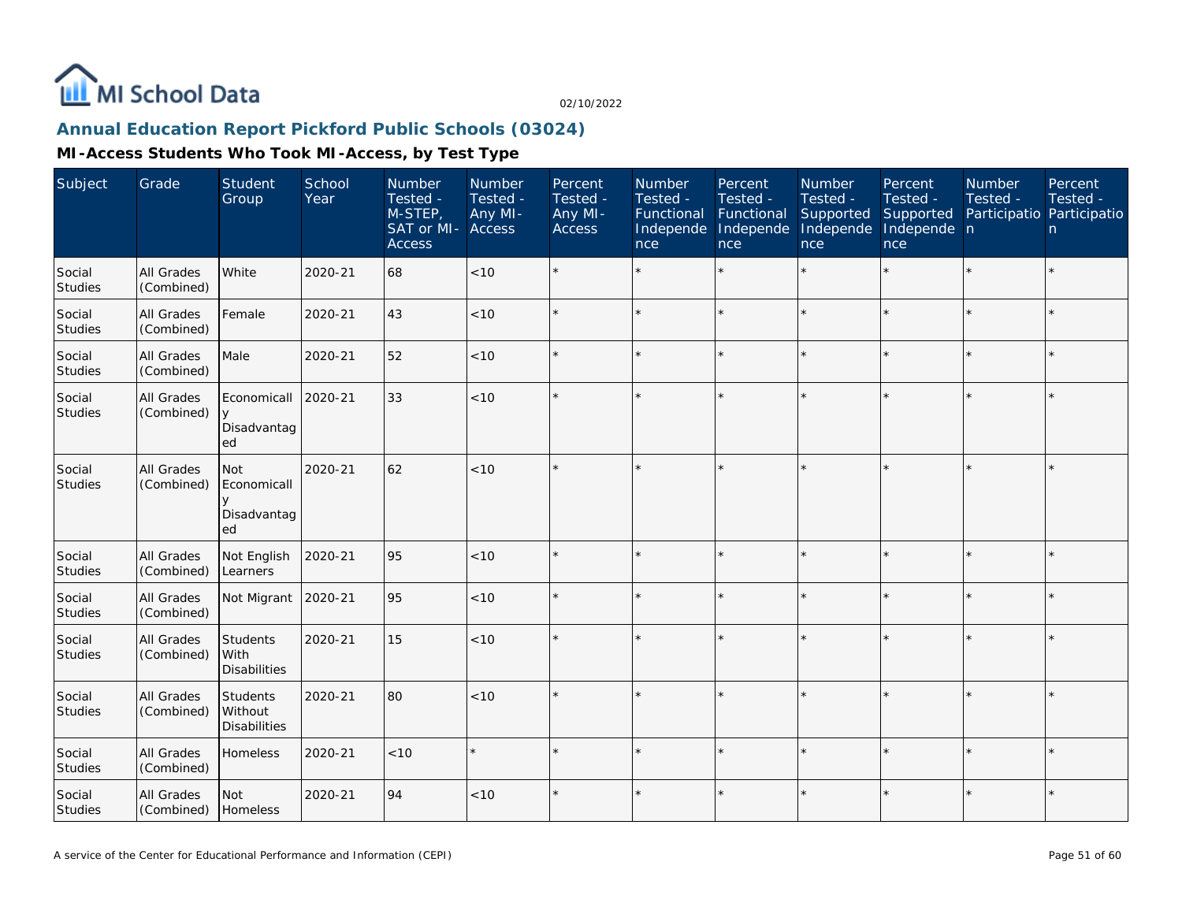MI School Data

02/10/2022

## Annual Education Report Pickford Public Schools (03024)

### MI-Access Students Who Took MI-Access, by Test Type

| Subject | Grade | Student Group | School Year | Number Tested - M-STEP, SAT or MI-Access | Number Tested - Any MI-Access | Percent Tested - Any MI-Access | Number Tested - Functional Independence | Percent Tested - Functional Independence | Number Tested - Supported Independence | Percent Tested - Supported Independence | Number Tested - Participation | Percent Tested - Participation |
|---|---|---|---|---|---|---|---|---|---|---|---|---|
| Social Studies | All Grades (Combined) | White | 2020-21 | 68 | <10 | * | * | * | * | * | * | * |
| Social Studies | All Grades (Combined) | Female | 2020-21 | 43 | <10 | * | * | * | * | * | * | * |
| Social Studies | All Grades (Combined) | Male | 2020-21 | 52 | <10 | * | * | * | * | * | * | * |
| Social Studies | All Grades (Combined) | Economically Disadvantaged | 2020-21 | 33 | <10 | * | * | * | * | * | * | * |
| Social Studies | All Grades (Combined) | Not Economically Disadvantaged | 2020-21 | 62 | <10 | * | * | * | * | * | * | * |
| Social Studies | All Grades (Combined) | Not English Learners | 2020-21 | 95 | <10 | * | * | * | * | * | * | * |
| Social Studies | All Grades (Combined) | Not Migrant | 2020-21 | 95 | <10 | * | * | * | * | * | * | * |
| Social Studies | All Grades (Combined) | Students With Disabilities | 2020-21 | 15 | <10 | * | * | * | * | * | * | * |
| Social Studies | All Grades (Combined) | Students Without Disabilities | 2020-21 | 80 | <10 | * | * | * | * | * | * | * |
| Social Studies | All Grades (Combined) | Homeless | 2020-21 | <10 | * | * | * | * | * | * | * | * |
| Social Studies | All Grades (Combined) | Not Homeless | 2020-21 | 94 | <10 | * | * | * | * | * | * | * |

A service of the Center for Educational Performance and Information (CEPI)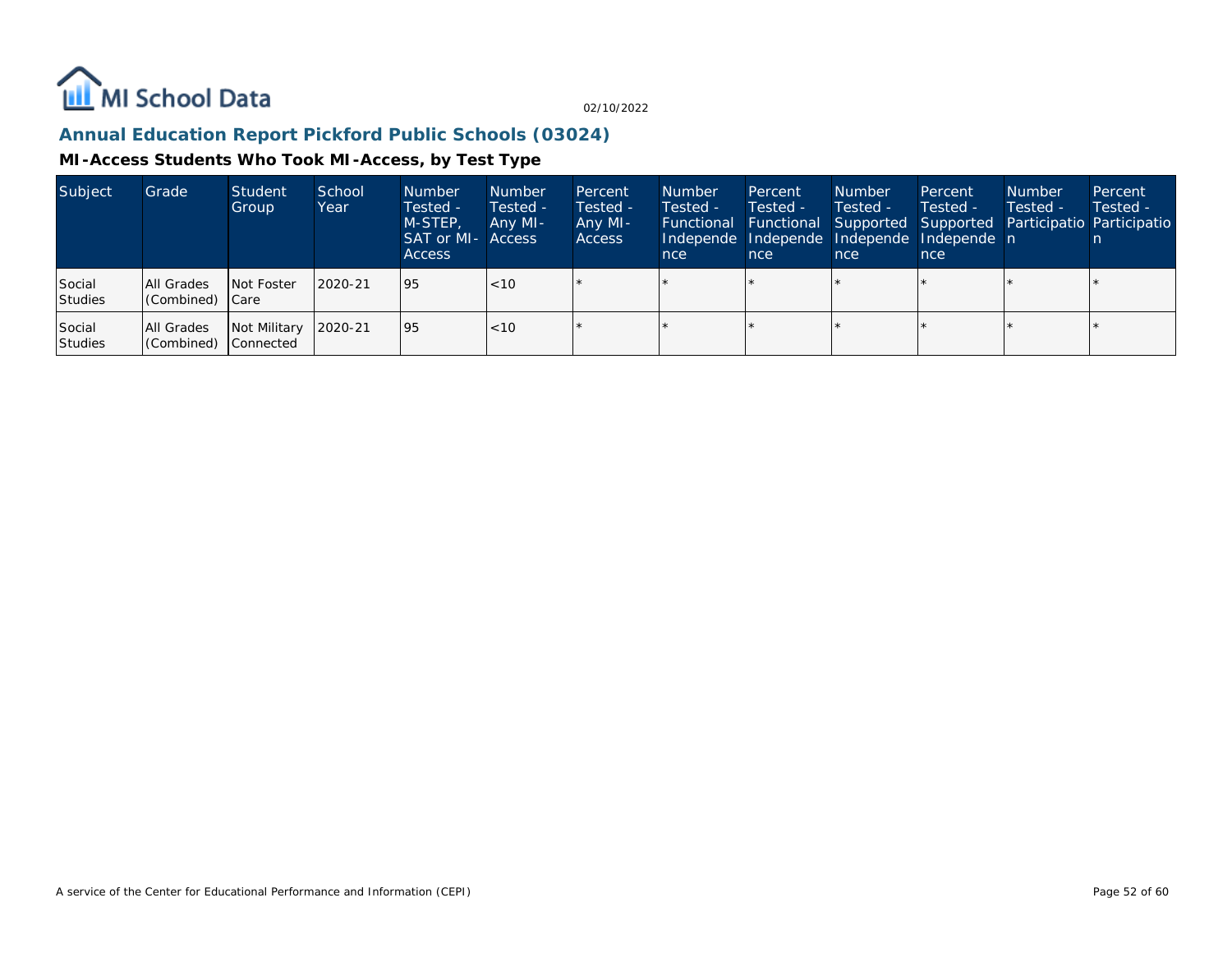## Annual Education Report Pickford Public Schools (03024)

### MI-Access Students Who Took MI-Access, by Test Type

| Subject | Grade | Student Group | School Year | Number Tested - M-STEP, SAT or MI-Access | Number Tested - Any MI-Access | Percent Tested - Any MI-Access | Number Tested - Functional Independence | Percent Tested - Functional Independence | Number Tested - Supported Independence | Percent Tested - Supported Independence | Number Tested - Participation | Percent Tested - Participation |
| --- | --- | --- | --- | --- | --- | --- | --- | --- | --- | --- | --- | --- |
| Social Studies | All Grades (Combined) | Not Foster Care | 2020-21 | 95 | <10 | * | * | * | * | * | * | * |
| Social Studies | All Grades (Combined) | Not Military Connected | 2020-21 | 95 | <10 | * | * | * | * | * | * | * |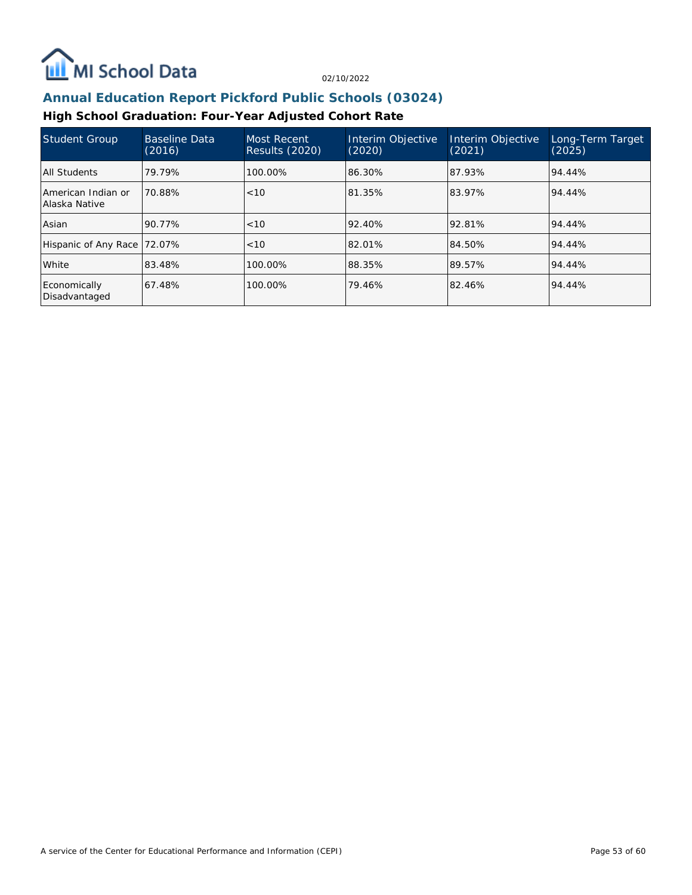## Annual Education Report Pickford Public Schools (03024)

### High School Graduation: Four-Year Adjusted Cohort Rate

| Student Group | Baseline Data (2016) | Most Recent Results (2020) | Interim Objective (2020) | Interim Objective (2021) | Long-Term Target (2025) |
|---|---|---|---|---|---|
| All Students | 79.79% | 100.00% | 86.30% | 87.93% | 94.44% |
| American Indian or Alaska Native | 70.88% | <10 | 81.35% | 83.97% | 94.44% |
| Asian | 90.77% | <10 | 92.40% | 92.81% | 94.44% |
| Hispanic of Any Race | 72.07% | <10 | 82.01% | 84.50% | 94.44% |
| White | 83.48% | 100.00% | 88.35% | 89.57% | 94.44% |
| Economically Disadvantaged | 67.48% | 100.00% | 79.46% | 82.46% | 94.44% |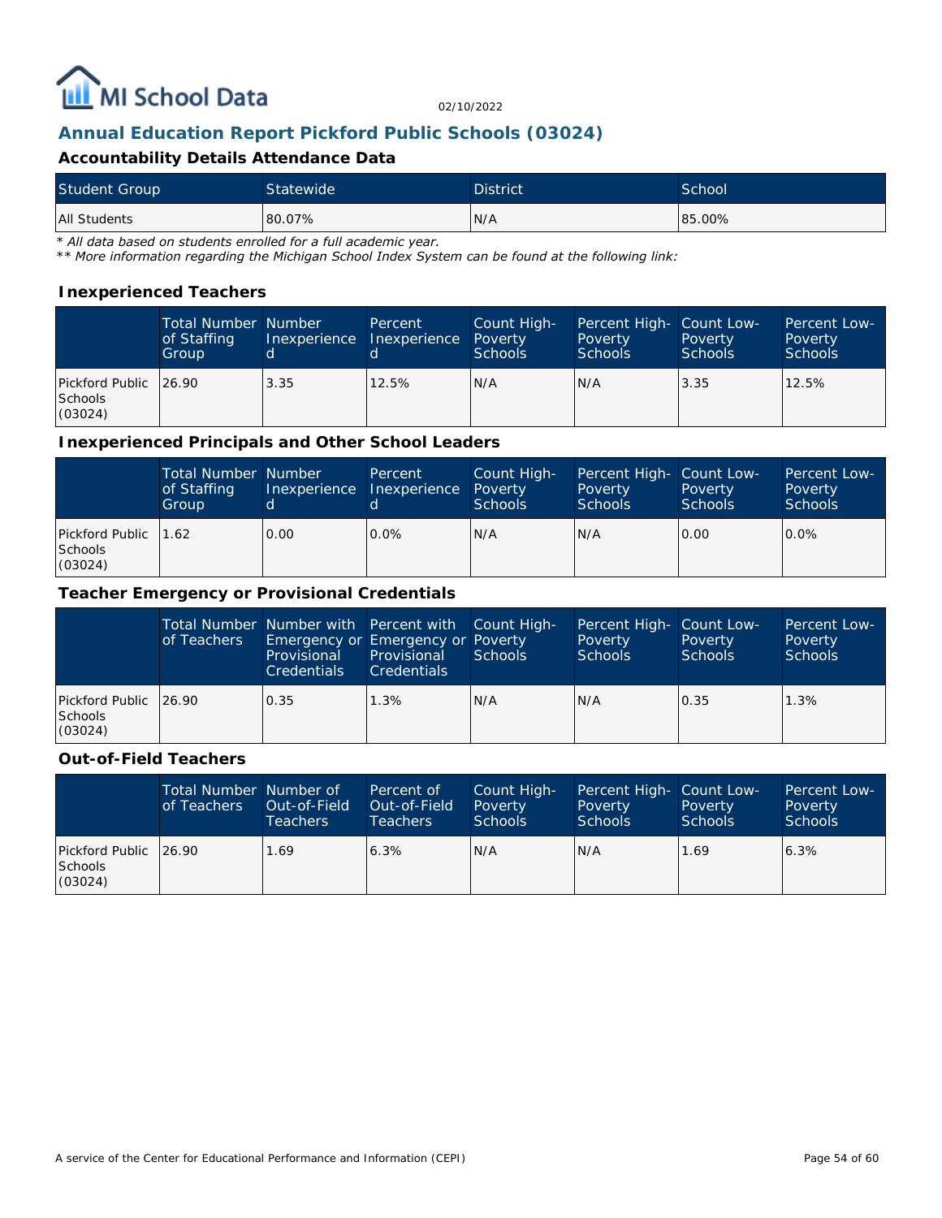# Annual Education Report Pickford Public Schools (03024)

02/10/2022

## Accountability Details Attendance Data

| Student Group | Statewide | District | School |
| --- | --- | --- | --- |
| All Students | 80.07% | N/A | 85.00% |

*\* All data based on students enrolled for a full academic year.*

*\*\* More information regarding the Michigan School Index System can be found at the following link:*

### Inexperienced Teachers

| | Total Number of Staffing Group | Number Inexperienced | Percent Inexperienced | Count High-Poverty Schools | Percent High-Poverty Schools | Count Low-Poverty Schools | Percent Low-Poverty Schools |
| --- | --- | --- | --- | --- | --- | --- | --- |
| Pickford Public Schools (03024) | 26.90 | 3.35 | 12.5% | N/A | N/A | 3.35 | 12.5% |

### Inexperienced Principals and Other School Leaders

| | Total Number of Staffing Group | Number Inexperienced | Percent Inexperienced | Count High-Poverty Schools | Percent High-Poverty Schools | Count Low-Poverty Schools | Percent Low-Poverty Schools |
| --- | --- | --- | --- | --- | --- | --- | --- |
| Pickford Public Schools (03024) | 1.62 | 0.00 | 0.0% | N/A | N/A | 0.00 | 0.0% |

### Teacher Emergency or Provisional Credentials

| | Total Number of Teachers | Number with Emergency or Provisional Credentials | Percent with Emergency or Provisional Credentials | Count High-Poverty Schools | Percent High-Poverty Schools | Count Low-Poverty Schools | Percent Low-Poverty Schools |
| --- | --- | --- | --- | --- | --- | --- | --- |
| Pickford Public Schools (03024) | 26.90 | 0.35 | 1.3% | N/A | N/A | 0.35 | 1.3% |

### Out-of-Field Teachers

| | Total Number of Teachers | Number of Out-of-Field Teachers | Percent of Out-of-Field Teachers | Count High-Poverty Schools | Percent High-Poverty Schools | Count Low-Poverty Schools | Percent Low-Poverty Schools |
| --- | --- | --- | --- | --- | --- | --- | --- |
| Pickford Public Schools (03024) | 26.90 | 1.69 | 6.3% | N/A | N/A | 1.69 | 6.3% |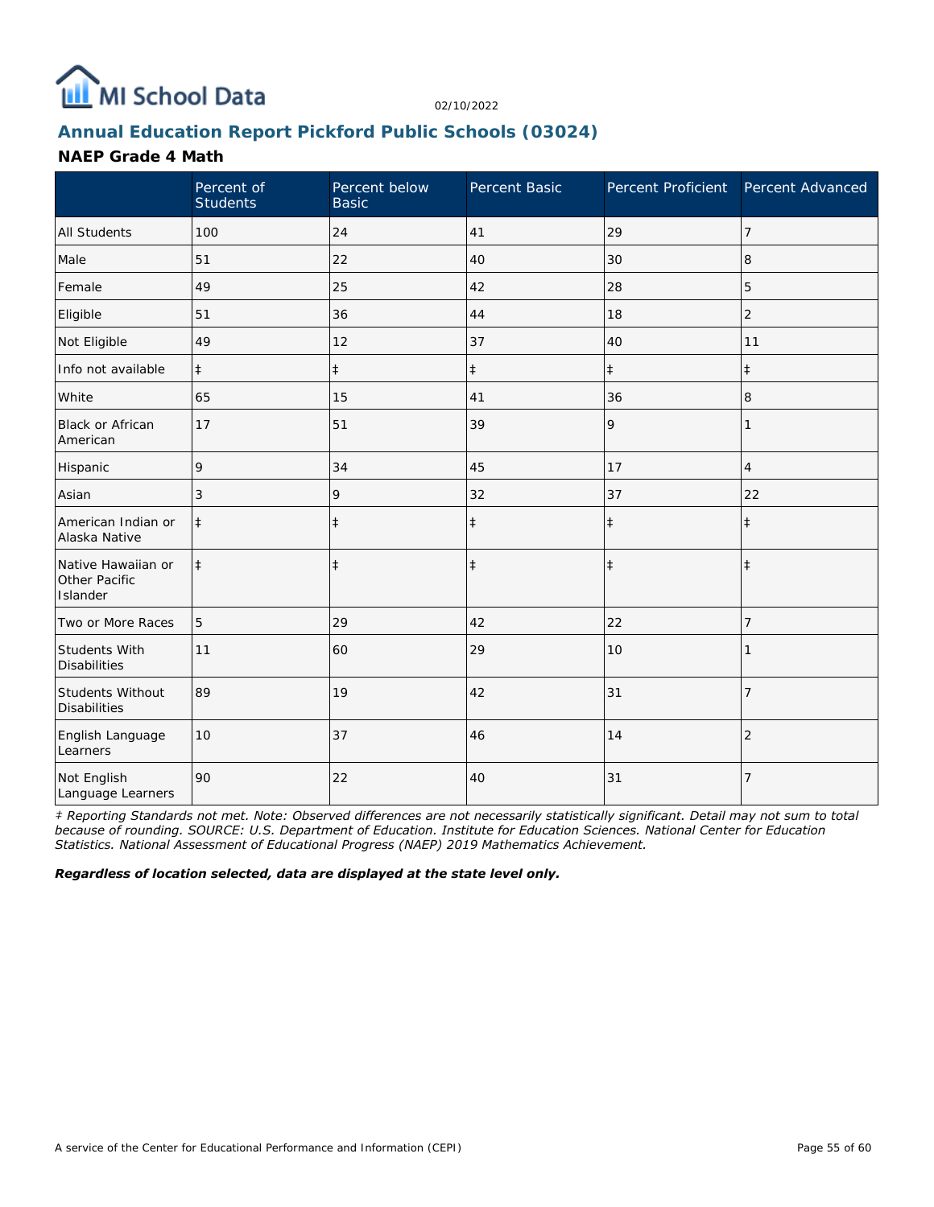MI School Data

02/10/2022

## Annual Education Report Pickford Public Schools (03024)

### NAEP Grade 4 Math

| | Percent of Students | Percent below Basic | Percent Basic | Percent Proficient | Percent Advanced |
|---|---|---|---|---|---|
| All Students | 100 | 24 | 41 | 29 | 7 |
| Male | 51 | 22 | 40 | 30 | 8 |
| Female | 49 | 25 | 42 | 28 | 5 |
| Eligible | 51 | 36 | 44 | 18 | 2 |
| Not Eligible | 49 | 12 | 37 | 40 | 11 |
| Info not available | ‡ | ‡ | ‡ | ‡ | ‡ |
| White | 65 | 15 | 41 | 36 | 8 |
| Black or African American | 17 | 51 | 39 | 9 | 1 |
| Hispanic | 9 | 34 | 45 | 17 | 4 |
| Asian | 3 | 9 | 32 | 37 | 22 |
| American Indian or Alaska Native | ‡ | ‡ | ‡ | ‡ | ‡ |
| Native Hawaiian or Other Pacific Islander | ‡ | ‡ | ‡ | ‡ | ‡ |
| Two or More Races | 5 | 29 | 42 | 22 | 7 |
| Students With Disabilities | 11 | 60 | 29 | 10 | 1 |
| Students Without Disabilities | 89 | 19 | 42 | 31 | 7 |
| English Language Learners | 10 | 37 | 46 | 14 | 2 |
| Not English Language Learners | 90 | 22 | 40 | 31 | 7 |

*‡ Reporting Standards not met. Note: Observed differences are not necessarily statistically significant. Detail may not sum to total because of rounding. SOURCE: U.S. Department of Education. Institute for Education Sciences. National Center for Education Statistics. National Assessment of Educational Progress (NAEP) 2019 Mathematics Achievement.*

***Regardless of location selected, data are displayed at the state level only.***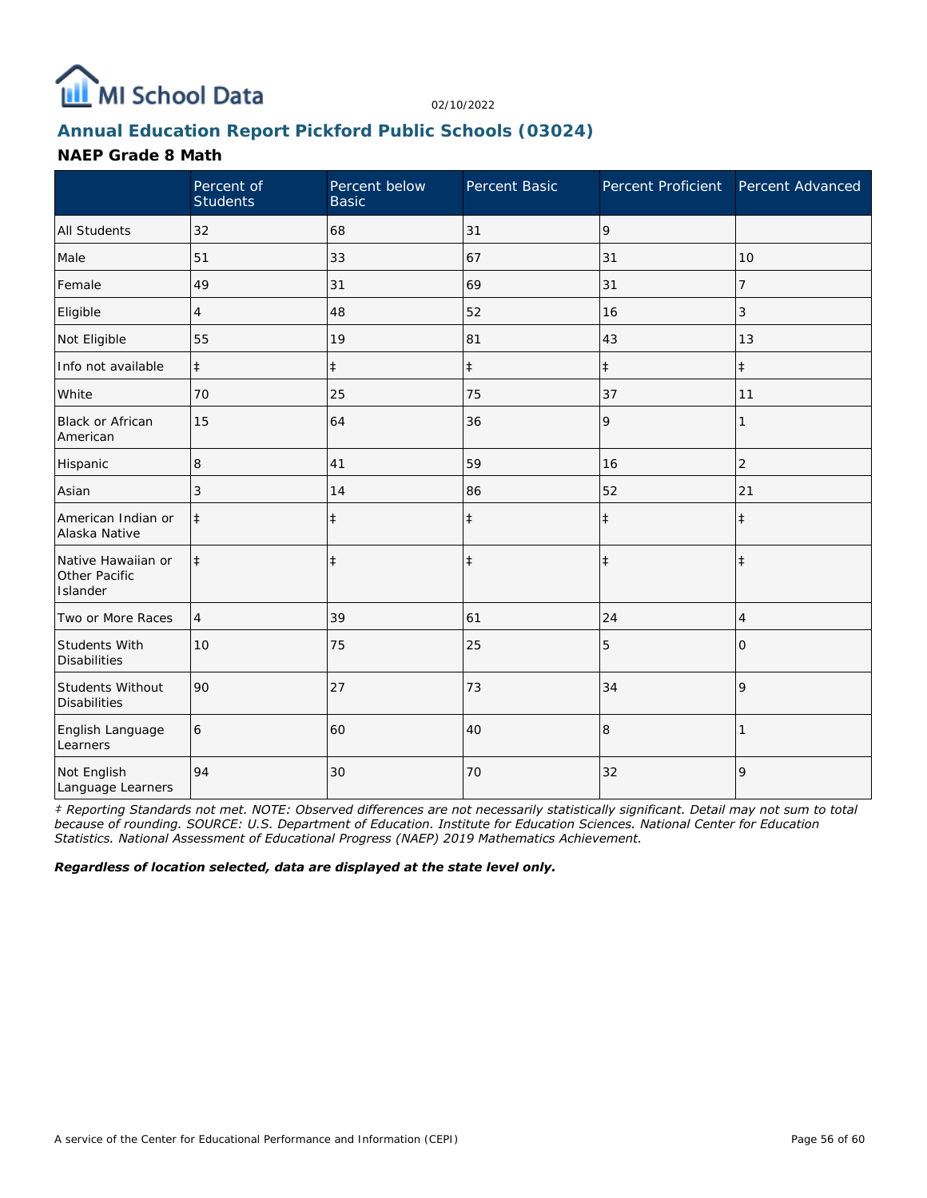MI School Data

02/10/2022

## Annual Education Report Pickford Public Schools (03024)

### NAEP Grade 8 Math

| | Percent of Students | Percent below Basic | Percent Basic | Percent Proficient | Percent Advanced |
|---|---|---|---|---|---|
| All Students | 32 | 68 | 31 | 9 | |
| Male | 51 | 33 | 67 | 31 | 10 |
| Female | 49 | 31 | 69 | 31 | 7 |
| Eligible | 4 | 48 | 52 | 16 | 3 |
| Not Eligible | 55 | 19 | 81 | 43 | 13 |
| Info not available | ‡ | ‡ | ‡ | ‡ | ‡ |
| White | 70 | 25 | 75 | 37 | 11 |
| Black or African American | 15 | 64 | 36 | 9 | 1 |
| Hispanic | 8 | 41 | 59 | 16 | 2 |
| Asian | 3 | 14 | 86 | 52 | 21 |
| American Indian or Alaska Native | ‡ | ‡ | ‡ | ‡ | ‡ |
| Native Hawaiian or Other Pacific Islander | ‡ | ‡ | ‡ | ‡ | ‡ |
| Two or More Races | 4 | 39 | 61 | 24 | 4 |
| Students With Disabilities | 10 | 75 | 25 | 5 | 0 |
| Students Without Disabilities | 90 | 27 | 73 | 34 | 9 |
| English Language Learners | 6 | 60 | 40 | 8 | 1 |
| Not English Language Learners | 94 | 30 | 70 | 32 | 9 |

*‡ Reporting Standards not met. NOTE: Observed differences are not necessarily statistically significant. Detail may not sum to total because of rounding. SOURCE: U.S. Department of Education. Institute for Education Sciences. National Center for Education Statistics. National Assessment of Educational Progress (NAEP) 2019 Mathematics Achievement.*

***Regardless of location selected, data are displayed at the state level only.***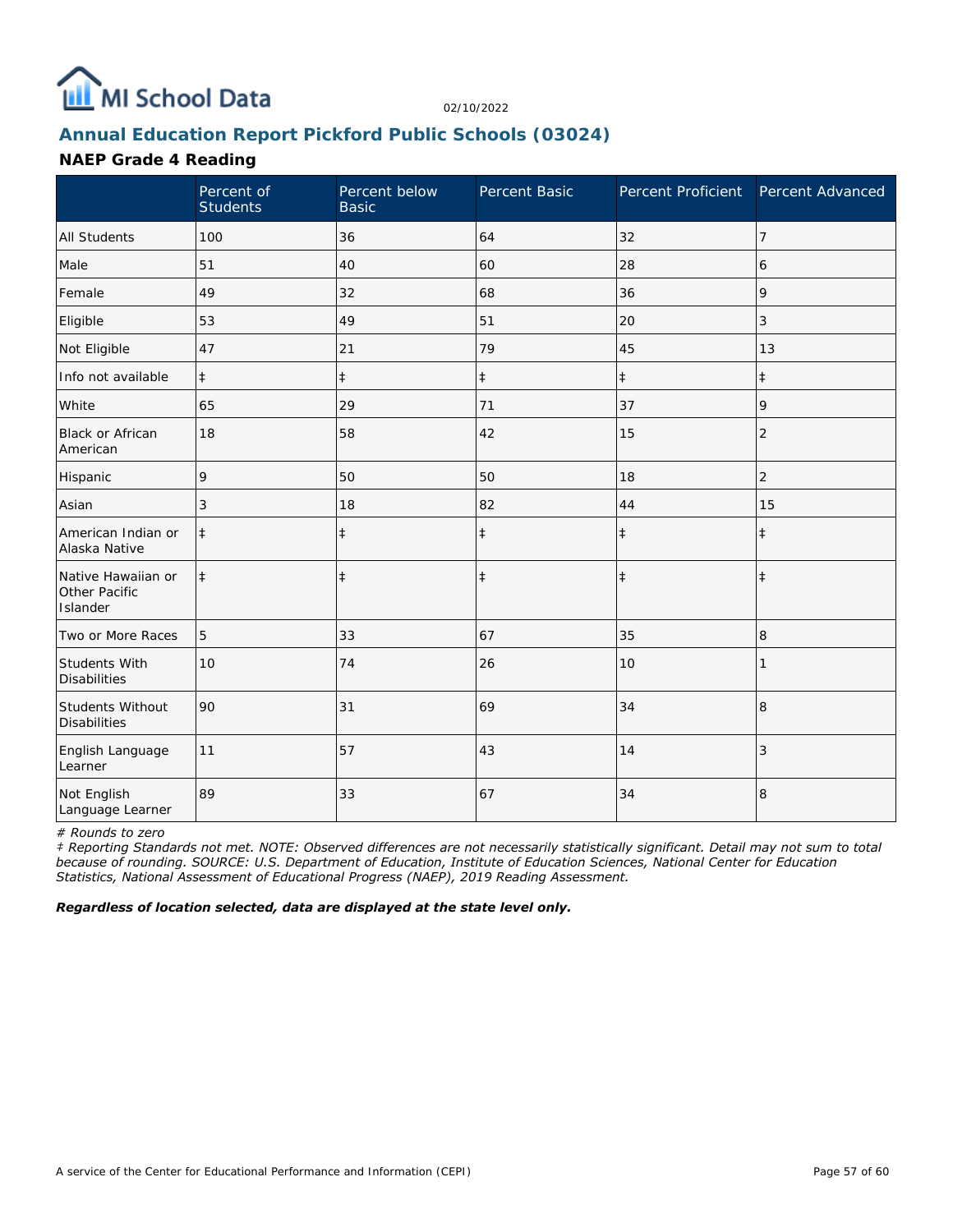MI School Data

02/10/2022

## Annual Education Report Pickford Public Schools (03024)

### NAEP Grade 4 Reading

| | Percent of Students | Percent below Basic | Percent Basic | Percent Proficient | Percent Advanced |
|---|---|---|---|---|---|
| All Students | 100 | 36 | 64 | 32 | 7 |
| Male | 51 | 40 | 60 | 28 | 6 |
| Female | 49 | 32 | 68 | 36 | 9 |
| Eligible | 53 | 49 | 51 | 20 | 3 |
| Not Eligible | 47 | 21 | 79 | 45 | 13 |
| Info not available | ‡ | ‡ | ‡ | ‡ | ‡ |
| White | 65 | 29 | 71 | 37 | 9 |
| Black or African American | 18 | 58 | 42 | 15 | 2 |
| Hispanic | 9 | 50 | 50 | 18 | 2 |
| Asian | 3 | 18 | 82 | 44 | 15 |
| American Indian or Alaska Native | ‡ | ‡ | ‡ | ‡ | ‡ |
| Native Hawaiian or Other Pacific Islander | ‡ | ‡ | ‡ | ‡ | ‡ |
| Two or More Races | 5 | 33 | 67 | 35 | 8 |
| Students With Disabilities | 10 | 74 | 26 | 10 | 1 |
| Students Without Disabilities | 90 | 31 | 69 | 34 | 8 |
| English Language Learner | 11 | 57 | 43 | 14 | 3 |
| Not English Language Learner | 89 | 33 | 67 | 34 | 8 |

*# Rounds to zero*

*‡ Reporting Standards not met. NOTE: Observed differences are not necessarily statistically significant. Detail may not sum to total because of rounding. SOURCE: U.S. Department of Education, Institute of Education Sciences, National Center for Education Statistics, National Assessment of Educational Progress (NAEP), 2019 Reading Assessment.*

***Regardless of location selected, data are displayed at the state level only.***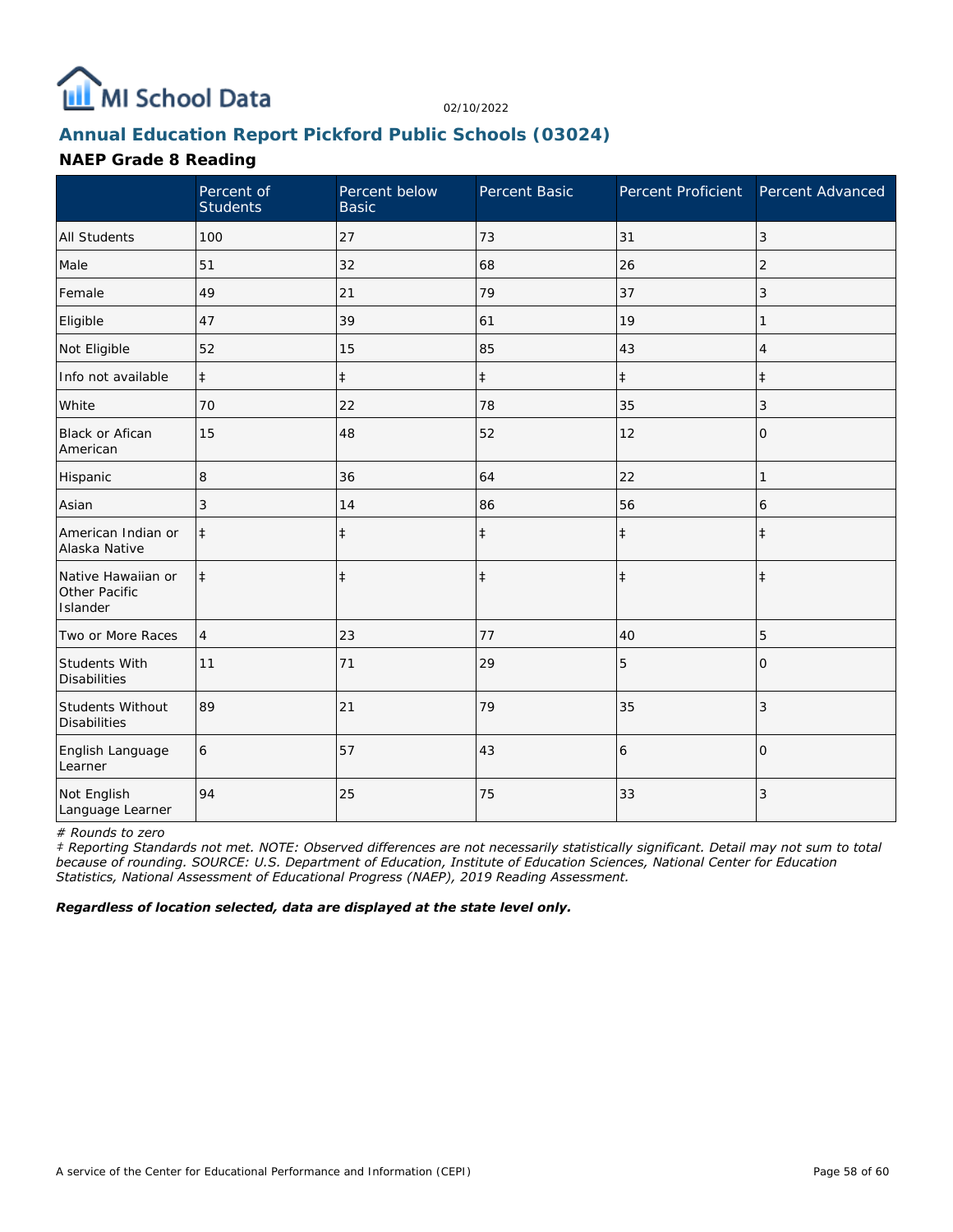# Annual Education Report Pickford Public Schools (03024)

## NAEP Grade 8 Reading

|  | Percent of Students | Percent below Basic | Percent Basic | Percent Proficient | Percent Advanced |
|---|---|---|---|---|---|
| All Students | 100 | 27 | 73 | 31 | 3 |
| Male | 51 | 32 | 68 | 26 | 2 |
| Female | 49 | 21 | 79 | 37 | 3 |
| Eligible | 47 | 39 | 61 | 19 | 1 |
| Not Eligible | 52 | 15 | 85 | 43 | 4 |
| Info not available | ‡ | ‡ | ‡ | ‡ | ‡ |
| White | 70 | 22 | 78 | 35 | 3 |
| Black or Afican American | 15 | 48 | 52 | 12 | 0 |
| Hispanic | 8 | 36 | 64 | 22 | 1 |
| Asian | 3 | 14 | 86 | 56 | 6 |
| American Indian or Alaska Native | ‡ | ‡ | ‡ | ‡ | ‡ |
| Native Hawaiian or Other Pacific Islander | ‡ | ‡ | ‡ | ‡ | ‡ |
| Two or More Races | 4 | 23 | 77 | 40 | 5 |
| Students With Disabilities | 11 | 71 | 29 | 5 | 0 |
| Students Without Disabilities | 89 | 21 | 79 | 35 | 3 |
| English Language Learner | 6 | 57 | 43 | 6 | 0 |
| Not English Language Learner | 94 | 25 | 75 | 33 | 3 |

*# Rounds to zero*

*‡ Reporting Standards not met. NOTE: Observed differences are not necessarily statistically significant. Detail may not sum to total because of rounding. SOURCE: U.S. Department of Education, Institute of Education Sciences, National Center for Education Statistics, National Assessment of Educational Progress (NAEP), 2019 Reading Assessment.*

***Regardless of location selected, data are displayed at the state level only.***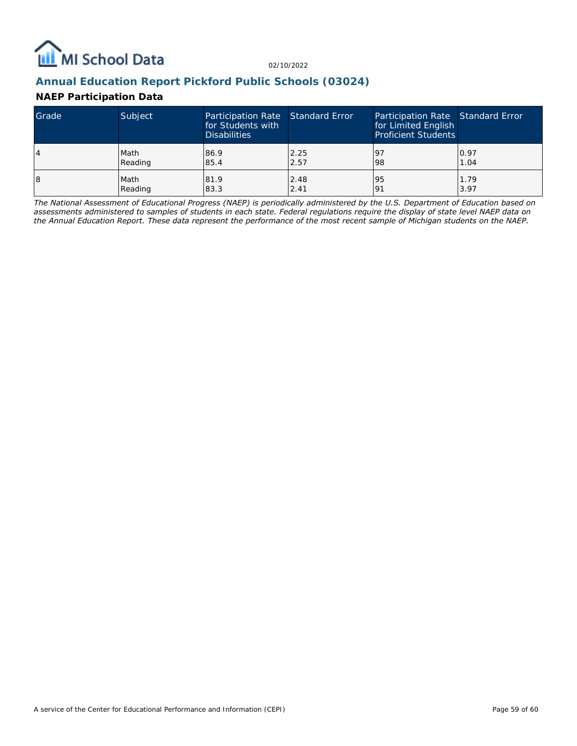## Annual Education Report Pickford Public Schools (03024)

### NAEP Participation Data

| Grade | Subject | Participation Rate for Students with Disabilities | Standard Error | Participation Rate for Limited English Proficient Students | Standard Error |
|---|---|---|---|---|---|
| 4 | Math<br>Reading | 86.9<br>85.4 | 2.25<br>2.57 | 97<br>98 | 0.97<br>1.04 |
| 8 | Math<br>Reading | 81.9<br>83.3 | 2.48<br>2.41 | 95<br>91 | 1.79<br>3.97 |

*The National Assessment of Educational Progress (NAEP) is periodically administered by the U.S. Department of Education based on assessments administered to samples of students in each state. Federal regulations require the display of state level NAEP data on the Annual Education Report. These data represent the performance of the most recent sample of Michigan students on the NAEP.*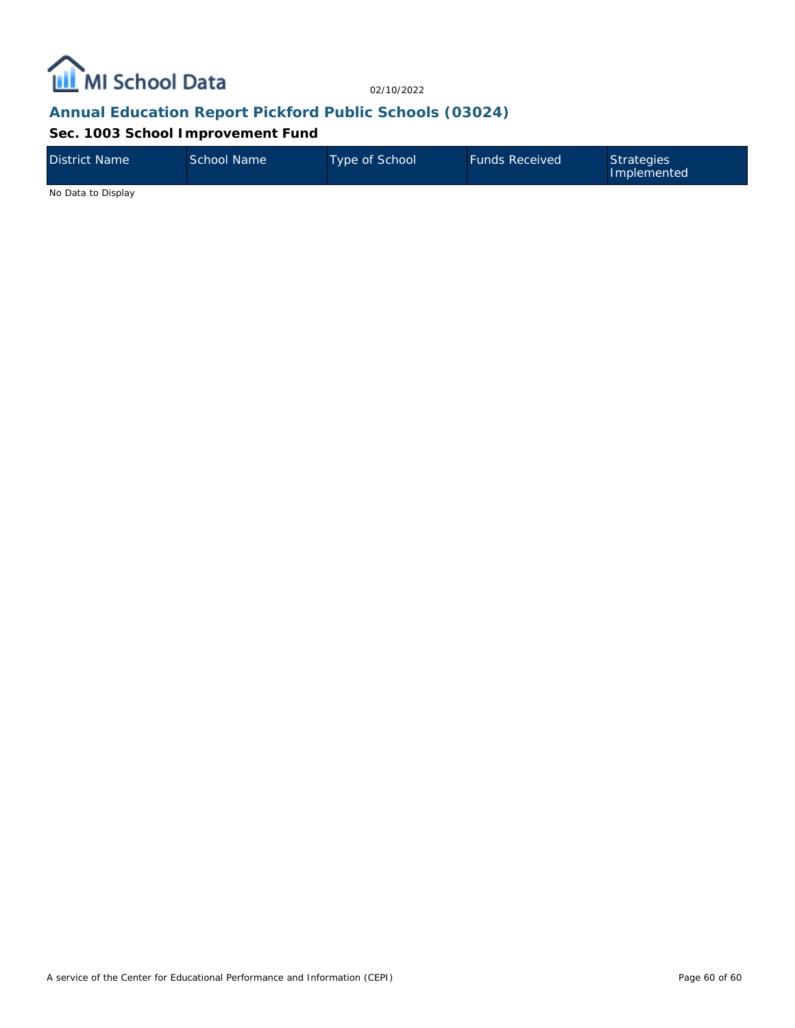MI School Data

02/10/2022

## Annual Education Report Pickford Public Schools (03024)

### Sec. 1003 School Improvement Fund

| District Name | School Name | Type of School | Funds Received | Strategies Implemented |
|---|---|---|---|---|

No Data to Display

A service of the Center for Educational Performance and Information (CEPI)